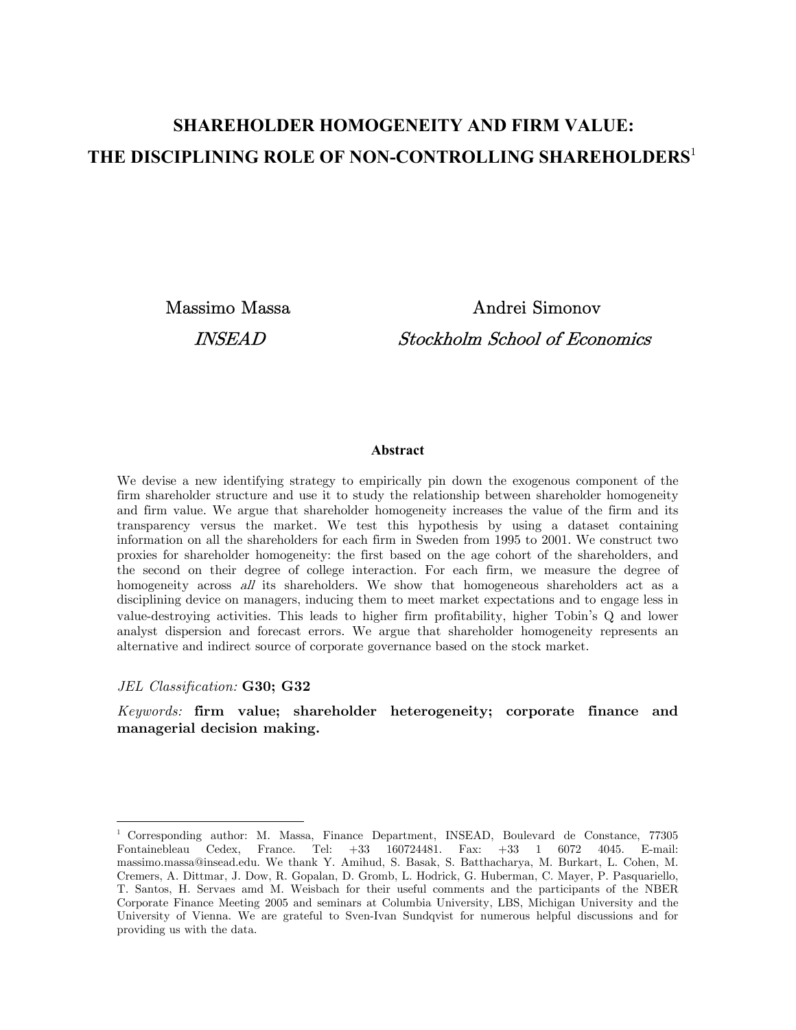# SHAREHOLDER HOMOGENEITY AND FIRM VALUE: THE DISCIPLINING ROLE OF NON-CONTROLLING SHAREHOLDERS[1]

Massimo Massa
*INSEAD*

Andrei Simonov
*Stockholm School of Economics*

**Abstract**

We devise a new identifying strategy to empirically pin down the exogenous component of the firm shareholder structure and use it to study the relationship between shareholder homogeneity and firm value. We argue that shareholder homogeneity increases the value of the firm and its transparency versus the market. We test this hypothesis by using a dataset containing information on all the shareholders for each firm in Sweden from 1995 to 2001. We construct two proxies for shareholder homogeneity: the first based on the age cohort of the shareholders, and the second on their degree of college interaction. For each firm, we measure the degree of homogeneity across *all* its shareholders. We show that homogeneous shareholders act as a disciplining device on managers, inducing them to meet market expectations and to engage less in value-destroying activities. This leads to higher firm profitability, higher Tobin's Q and lower analyst dispersion and forecast errors. We argue that shareholder homogeneity represents an alternative and indirect source of corporate governance based on the stock market.

*JEL Classification:* **G30; G32**

*Keywords:* **firm value; shareholder heterogeneity; corporate finance and managerial decision making.**

---

[1] Corresponding author: M. Massa, Finance Department, INSEAD, Boulevard de Constance, 77305 Fontainebleau Cedex, France. Tel: +33 160724481. Fax: +33 1 6072 4045. E-mail: massimo.massa@insead.edu. We thank Y. Amihud, S. Basak, S. Batthacharya, M. Burkart, L. Cohen, M. Cremers, A. Dittmar, J. Dow, R. Gopalan, D. Gromb, L. Hodrick, G. Huberman, C. Mayer, P. Pasquariello, T. Santos, H. Servaes amd M. Weisbach for their useful comments and the participants of the NBER Corporate Finance Meeting 2005 and seminars at Columbia University, LBS, Michigan University and the University of Vienna. We are grateful to Sven-Ivan Sundqvist for numerous helpful discussions and for providing us with the data.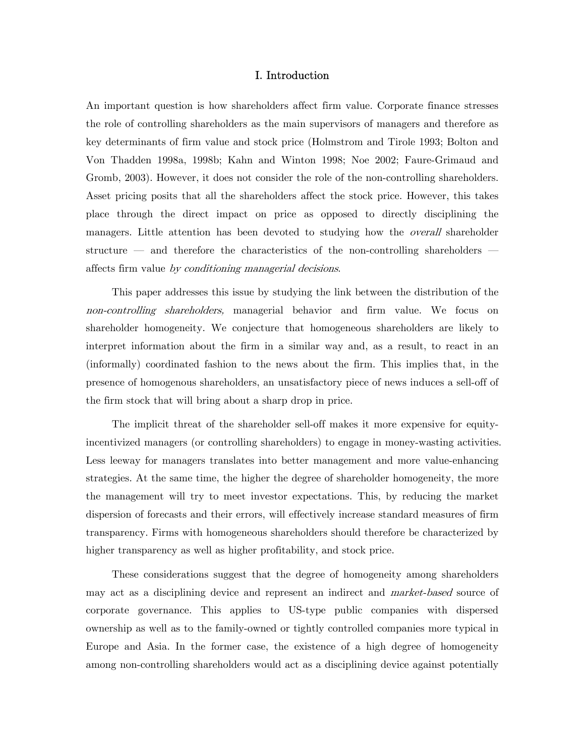# I. Introduction

An important question is how shareholders affect firm value. Corporate finance stresses the role of controlling shareholders as the main supervisors of managers and therefore as key determinants of firm value and stock price (Holmstrom and Tirole 1993; Bolton and Von Thadden 1998a, 1998b; Kahn and Winton 1998; Noe 2002; Faure-Grimaud and Gromb, 2003). However, it does not consider the role of the non-controlling shareholders. Asset pricing posits that all the shareholders affect the stock price. However, this takes place through the direct impact on price as opposed to directly disciplining the managers. Little attention has been devoted to studying how the *overall* shareholder structure — and therefore the characteristics of the non-controlling shareholders — affects firm value *by conditioning managerial decisions*.

This paper addresses this issue by studying the link between the distribution of the *non-controlling shareholders,* managerial behavior and firm value. We focus on shareholder homogeneity. We conjecture that homogeneous shareholders are likely to interpret information about the firm in a similar way and, as a result, to react in an (informally) coordinated fashion to the news about the firm. This implies that, in the presence of homogenous shareholders, an unsatisfactory piece of news induces a sell-off of the firm stock that will bring about a sharp drop in price.

The implicit threat of the shareholder sell-off makes it more expensive for equity-incentivized managers (or controlling shareholders) to engage in money-wasting activities. Less leeway for managers translates into better management and more value-enhancing strategies. At the same time, the higher the degree of shareholder homogeneity, the more the management will try to meet investor expectations. This, by reducing the market dispersion of forecasts and their errors, will effectively increase standard measures of firm transparency. Firms with homogeneous shareholders should therefore be characterized by higher transparency as well as higher profitability, and stock price.

These considerations suggest that the degree of homogeneity among shareholders may act as a disciplining device and represent an indirect and *market-based* source of corporate governance. This applies to US-type public companies with dispersed ownership as well as to the family-owned or tightly controlled companies more typical in Europe and Asia. In the former case, the existence of a high degree of homogeneity among non-controlling shareholders would act as a disciplining device against potentially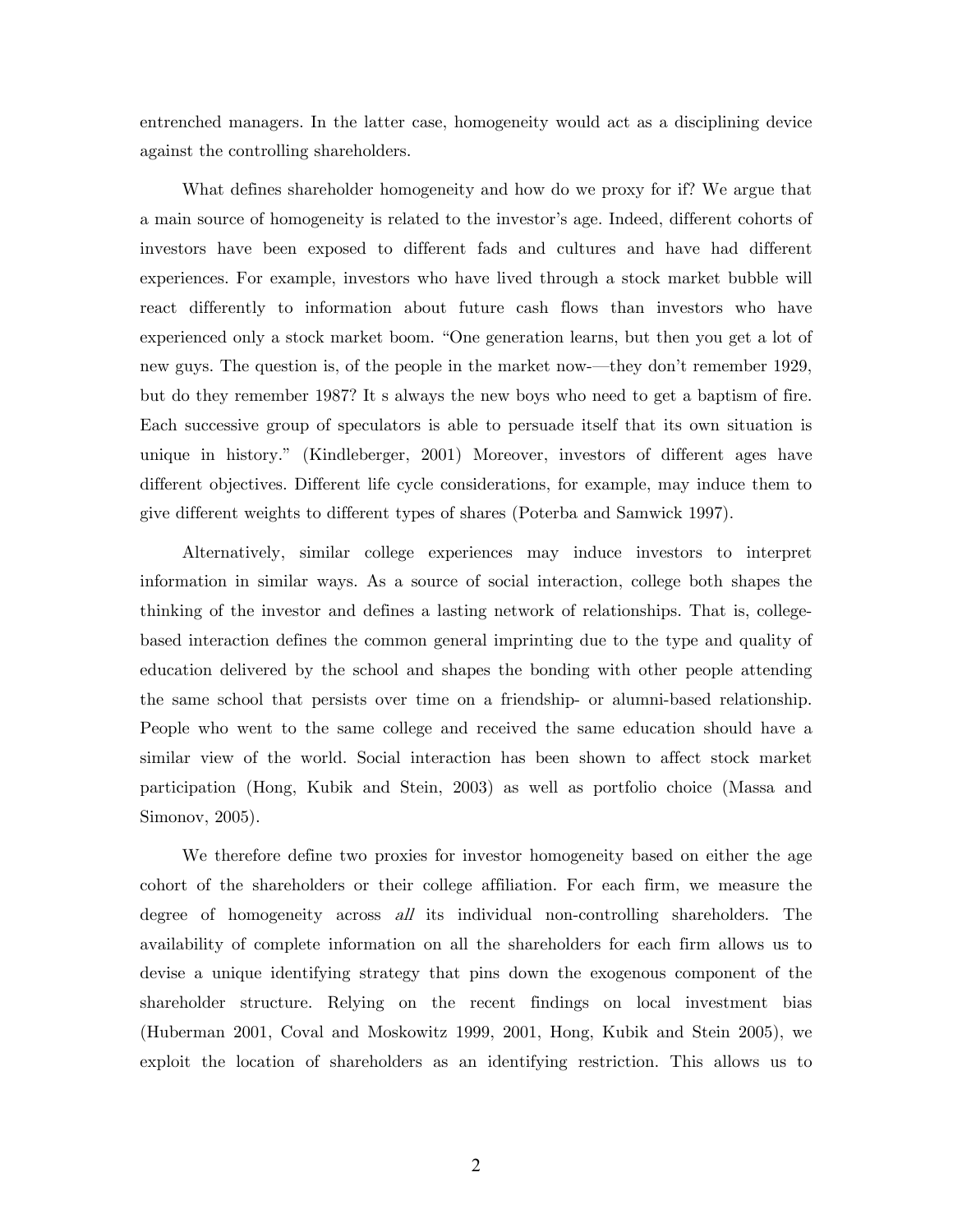entrenched managers. In the latter case, homogeneity would act as a disciplining device against the controlling shareholders.

What defines shareholder homogeneity and how do we proxy for if? We argue that a main source of homogeneity is related to the investor's age. Indeed, different cohorts of investors have been exposed to different fads and cultures and have had different experiences. For example, investors who have lived through a stock market bubble will react differently to information about future cash flows than investors who have experienced only a stock market boom. "One generation learns, but then you get a lot of new guys. The question is, of the people in the market now-—they don't remember 1929, but do they remember 1987? It s always the new boys who need to get a baptism of fire. Each successive group of speculators is able to persuade itself that its own situation is unique in history." (Kindleberger, 2001) Moreover, investors of different ages have different objectives. Different life cycle considerations, for example, may induce them to give different weights to different types of shares (Poterba and Samwick 1997).

Alternatively, similar college experiences may induce investors to interpret information in similar ways. As a source of social interaction, college both shapes the thinking of the investor and defines a lasting network of relationships. That is, college-based interaction defines the common general imprinting due to the type and quality of education delivered by the school and shapes the bonding with other people attending the same school that persists over time on a friendship- or alumni-based relationship. People who went to the same college and received the same education should have a similar view of the world. Social interaction has been shown to affect stock market participation (Hong, Kubik and Stein, 2003) as well as portfolio choice (Massa and Simonov, 2005).

We therefore define two proxies for investor homogeneity based on either the age cohort of the shareholders or their college affiliation. For each firm, we measure the degree of homogeneity across *all* its individual non-controlling shareholders. The availability of complete information on all the shareholders for each firm allows us to devise a unique identifying strategy that pins down the exogenous component of the shareholder structure. Relying on the recent findings on local investment bias (Huberman 2001, Coval and Moskowitz 1999, 2001, Hong, Kubik and Stein 2005), we exploit the location of shareholders as an identifying restriction. This allows us to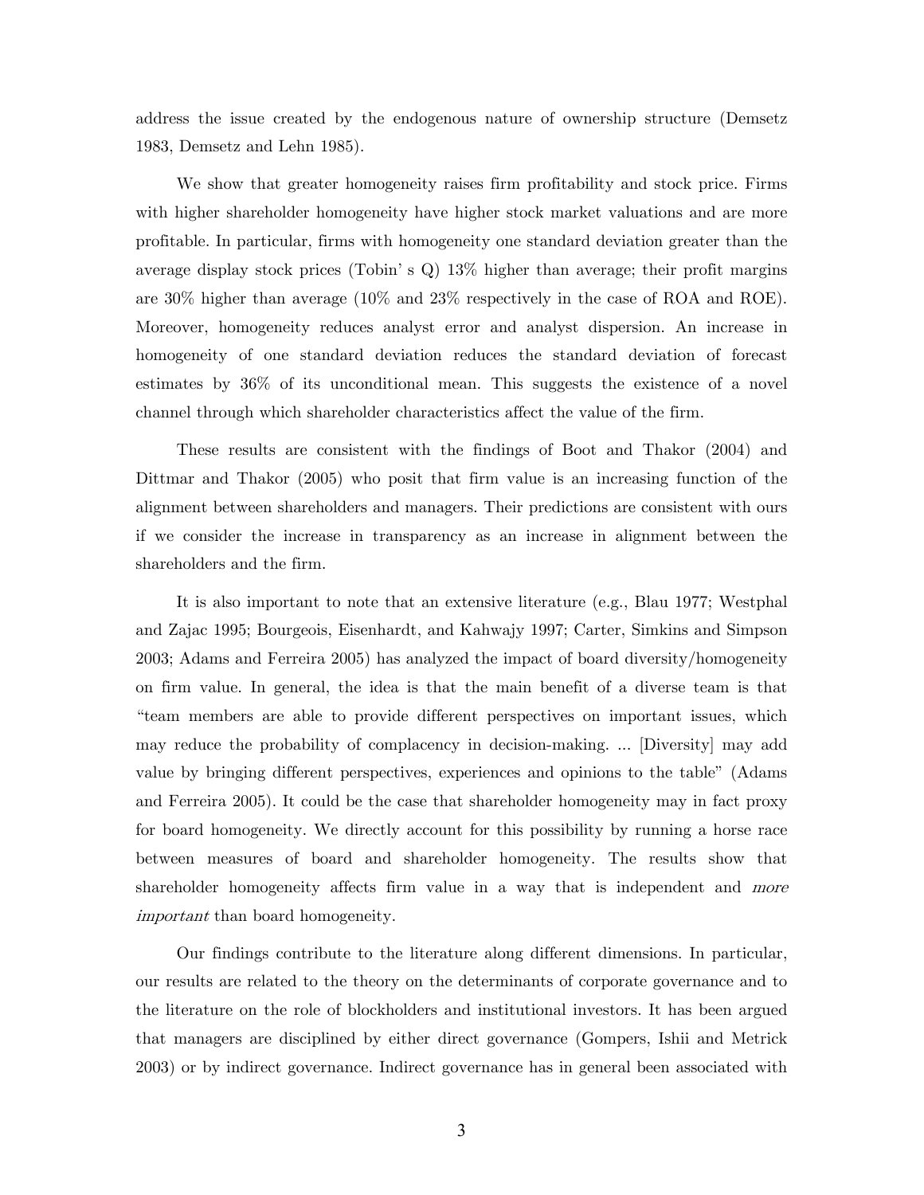address the issue created by the endogenous nature of ownership structure (Demsetz 1983, Demsetz and Lehn 1985).

We show that greater homogeneity raises firm profitability and stock price. Firms with higher shareholder homogeneity have higher stock market valuations and are more profitable. In particular, firms with homogeneity one standard deviation greater than the average display stock prices (Tobin' s Q) 13% higher than average; their profit margins are 30% higher than average (10% and 23% respectively in the case of ROA and ROE). Moreover, homogeneity reduces analyst error and analyst dispersion. An increase in homogeneity of one standard deviation reduces the standard deviation of forecast estimates by 36% of its unconditional mean. This suggests the existence of a novel channel through which shareholder characteristics affect the value of the firm.

These results are consistent with the findings of Boot and Thakor (2004) and Dittmar and Thakor (2005) who posit that firm value is an increasing function of the alignment between shareholders and managers. Their predictions are consistent with ours if we consider the increase in transparency as an increase in alignment between the shareholders and the firm.

It is also important to note that an extensive literature (e.g., Blau 1977; Westphal and Zajac 1995; Bourgeois, Eisenhardt, and Kahwajy 1997; Carter, Simkins and Simpson 2003; Adams and Ferreira 2005) has analyzed the impact of board diversity/homogeneity on firm value. In general, the idea is that the main benefit of a diverse team is that "team members are able to provide different perspectives on important issues, which may reduce the probability of complacency in decision-making. ... [Diversity] may add value by bringing different perspectives, experiences and opinions to the table" (Adams and Ferreira 2005). It could be the case that shareholder homogeneity may in fact proxy for board homogeneity. We directly account for this possibility by running a horse race between measures of board and shareholder homogeneity. The results show that shareholder homogeneity affects firm value in a way that is independent and *more important* than board homogeneity.

Our findings contribute to the literature along different dimensions. In particular, our results are related to the theory on the determinants of corporate governance and to the literature on the role of blockholders and institutional investors. It has been argued that managers are disciplined by either direct governance (Gompers, Ishii and Metrick 2003) or by indirect governance. Indirect governance has in general been associated with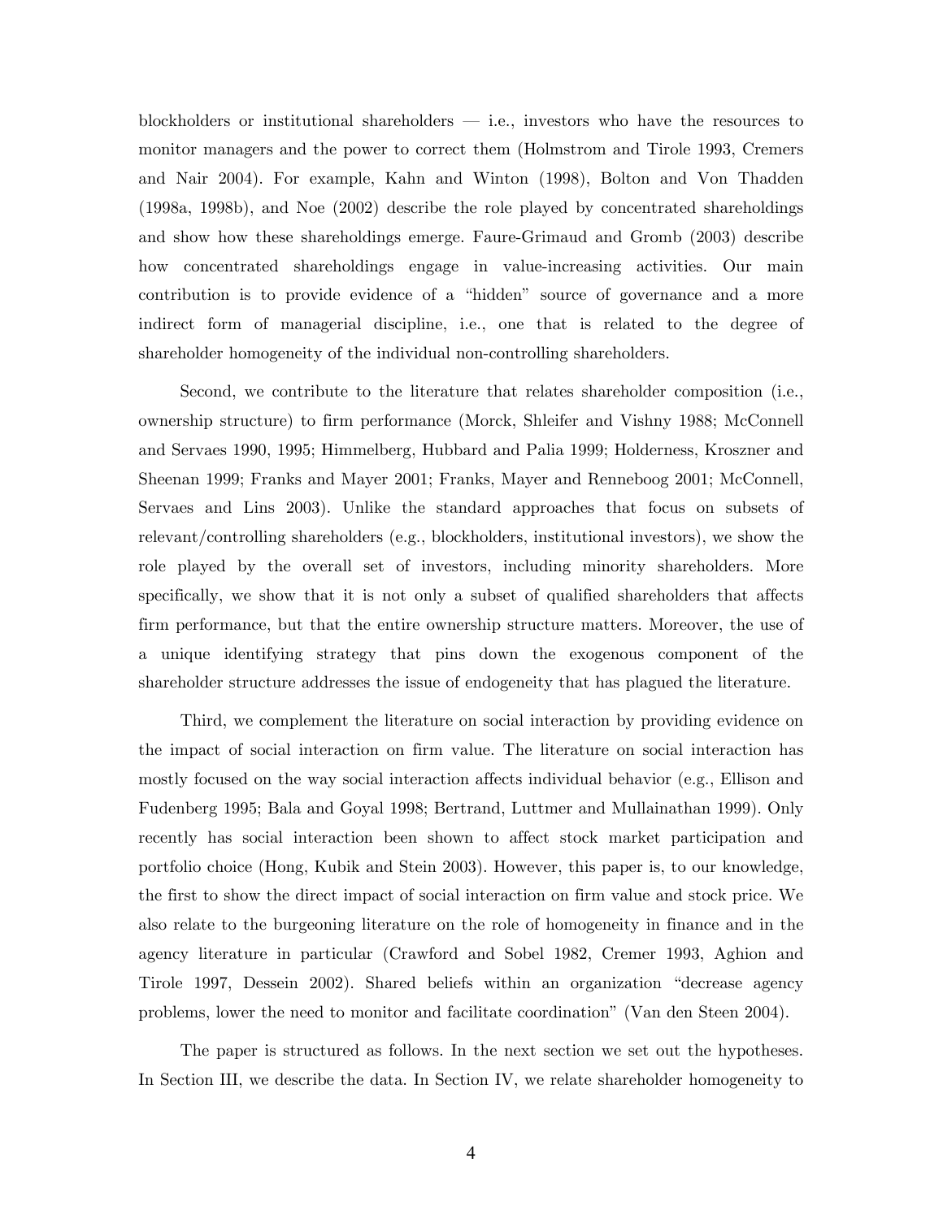blockholders or institutional shareholders — i.e., investors who have the resources to monitor managers and the power to correct them (Holmstrom and Tirole 1993, Cremers and Nair 2004). For example, Kahn and Winton (1998), Bolton and Von Thadden (1998a, 1998b), and Noe (2002) describe the role played by concentrated shareholdings and show how these shareholdings emerge. Faure-Grimaud and Gromb (2003) describe how concentrated shareholdings engage in value-increasing activities. Our main contribution is to provide evidence of a "hidden" source of governance and a more indirect form of managerial discipline, i.e., one that is related to the degree of shareholder homogeneity of the individual non-controlling shareholders.

Second, we contribute to the literature that relates shareholder composition (i.e., ownership structure) to firm performance (Morck, Shleifer and Vishny 1988; McConnell and Servaes 1990, 1995; Himmelberg, Hubbard and Palia 1999; Holderness, Kroszner and Sheenan 1999; Franks and Mayer 2001; Franks, Mayer and Renneboog 2001; McConnell, Servaes and Lins 2003). Unlike the standard approaches that focus on subsets of relevant/controlling shareholders (e.g., blockholders, institutional investors), we show the role played by the overall set of investors, including minority shareholders. More specifically, we show that it is not only a subset of qualified shareholders that affects firm performance, but that the entire ownership structure matters. Moreover, the use of a unique identifying strategy that pins down the exogenous component of the shareholder structure addresses the issue of endogeneity that has plagued the literature.

Third, we complement the literature on social interaction by providing evidence on the impact of social interaction on firm value. The literature on social interaction has mostly focused on the way social interaction affects individual behavior (e.g., Ellison and Fudenberg 1995; Bala and Goyal 1998; Bertrand, Luttmer and Mullainathan 1999). Only recently has social interaction been shown to affect stock market participation and portfolio choice (Hong, Kubik and Stein 2003). However, this paper is, to our knowledge, the first to show the direct impact of social interaction on firm value and stock price. We also relate to the burgeoning literature on the role of homogeneity in finance and in the agency literature in particular (Crawford and Sobel 1982, Cremer 1993, Aghion and Tirole 1997, Dessein 2002). Shared beliefs within an organization "decrease agency problems, lower the need to monitor and facilitate coordination" (Van den Steen 2004).

The paper is structured as follows. In the next section we set out the hypotheses. In Section III, we describe the data. In Section IV, we relate shareholder homogeneity to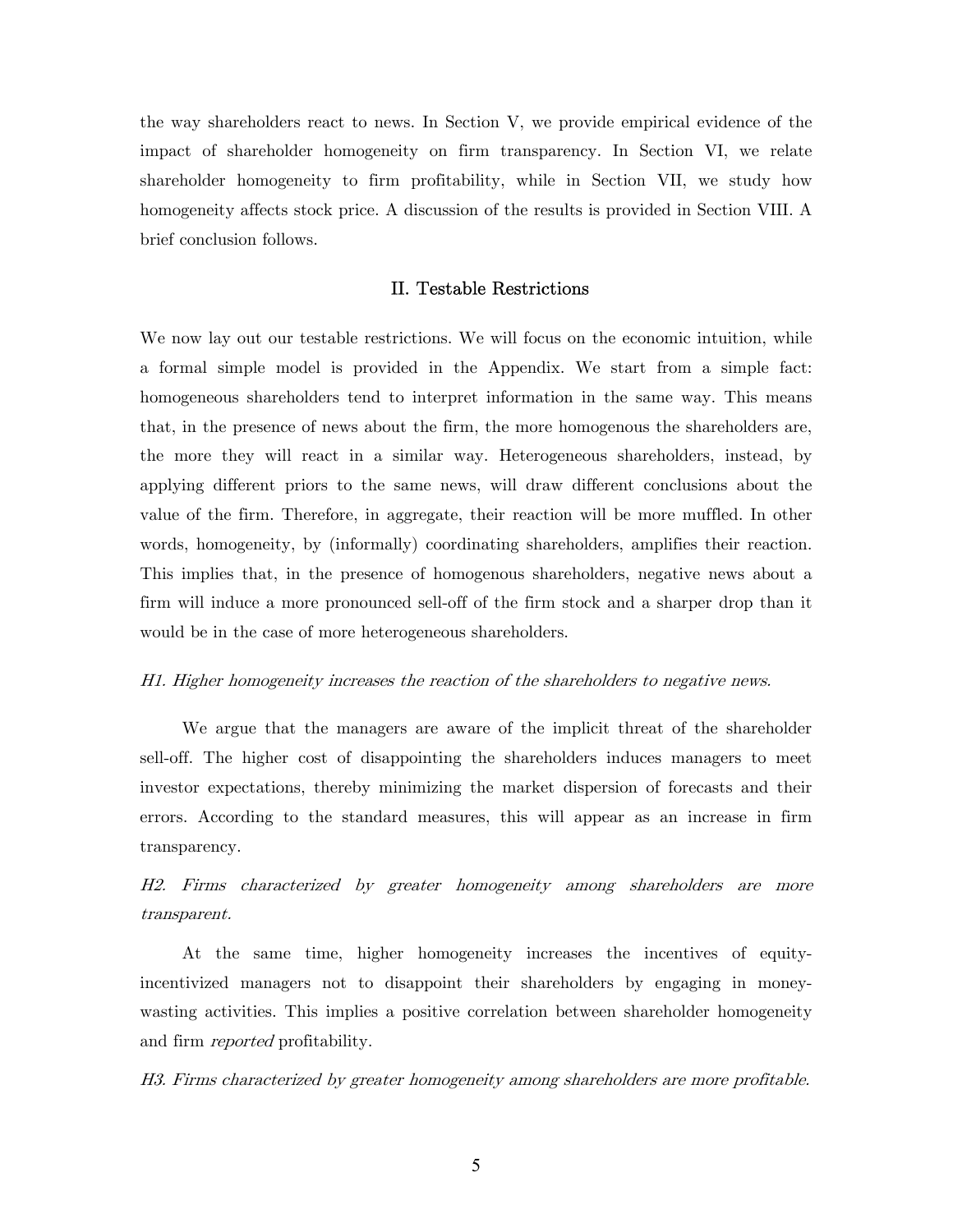the way shareholders react to news. In Section V, we provide empirical evidence of the impact of shareholder homogeneity on firm transparency. In Section VI, we relate shareholder homogeneity to firm profitability, while in Section VII, we study how homogeneity affects stock price. A discussion of the results is provided in Section VIII. A brief conclusion follows.

## II. Testable Restrictions

We now lay out our testable restrictions. We will focus on the economic intuition, while a formal simple model is provided in the Appendix. We start from a simple fact: homogeneous shareholders tend to interpret information in the same way. This means that, in the presence of news about the firm, the more homogenous the shareholders are, the more they will react in a similar way. Heterogeneous shareholders, instead, by applying different priors to the same news, will draw different conclusions about the value of the firm. Therefore, in aggregate, their reaction will be more muffled. In other words, homogeneity, by (informally) coordinating shareholders, amplifies their reaction. This implies that, in the presence of homogenous shareholders, negative news about a firm will induce a more pronounced sell-off of the firm stock and a sharper drop than it would be in the case of more heterogeneous shareholders.

*H1. Higher homogeneity increases the reaction of the shareholders to negative news.*

We argue that the managers are aware of the implicit threat of the shareholder sell-off. The higher cost of disappointing the shareholders induces managers to meet investor expectations, thereby minimizing the market dispersion of forecasts and their errors. According to the standard measures, this will appear as an increase in firm transparency.

*H2. Firms characterized by greater homogeneity among shareholders are more transparent.*

At the same time, higher homogeneity increases the incentives of equity-incentivized managers not to disappoint their shareholders by engaging in money-wasting activities. This implies a positive correlation between shareholder homogeneity and firm *reported* profitability.

*H3. Firms characterized by greater homogeneity among shareholders are more profitable.*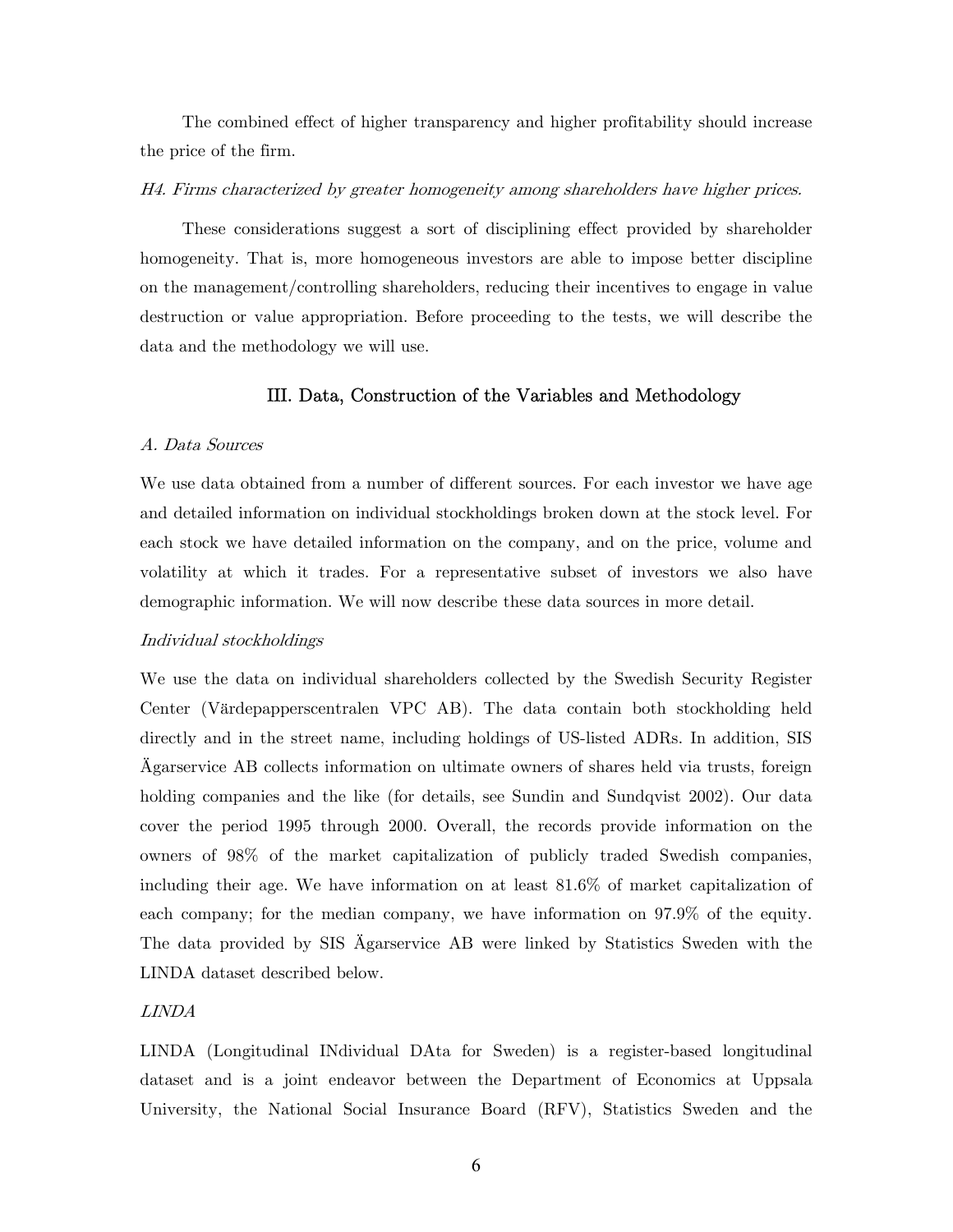The combined effect of higher transparency and higher profitability should increase the price of the firm.

*H4. Firms characterized by greater homogeneity among shareholders have higher prices.*

These considerations suggest a sort of disciplining effect provided by shareholder homogeneity. That is, more homogeneous investors are able to impose better discipline on the management/controlling shareholders, reducing their incentives to engage in value destruction or value appropriation. Before proceeding to the tests, we will describe the data and the methodology we will use.

## III. Data, Construction of the Variables and Methodology

### *A. Data Sources*

We use data obtained from a number of different sources. For each investor we have age and detailed information on individual stockholdings broken down at the stock level. For each stock we have detailed information on the company, and on the price, volume and volatility at which it trades. For a representative subset of investors we also have demographic information. We will now describe these data sources in more detail.

#### *Individual stockholdings*

We use the data on individual shareholders collected by the Swedish Security Register Center (Värdepapperscentralen VPC AB). The data contain both stockholding held directly and in the street name, including holdings of US-listed ADRs. In addition, SIS Ägarservice AB collects information on ultimate owners of shares held via trusts, foreign holding companies and the like (for details, see Sundin and Sundqvist 2002). Our data cover the period 1995 through 2000. Overall, the records provide information on the owners of 98% of the market capitalization of publicly traded Swedish companies, including their age. We have information on at least 81.6% of market capitalization of each company; for the median company, we have information on 97.9% of the equity. The data provided by SIS Ägarservice AB were linked by Statistics Sweden with the LINDA dataset described below.

#### *LINDA*

LINDA (Longitudinal INdividual DAta for Sweden) is a register-based longitudinal dataset and is a joint endeavor between the Department of Economics at Uppsala University, the National Social Insurance Board (RFV), Statistics Sweden and the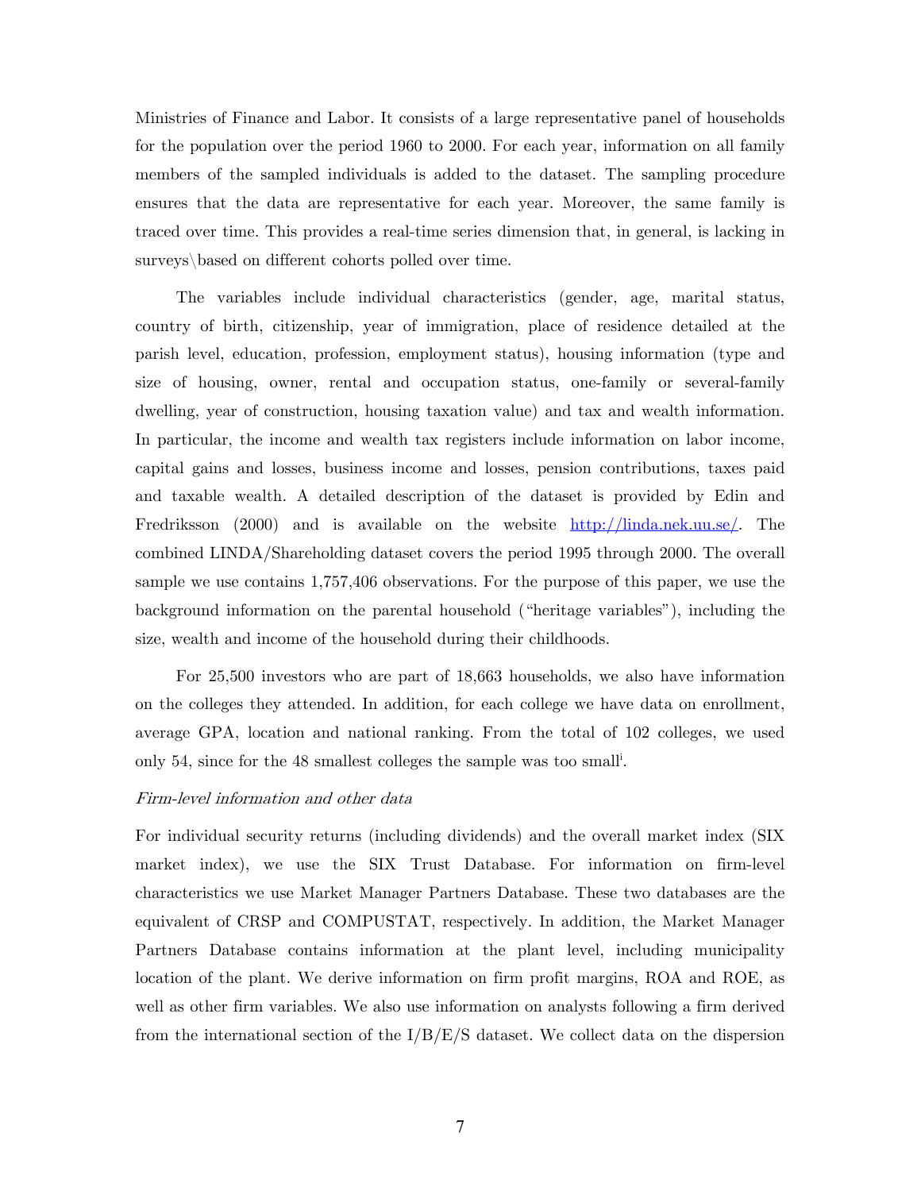Ministries of Finance and Labor. It consists of a large representative panel of households for the population over the period 1960 to 2000. For each year, information on all family members of the sampled individuals is added to the dataset. The sampling procedure ensures that the data are representative for each year. Moreover, the same family is traced over time. This provides a real-time series dimension that, in general, is lacking in surveys\based on different cohorts polled over time.

The variables include individual characteristics (gender, age, marital status, country of birth, citizenship, year of immigration, place of residence detailed at the parish level, education, profession, employment status), housing information (type and size of housing, owner, rental and occupation status, one-family or several-family dwelling, year of construction, housing taxation value) and tax and wealth information. In particular, the income and wealth tax registers include information on labor income, capital gains and losses, business income and losses, pension contributions, taxes paid and taxable wealth. A detailed description of the dataset is provided by Edin and Fredriksson (2000) and is available on the website http://linda.nek.uu.se/. The combined LINDA/Shareholding dataset covers the period 1995 through 2000. The overall sample we use contains 1,757,406 observations. For the purpose of this paper, we use the background information on the parental household ("heritage variables"), including the size, wealth and income of the household during their childhoods.

For 25,500 investors who are part of 18,663 households, we also have information on the colleges they attended. In addition, for each college we have data on enrollment, average GPA, location and national ranking. From the total of 102 colleges, we used only 54, since for the 48 smallest colleges the sample was too small[i].

*Firm-level information and other data*

For individual security returns (including dividends) and the overall market index (SIX market index), we use the SIX Trust Database. For information on firm-level characteristics we use Market Manager Partners Database. These two databases are the equivalent of CRSP and COMPUSTAT, respectively. In addition, the Market Manager Partners Database contains information at the plant level, including municipality location of the plant. We derive information on firm profit margins, ROA and ROE, as well as other firm variables. We also use information on analysts following a firm derived from the international section of the I/B/E/S dataset. We collect data on the dispersion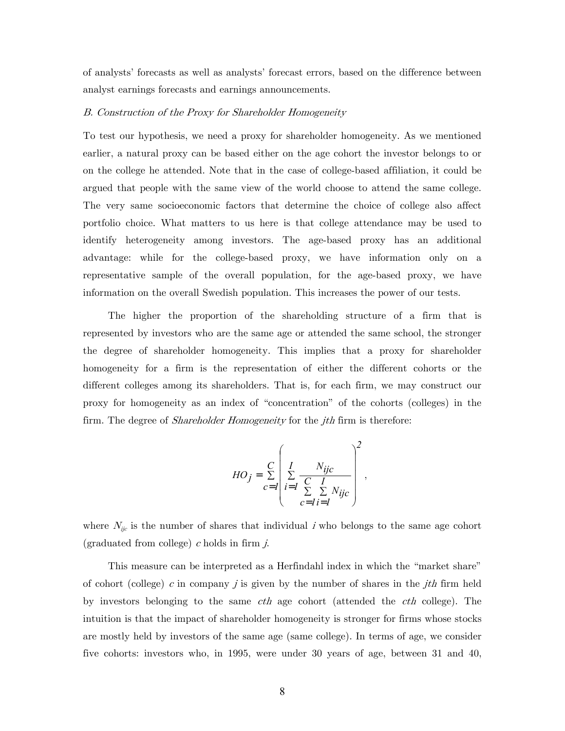of analysts' forecasts as well as analysts' forecast errors, based on the difference between analyst earnings forecasts and earnings announcements.

*B. Construction of the Proxy for Shareholder Homogeneity*

To test our hypothesis, we need a proxy for shareholder homogeneity. As we mentioned earlier, a natural proxy can be based either on the age cohort the investor belongs to or on the college he attended. Note that in the case of college-based affiliation, it could be argued that people with the same view of the world choose to attend the same college. The very same socioeconomic factors that determine the choice of college also affect portfolio choice. What matters to us here is that college attendance may be used to identify heterogeneity among investors. The age-based proxy has an additional advantage: while for the college-based proxy, we have information only on a representative sample of the overall population, for the age-based proxy, we have information on the overall Swedish population. This increases the power of our tests.

The higher the proportion of the shareholding structure of a firm that is represented by investors who are the same age or attended the same school, the stronger the degree of shareholder homogeneity. This implies that a proxy for shareholder homogeneity for a firm is the representation of either the different cohorts or the different colleges among its shareholders. That is, for each firm, we may construct our proxy for homogeneity as an index of "concentration" of the cohorts (colleges) in the firm. The degree of *Shareholder Homogeneity* for the *jth* firm is therefore:

$$HO_j = \sum_{c=1}^{C} \left( \sum_{i=1}^{I} \frac{N_{ijc}}{\sum_{c=1}^{C} \sum_{i=1}^{I} N_{ijc}} \right)^2 ,$$

where $N_{ijc}$ is the number of shares that individual $i$ who belongs to the same age cohort (graduated from college) $c$ holds in firm $j$.

This measure can be interpreted as a Herfindahl index in which the "market share" of cohort (college) $c$ in company $j$ is given by the number of shares in the *jth* firm held by investors belonging to the same *cth* age cohort (attended the *cth* college). The intuition is that the impact of shareholder homogeneity is stronger for firms whose stocks are mostly held by investors of the same age (same college). In terms of age, we consider five cohorts: investors who, in 1995, were under 30 years of age, between 31 and 40,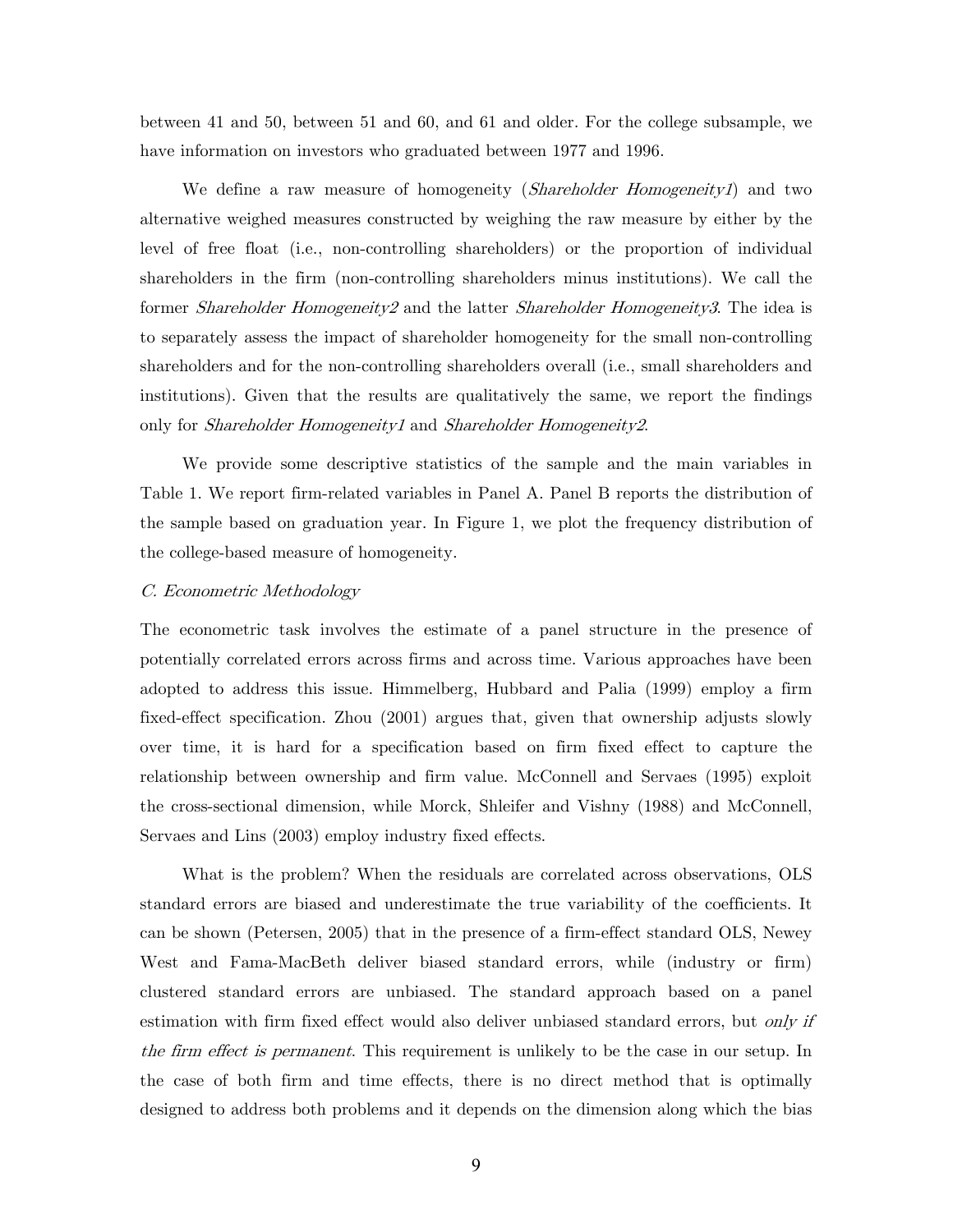between 41 and 50, between 51 and 60, and 61 and older. For the college subsample, we have information on investors who graduated between 1977 and 1996.

We define a raw measure of homogeneity (*Shareholder Homogeneity1*) and two alternative weighed measures constructed by weighing the raw measure by either by the level of free float (i.e., non-controlling shareholders) or the proportion of individual shareholders in the firm (non-controlling shareholders minus institutions). We call the former *Shareholder Homogeneity2* and the latter *Shareholder Homogeneity3*. The idea is to separately assess the impact of shareholder homogeneity for the small non-controlling shareholders and for the non-controlling shareholders overall (i.e., small shareholders and institutions). Given that the results are qualitatively the same, we report the findings only for *Shareholder Homogeneity1* and *Shareholder Homogeneity2*.

We provide some descriptive statistics of the sample and the main variables in Table 1. We report firm-related variables in Panel A. Panel B reports the distribution of the sample based on graduation year. In Figure 1, we plot the frequency distribution of the college-based measure of homogeneity.

### *C. Econometric Methodology*

The econometric task involves the estimate of a panel structure in the presence of potentially correlated errors across firms and across time. Various approaches have been adopted to address this issue. Himmelberg, Hubbard and Palia (1999) employ a firm fixed-effect specification. Zhou (2001) argues that, given that ownership adjusts slowly over time, it is hard for a specification based on firm fixed effect to capture the relationship between ownership and firm value. McConnell and Servaes (1995) exploit the cross-sectional dimension, while Morck, Shleifer and Vishny (1988) and McConnell, Servaes and Lins (2003) employ industry fixed effects.

What is the problem? When the residuals are correlated across observations, OLS standard errors are biased and underestimate the true variability of the coefficients. It can be shown (Petersen, 2005) that in the presence of a firm-effect standard OLS, Newey West and Fama-MacBeth deliver biased standard errors, while (industry or firm) clustered standard errors are unbiased. The standard approach based on a panel estimation with firm fixed effect would also deliver unbiased standard errors, but *only if the firm effect is permanent*. This requirement is unlikely to be the case in our setup. In the case of both firm and time effects, there is no direct method that is optimally designed to address both problems and it depends on the dimension along which the bias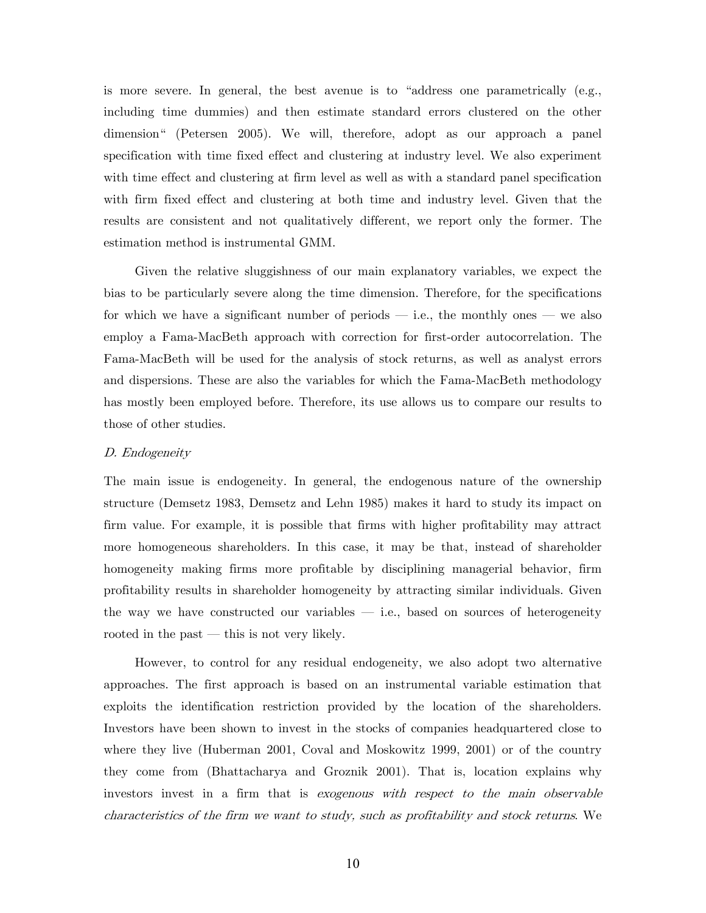is more severe. In general, the best avenue is to "address one parametrically (e.g., including time dummies) and then estimate standard errors clustered on the other dimension" (Petersen 2005). We will, therefore, adopt as our approach a panel specification with time fixed effect and clustering at industry level. We also experiment with time effect and clustering at firm level as well as with a standard panel specification with firm fixed effect and clustering at both time and industry level. Given that the results are consistent and not qualitatively different, we report only the former. The estimation method is instrumental GMM.

Given the relative sluggishness of our main explanatory variables, we expect the bias to be particularly severe along the time dimension. Therefore, for the specifications for which we have a significant number of periods — i.e., the monthly ones — we also employ a Fama-MacBeth approach with correction for first-order autocorrelation. The Fama-MacBeth will be used for the analysis of stock returns, as well as analyst errors and dispersions. These are also the variables for which the Fama-MacBeth methodology has mostly been employed before. Therefore, its use allows us to compare our results to those of other studies.

### *D. Endogeneity*

The main issue is endogeneity. In general, the endogenous nature of the ownership structure (Demsetz 1983, Demsetz and Lehn 1985) makes it hard to study its impact on firm value. For example, it is possible that firms with higher profitability may attract more homogeneous shareholders. In this case, it may be that, instead of shareholder homogeneity making firms more profitable by disciplining managerial behavior, firm profitability results in shareholder homogeneity by attracting similar individuals. Given the way we have constructed our variables — i.e., based on sources of heterogeneity rooted in the past — this is not very likely.

However, to control for any residual endogeneity, we also adopt two alternative approaches. The first approach is based on an instrumental variable estimation that exploits the identification restriction provided by the location of the shareholders. Investors have been shown to invest in the stocks of companies headquartered close to where they live (Huberman 2001, Coval and Moskowitz 1999, 2001) or of the country they come from (Bhattacharya and Groznik 2001). That is, location explains why investors invest in a firm that is *exogenous with respect to the main observable characteristics of the firm we want to study, such as profitability and stock returns*. We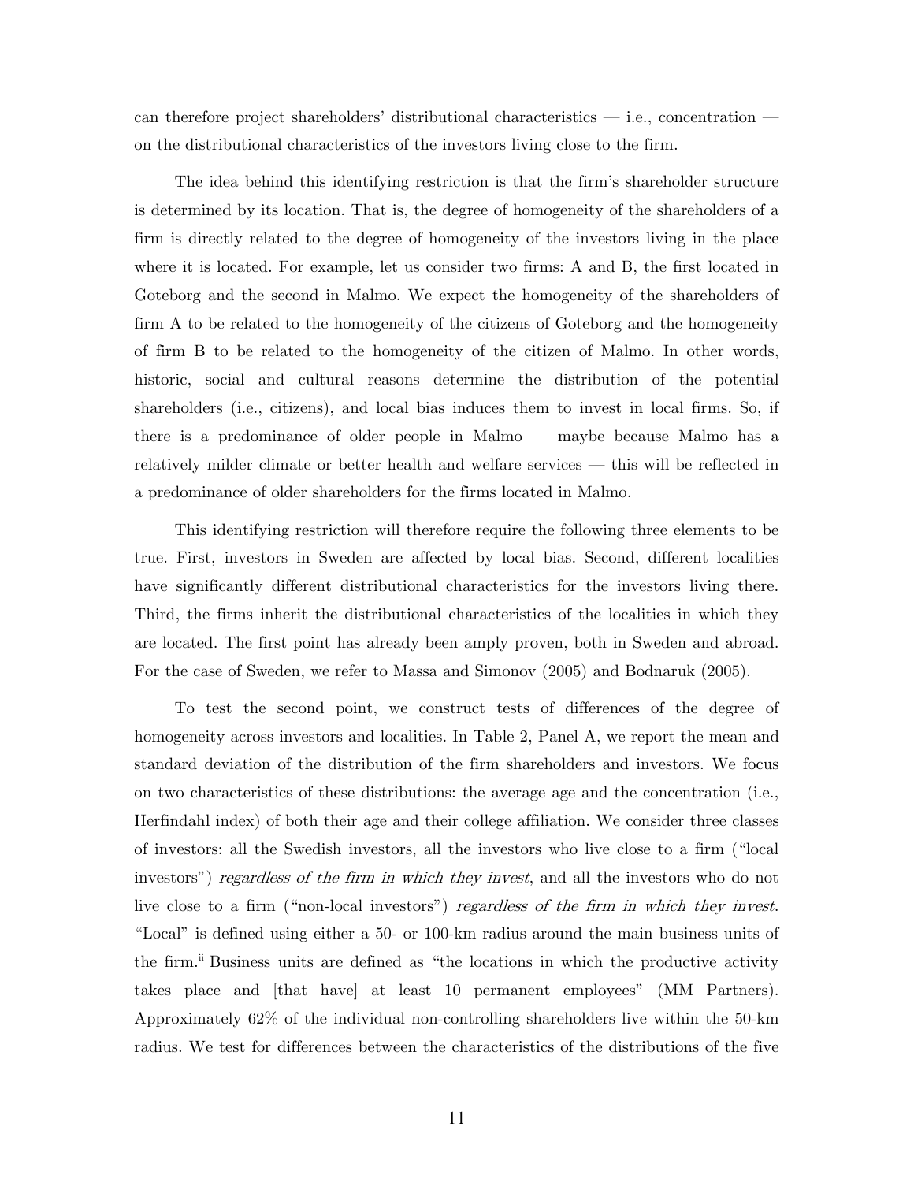can therefore project shareholders' distributional characteristics — i.e., concentration — on the distributional characteristics of the investors living close to the firm.

The idea behind this identifying restriction is that the firm's shareholder structure is determined by its location. That is, the degree of homogeneity of the shareholders of a firm is directly related to the degree of homogeneity of the investors living in the place where it is located. For example, let us consider two firms: A and B, the first located in Goteborg and the second in Malmo. We expect the homogeneity of the shareholders of firm A to be related to the homogeneity of the citizens of Goteborg and the homogeneity of firm B to be related to the homogeneity of the citizen of Malmo. In other words, historic, social and cultural reasons determine the distribution of the potential shareholders (i.e., citizens), and local bias induces them to invest in local firms. So, if there is a predominance of older people in Malmo — maybe because Malmo has a relatively milder climate or better health and welfare services — this will be reflected in a predominance of older shareholders for the firms located in Malmo.

This identifying restriction will therefore require the following three elements to be true. First, investors in Sweden are affected by local bias. Second, different localities have significantly different distributional characteristics for the investors living there. Third, the firms inherit the distributional characteristics of the localities in which they are located. The first point has already been amply proven, both in Sweden and abroad. For the case of Sweden, we refer to Massa and Simonov (2005) and Bodnaruk (2005).

To test the second point, we construct tests of differences of the degree of homogeneity across investors and localities. In Table 2, Panel A, we report the mean and standard deviation of the distribution of the firm shareholders and investors. We focus on two characteristics of these distributions: the average age and the concentration (i.e., Herfindahl index) of both their age and their college affiliation. We consider three classes of investors: all the Swedish investors, all the investors who live close to a firm ("local investors") *regardless of the firm in which they invest*, and all the investors who do not live close to a firm ("non-local investors") *regardless of the firm in which they invest*. "Local" is defined using either a 50- or 100-km radius around the main business units of the firm.[ii] Business units are defined as "the locations in which the productive activity takes place and [that have] at least 10 permanent employees" (MM Partners). Approximately 62% of the individual non-controlling shareholders live within the 50-km radius. We test for differences between the characteristics of the distributions of the five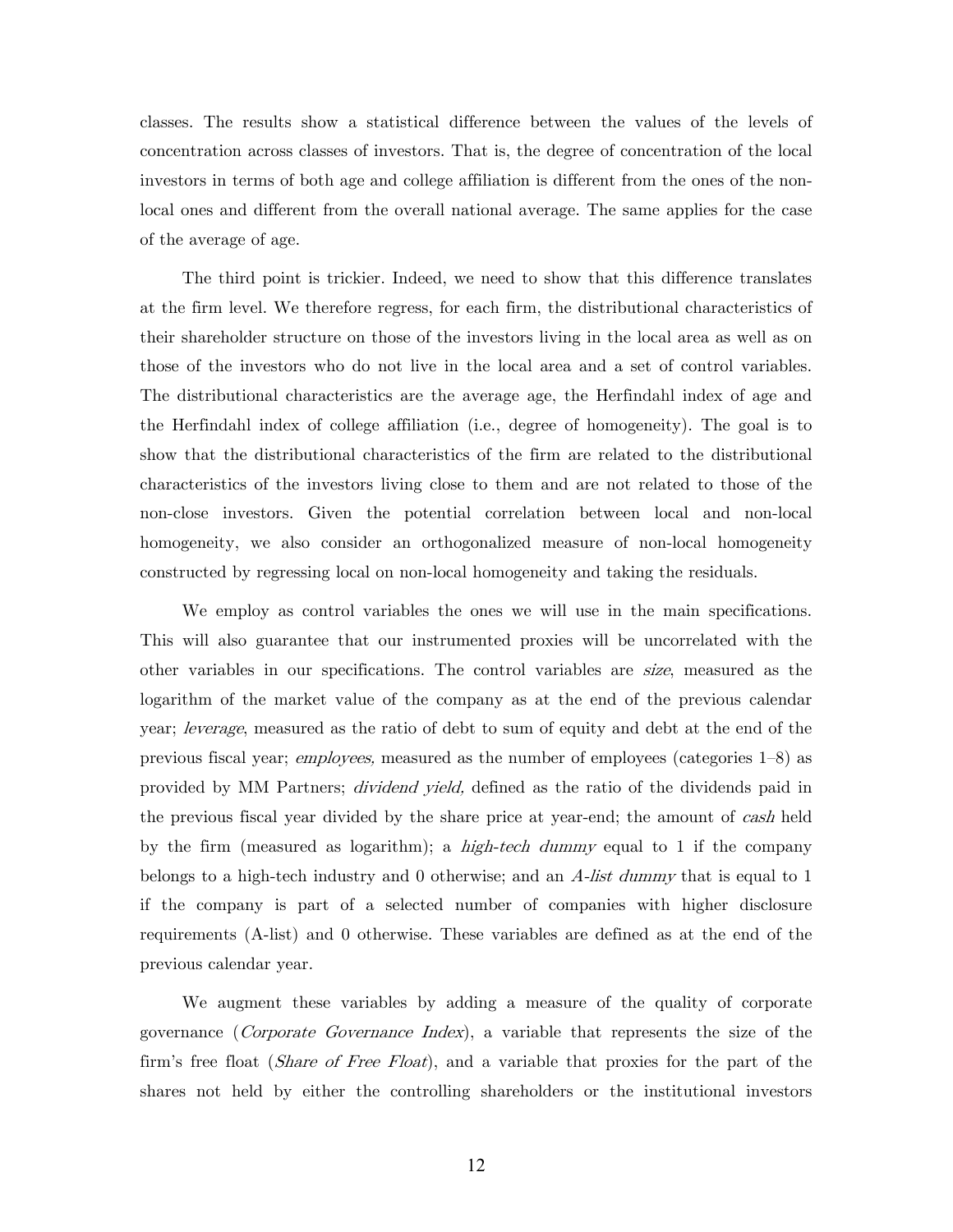classes. The results show a statistical difference between the values of the levels of concentration across classes of investors. That is, the degree of concentration of the local investors in terms of both age and college affiliation is different from the ones of the non-local ones and different from the overall national average. The same applies for the case of the average of age.

The third point is trickier. Indeed, we need to show that this difference translates at the firm level. We therefore regress, for each firm, the distributional characteristics of their shareholder structure on those of the investors living in the local area as well as on those of the investors who do not live in the local area and a set of control variables. The distributional characteristics are the average age, the Herfindahl index of age and the Herfindahl index of college affiliation (i.e., degree of homogeneity). The goal is to show that the distributional characteristics of the firm are related to the distributional characteristics of the investors living close to them and are not related to those of the non-close investors. Given the potential correlation between local and non-local homogeneity, we also consider an orthogonalized measure of non-local homogeneity constructed by regressing local on non-local homogeneity and taking the residuals.

We employ as control variables the ones we will use in the main specifications. This will also guarantee that our instrumented proxies will be uncorrelated with the other variables in our specifications. The control variables are *size*, measured as the logarithm of the market value of the company as at the end of the previous calendar year; *leverage*, measured as the ratio of debt to sum of equity and debt at the end of the previous fiscal year; *employees,* measured as the number of employees (categories 1–8) as provided by MM Partners; *dividend yield,* defined as the ratio of the dividends paid in the previous fiscal year divided by the share price at year-end; the amount of *cash* held by the firm (measured as logarithm); a *high-tech dummy* equal to 1 if the company belongs to a high-tech industry and 0 otherwise; and an *A-list dummy* that is equal to 1 if the company is part of a selected number of companies with higher disclosure requirements (A-list) and 0 otherwise. These variables are defined as at the end of the previous calendar year.

We augment these variables by adding a measure of the quality of corporate governance (*Corporate Governance Index*), a variable that represents the size of the firm's free float (*Share of Free Float*), and a variable that proxies for the part of the shares not held by either the controlling shareholders or the institutional investors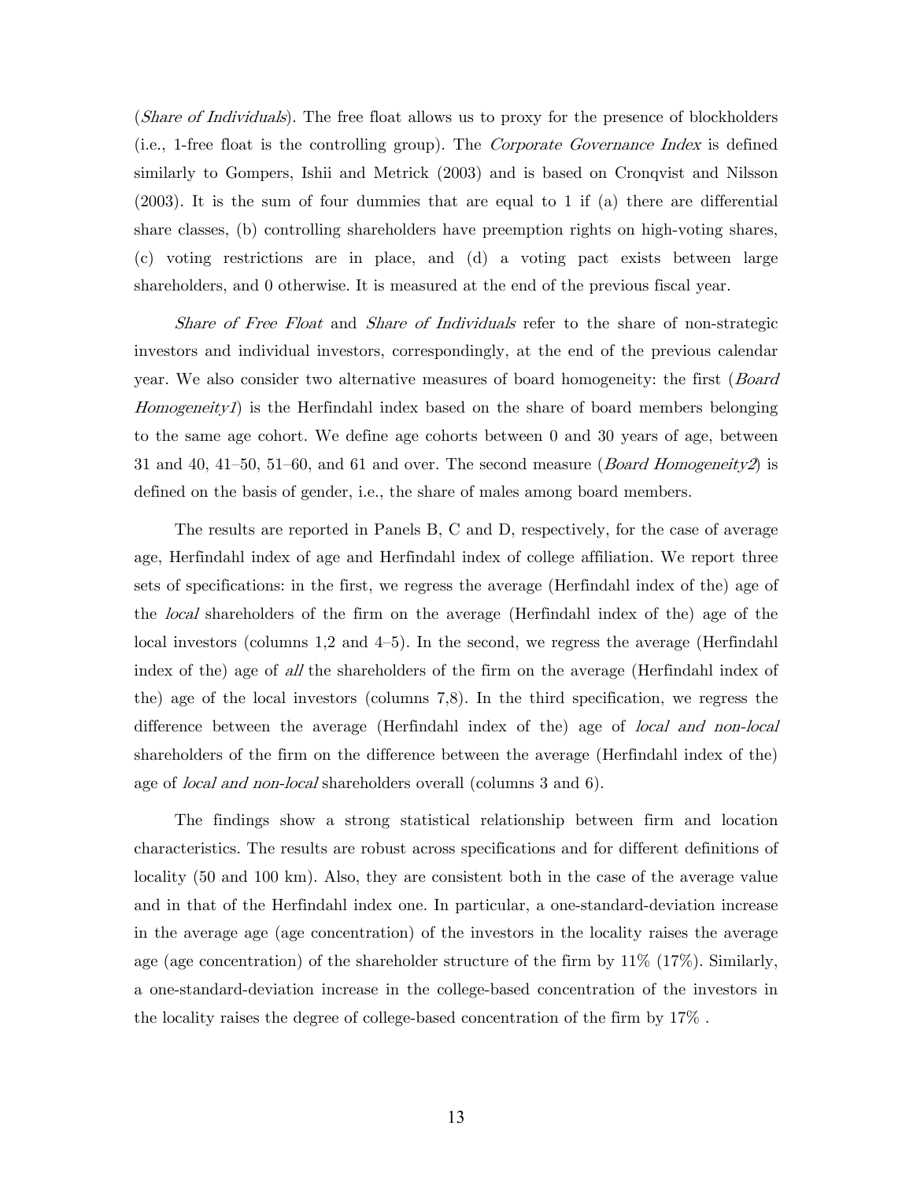(*Share of Individuals*). The free float allows us to proxy for the presence of blockholders (i.e., 1-free float is the controlling group). The *Corporate Governance Index* is defined similarly to Gompers, Ishii and Metrick (2003) and is based on Cronqvist and Nilsson (2003). It is the sum of four dummies that are equal to 1 if (a) there are differential share classes, (b) controlling shareholders have preemption rights on high-voting shares, (c) voting restrictions are in place, and (d) a voting pact exists between large shareholders, and 0 otherwise. It is measured at the end of the previous fiscal year.

*Share of Free Float* and *Share of Individuals* refer to the share of non-strategic investors and individual investors, correspondingly, at the end of the previous calendar year. We also consider two alternative measures of board homogeneity: the first (*Board Homogeneity1*) is the Herfindahl index based on the share of board members belonging to the same age cohort. We define age cohorts between 0 and 30 years of age, between 31 and 40, 41–50, 51–60, and 61 and over. The second measure (*Board Homogeneity2*) is defined on the basis of gender, i.e., the share of males among board members.

The results are reported in Panels B, C and D, respectively, for the case of average age, Herfindahl index of age and Herfindahl index of college affiliation. We report three sets of specifications: in the first, we regress the average (Herfindahl index of the) age of the *local* shareholders of the firm on the average (Herfindahl index of the) age of the local investors (columns 1,2 and 4–5). In the second, we regress the average (Herfindahl index of the) age of *all* the shareholders of the firm on the average (Herfindahl index of the) age of the local investors (columns 7,8). In the third specification, we regress the difference between the average (Herfindahl index of the) age of *local and non-local* shareholders of the firm on the difference between the average (Herfindahl index of the) age of *local and non-local* shareholders overall (columns 3 and 6).

The findings show a strong statistical relationship between firm and location characteristics. The results are robust across specifications and for different definitions of locality (50 and 100 km). Also, they are consistent both in the case of the average value and in that of the Herfindahl index one. In particular, a one-standard-deviation increase in the average age (age concentration) of the investors in the locality raises the average age (age concentration) of the shareholder structure of the firm by 11% (17%). Similarly, a one-standard-deviation increase in the college-based concentration of the investors in the locality raises the degree of college-based concentration of the firm by 17% .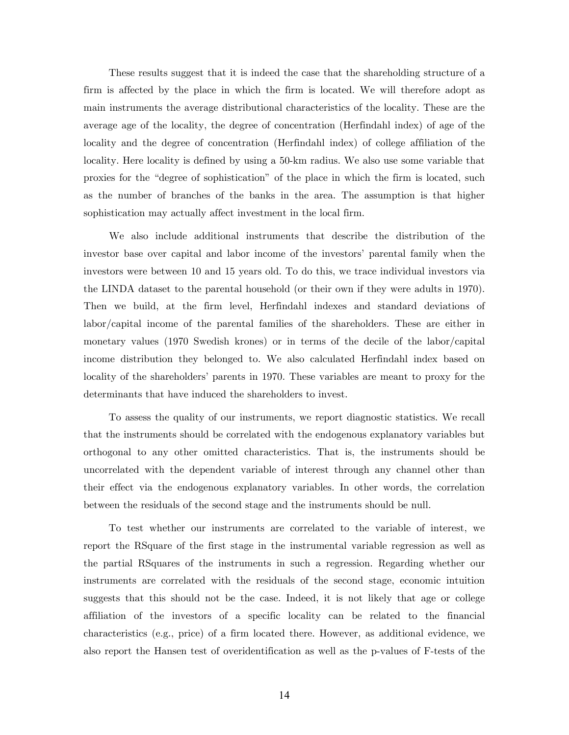These results suggest that it is indeed the case that the shareholding structure of a firm is affected by the place in which the firm is located. We will therefore adopt as main instruments the average distributional characteristics of the locality. These are the average age of the locality, the degree of concentration (Herfindahl index) of age of the locality and the degree of concentration (Herfindahl index) of college affiliation of the locality. Here locality is defined by using a 50-km radius. We also use some variable that proxies for the "degree of sophistication" of the place in which the firm is located, such as the number of branches of the banks in the area. The assumption is that higher sophistication may actually affect investment in the local firm.

We also include additional instruments that describe the distribution of the investor base over capital and labor income of the investors' parental family when the investors were between 10 and 15 years old. To do this, we trace individual investors via the LINDA dataset to the parental household (or their own if they were adults in 1970). Then we build, at the firm level, Herfindahl indexes and standard deviations of labor/capital income of the parental families of the shareholders. These are either in monetary values (1970 Swedish krones) or in terms of the decile of the labor/capital income distribution they belonged to. We also calculated Herfindahl index based on locality of the shareholders' parents in 1970. These variables are meant to proxy for the determinants that have induced the shareholders to invest.

To assess the quality of our instruments, we report diagnostic statistics. We recall that the instruments should be correlated with the endogenous explanatory variables but orthogonal to any other omitted characteristics. That is, the instruments should be uncorrelated with the dependent variable of interest through any channel other than their effect via the endogenous explanatory variables. In other words, the correlation between the residuals of the second stage and the instruments should be null.

To test whether our instruments are correlated to the variable of interest, we report the RSquare of the first stage in the instrumental variable regression as well as the partial RSquares of the instruments in such a regression. Regarding whether our instruments are correlated with the residuals of the second stage, economic intuition suggests that this should not be the case. Indeed, it is not likely that age or college affiliation of the investors of a specific locality can be related to the financial characteristics (e.g., price) of a firm located there. However, as additional evidence, we also report the Hansen test of overidentification as well as the p-values of F-tests of the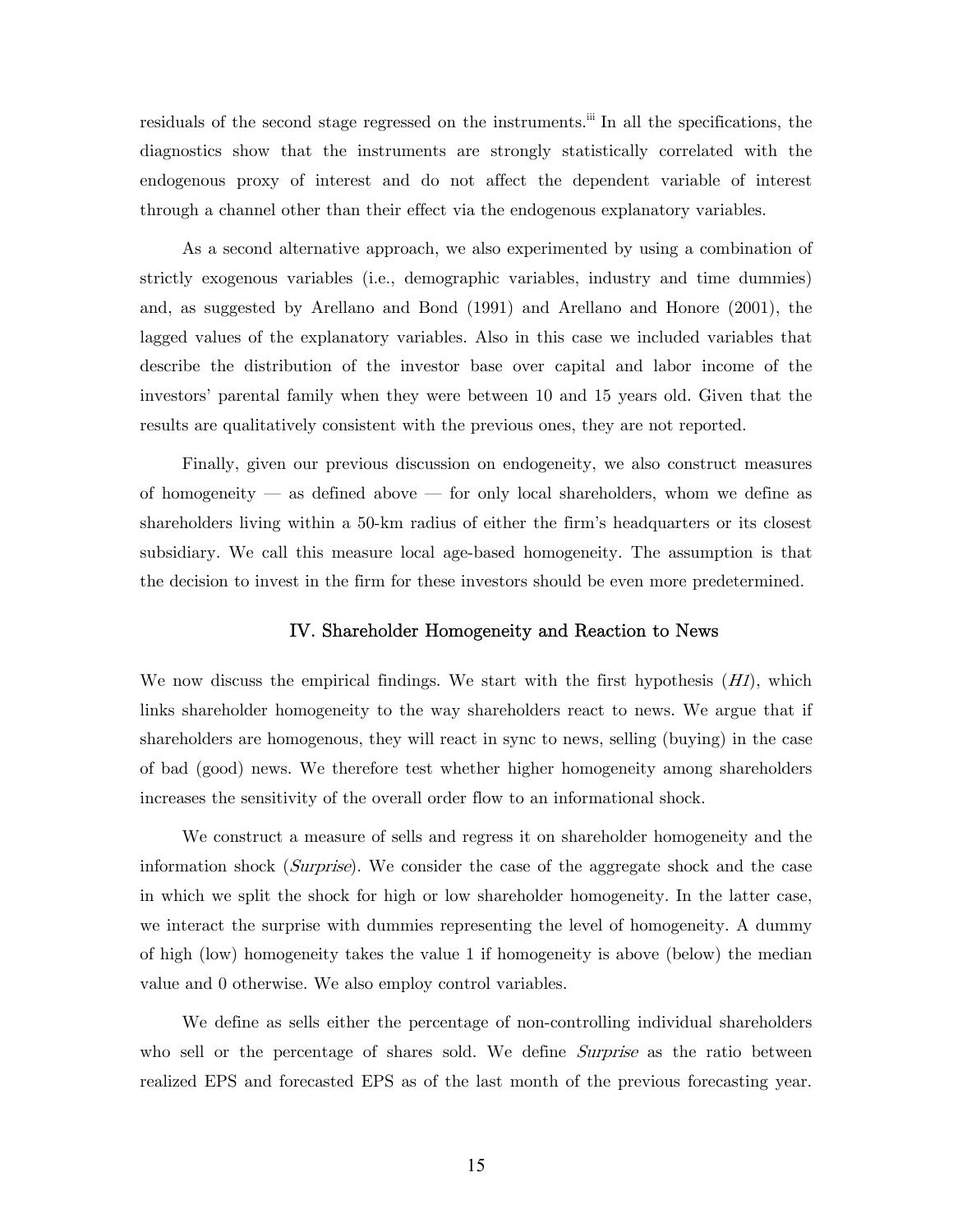residuals of the second stage regressed on the instruments.[iii] In all the specifications, the diagnostics show that the instruments are strongly statistically correlated with the endogenous proxy of interest and do not affect the dependent variable of interest through a channel other than their effect via the endogenous explanatory variables.

As a second alternative approach, we also experimented by using a combination of strictly exogenous variables (i.e., demographic variables, industry and time dummies) and, as suggested by Arellano and Bond (1991) and Arellano and Honore (2001), the lagged values of the explanatory variables. Also in this case we included variables that describe the distribution of the investor base over capital and labor income of the investors' parental family when they were between 10 and 15 years old. Given that the results are qualitatively consistent with the previous ones, they are not reported.

Finally, given our previous discussion on endogeneity, we also construct measures of homogeneity — as defined above — for only local shareholders, whom we define as shareholders living within a 50-km radius of either the firm's headquarters or its closest subsidiary. We call this measure local age-based homogeneity. The assumption is that the decision to invest in the firm for these investors should be even more predetermined.

## IV. Shareholder Homogeneity and Reaction to News

We now discuss the empirical findings. We start with the first hypothesis (*H1*), which links shareholder homogeneity to the way shareholders react to news. We argue that if shareholders are homogenous, they will react in sync to news, selling (buying) in the case of bad (good) news. We therefore test whether higher homogeneity among shareholders increases the sensitivity of the overall order flow to an informational shock.

We construct a measure of sells and regress it on shareholder homogeneity and the information shock (*Surprise*). We consider the case of the aggregate shock and the case in which we split the shock for high or low shareholder homogeneity. In the latter case, we interact the surprise with dummies representing the level of homogeneity. A dummy of high (low) homogeneity takes the value 1 if homogeneity is above (below) the median value and 0 otherwise. We also employ control variables.

We define as sells either the percentage of non-controlling individual shareholders who sell or the percentage of shares sold. We define *Surprise* as the ratio between realized EPS and forecasted EPS as of the last month of the previous forecasting year.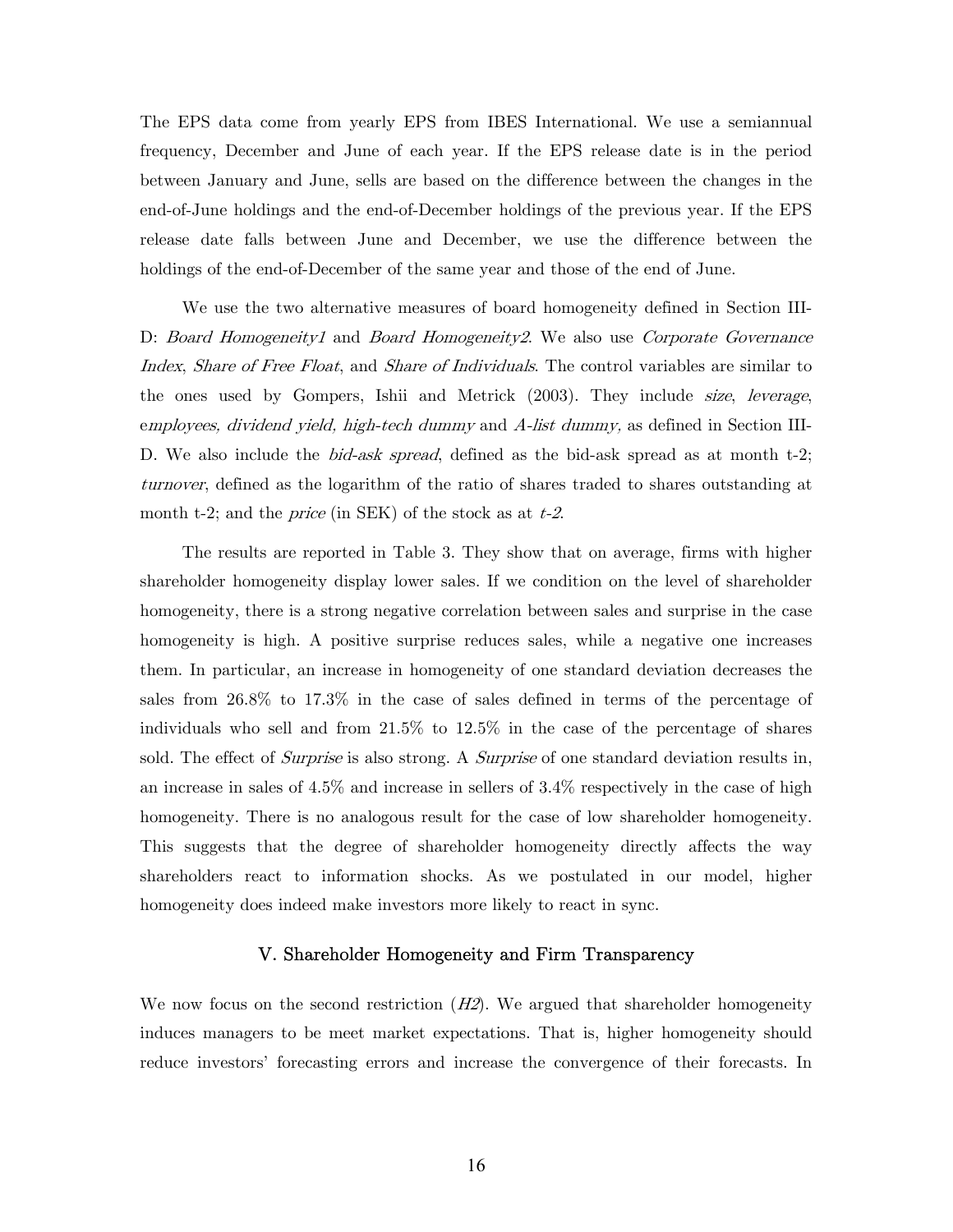The EPS data come from yearly EPS from IBES International. We use a semiannual frequency, December and June of each year. If the EPS release date is in the period between January and June, sells are based on the difference between the changes in the end-of-June holdings and the end-of-December holdings of the previous year. If the EPS release date falls between June and December, we use the difference between the holdings of the end-of-December of the same year and those of the end of June.

We use the two alternative measures of board homogeneity defined in Section III-D: *Board Homogeneity1* and *Board Homogeneity2*. We also use *Corporate Governance Index*, *Share of Free Float*, and *Share of Individuals*. The control variables are similar to the ones used by Gompers, Ishii and Metrick (2003). They include *size*, *leverage*, e*mployees, dividend yield, high-tech dummy* and *A-list dummy,* as defined in Section III-D. We also include the *bid-ask spread*, defined as the bid-ask spread as at month t-2; *turnover*, defined as the logarithm of the ratio of shares traded to shares outstanding at month t-2; and the *price* (in SEK) of the stock as at *t-2*.

The results are reported in Table 3. They show that on average, firms with higher shareholder homogeneity display lower sales. If we condition on the level of shareholder homogeneity, there is a strong negative correlation between sales and surprise in the case homogeneity is high. A positive surprise reduces sales, while a negative one increases them. In particular, an increase in homogeneity of one standard deviation decreases the sales from 26.8% to 17.3% in the case of sales defined in terms of the percentage of individuals who sell and from 21.5% to 12.5% in the case of the percentage of shares sold. The effect of *Surprise* is also strong. A *Surprise* of one standard deviation results in, an increase in sales of 4.5% and increase in sellers of 3.4% respectively in the case of high homogeneity. There is no analogous result for the case of low shareholder homogeneity. This suggests that the degree of shareholder homogeneity directly affects the way shareholders react to information shocks. As we postulated in our model, higher homogeneity does indeed make investors more likely to react in sync.

## V. Shareholder Homogeneity and Firm Transparency

We now focus on the second restriction (*H2*). We argued that shareholder homogeneity induces managers to be meet market expectations. That is, higher homogeneity should reduce investors' forecasting errors and increase the convergence of their forecasts. In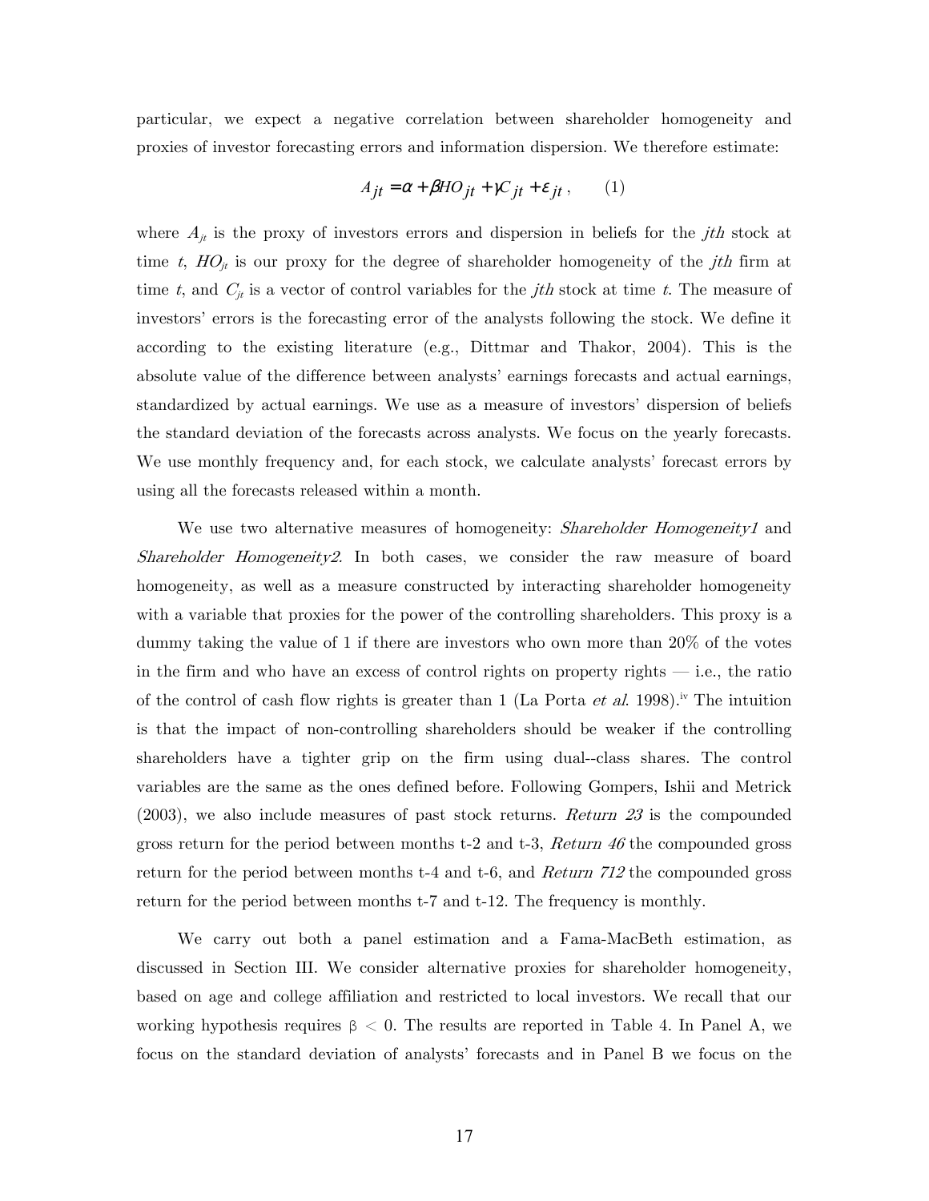particular, we expect a negative correlation between shareholder homogeneity and proxies of investor forecasting errors and information dispersion. We therefore estimate:

$$A_{jt} = \alpha + \beta HO_{jt} + \gamma C_{jt} + \varepsilon_{jt}\,, \qquad (1)$$

where $A_{jt}$ is the proxy of investors errors and dispersion in beliefs for the *jth* stock at time *t*, $HO_{jt}$ is our proxy for the degree of shareholder homogeneity of the *jth* firm at time *t*, and $C_{jt}$ is a vector of control variables for the *jth* stock at time *t*. The measure of investors' errors is the forecasting error of the analysts following the stock. We define it according to the existing literature (e.g., Dittmar and Thakor, 2004). This is the absolute value of the difference between analysts' earnings forecasts and actual earnings, standardized by actual earnings. We use as a measure of investors' dispersion of beliefs the standard deviation of the forecasts across analysts. We focus on the yearly forecasts. We use monthly frequency and, for each stock, we calculate analysts' forecast errors by using all the forecasts released within a month.

We use two alternative measures of homogeneity: *Shareholder Homogeneity1* and *Shareholder Homogeneity2.* In both cases, we consider the raw measure of board homogeneity, as well as a measure constructed by interacting shareholder homogeneity with a variable that proxies for the power of the controlling shareholders. This proxy is a dummy taking the value of 1 if there are investors who own more than 20% of the votes in the firm and who have an excess of control rights on property rights — i.e., the ratio of the control of cash flow rights is greater than 1 (La Porta *et al.* 1998).[iv] The intuition is that the impact of non-controlling shareholders should be weaker if the controlling shareholders have a tighter grip on the firm using dual--class shares. The control variables are the same as the ones defined before. Following Gompers, Ishii and Metrick (2003), we also include measures of past stock returns. *Return 23* is the compounded gross return for the period between months t-2 and t-3, *Return 46* the compounded gross return for the period between months t-4 and t-6, and *Return 712* the compounded gross return for the period between months t-7 and t-12. The frequency is monthly.

We carry out both a panel estimation and a Fama-MacBeth estimation, as discussed in Section III. We consider alternative proxies for shareholder homogeneity, based on age and college affiliation and restricted to local investors. We recall that our working hypothesis requires $\beta < 0$. The results are reported in Table 4. In Panel A, we focus on the standard deviation of analysts' forecasts and in Panel B we focus on the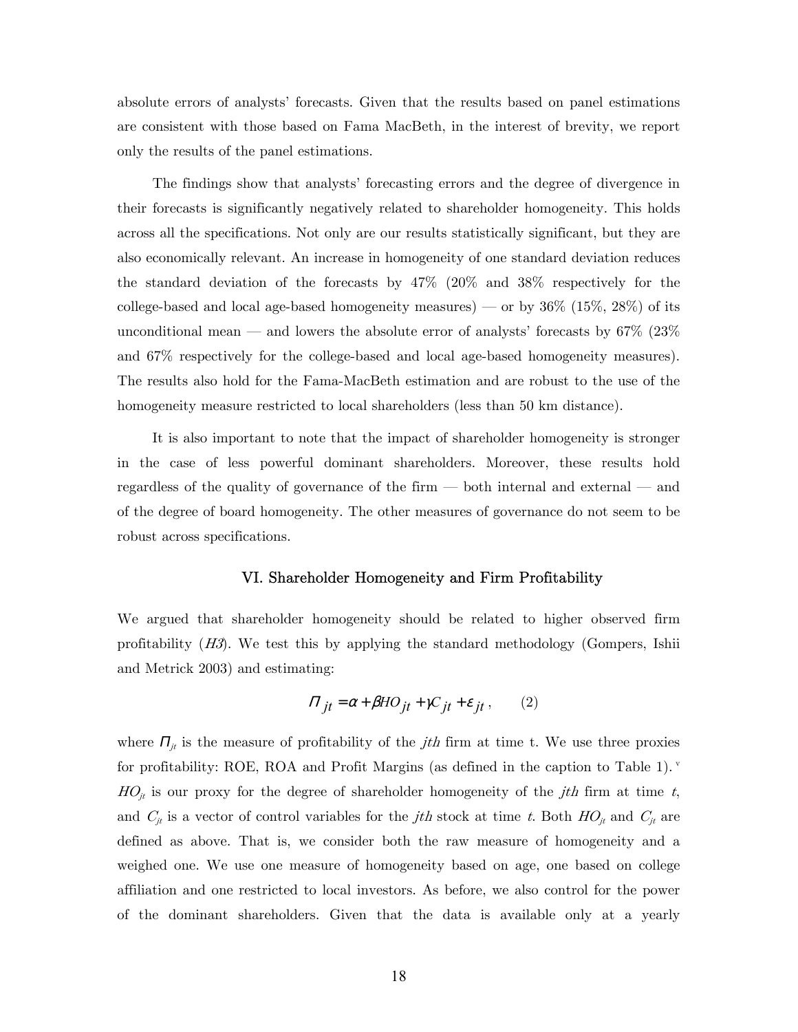absolute errors of analysts' forecasts. Given that the results based on panel estimations are consistent with those based on Fama MacBeth, in the interest of brevity, we report only the results of the panel estimations.

The findings show that analysts' forecasting errors and the degree of divergence in their forecasts is significantly negatively related to shareholder homogeneity. This holds across all the specifications. Not only are our results statistically significant, but they are also economically relevant. An increase in homogeneity of one standard deviation reduces the standard deviation of the forecasts by 47% (20% and 38% respectively for the college-based and local age-based homogeneity measures) — or by 36% (15%, 28%) of its unconditional mean — and lowers the absolute error of analysts' forecasts by 67% (23% and 67% respectively for the college-based and local age-based homogeneity measures). The results also hold for the Fama-MacBeth estimation and are robust to the use of the homogeneity measure restricted to local shareholders (less than 50 km distance).

It is also important to note that the impact of shareholder homogeneity is stronger in the case of less powerful dominant shareholders. Moreover, these results hold regardless of the quality of governance of the firm — both internal and external — and of the degree of board homogeneity. The other measures of governance do not seem to be robust across specifications.

## VI. Shareholder Homogeneity and Firm Profitability

We argued that shareholder homogeneity should be related to higher observed firm profitability (*H3*). We test this by applying the standard methodology (Gompers, Ishii and Metrick 2003) and estimating:

$$\Pi_{jt} = \alpha + \beta HO_{jt} + \gamma C_{jt} + \varepsilon_{jt}, \qquad (2)$$

where $\Pi_{jt}$ is the measure of profitability of the *jth* firm at time t. We use three proxies for profitability: ROE, ROA and Profit Margins (as defined in the caption to Table 1).[v] $HO_{jt}$ is our proxy for the degree of shareholder homogeneity of the *jth* firm at time *t*, and $C_{jt}$ is a vector of control variables for the *jth* stock at time *t*. Both $HO_{jt}$ and $C_{jt}$ are defined as above. That is, we consider both the raw measure of homogeneity and a weighed one. We use one measure of homogeneity based on age, one based on college affiliation and one restricted to local investors. As before, we also control for the power of the dominant shareholders. Given that the data is available only at a yearly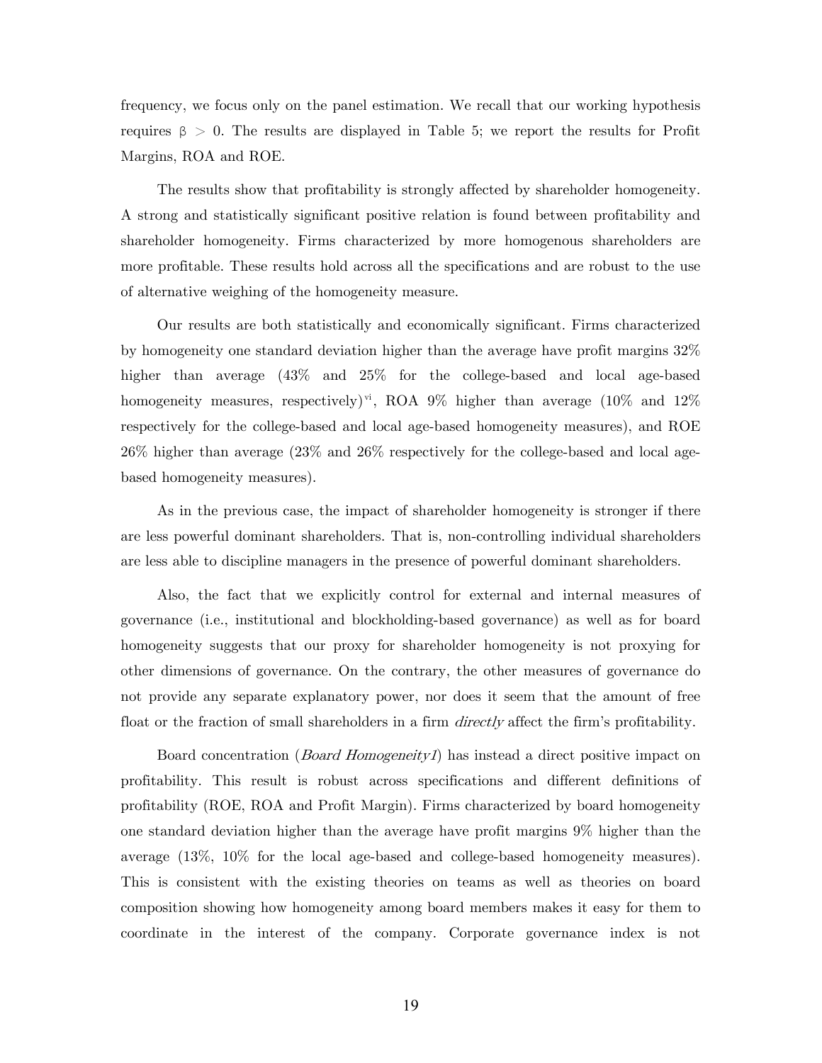frequency, we focus only on the panel estimation. We recall that our working hypothesis requires $\beta > 0$. The results are displayed in Table 5; we report the results for Profit Margins, ROA and ROE.

The results show that profitability is strongly affected by shareholder homogeneity. A strong and statistically significant positive relation is found between profitability and shareholder homogeneity. Firms characterized by more homogenous shareholders are more profitable. These results hold across all the specifications and are robust to the use of alternative weighing of the homogeneity measure.

Our results are both statistically and economically significant. Firms characterized by homogeneity one standard deviation higher than the average have profit margins 32% higher than average (43% and 25% for the college-based and local age-based homogeneity measures, respectively)[vi], ROA 9% higher than average (10% and 12% respectively for the college-based and local age-based homogeneity measures), and ROE 26% higher than average (23% and 26% respectively for the college-based and local age-based homogeneity measures).

As in the previous case, the impact of shareholder homogeneity is stronger if there are less powerful dominant shareholders. That is, non-controlling individual shareholders are less able to discipline managers in the presence of powerful dominant shareholders.

Also, the fact that we explicitly control for external and internal measures of governance (i.e., institutional and blockholding-based governance) as well as for board homogeneity suggests that our proxy for shareholder homogeneity is not proxying for other dimensions of governance. On the contrary, the other measures of governance do not provide any separate explanatory power, nor does it seem that the amount of free float or the fraction of small shareholders in a firm *directly* affect the firm's profitability.

Board concentration (*Board Homogeneity1*) has instead a direct positive impact on profitability. This result is robust across specifications and different definitions of profitability (ROE, ROA and Profit Margin). Firms characterized by board homogeneity one standard deviation higher than the average have profit margins 9% higher than the average (13%, 10% for the local age-based and college-based homogeneity measures). This is consistent with the existing theories on teams as well as theories on board composition showing how homogeneity among board members makes it easy for them to coordinate in the interest of the company. Corporate governance index is not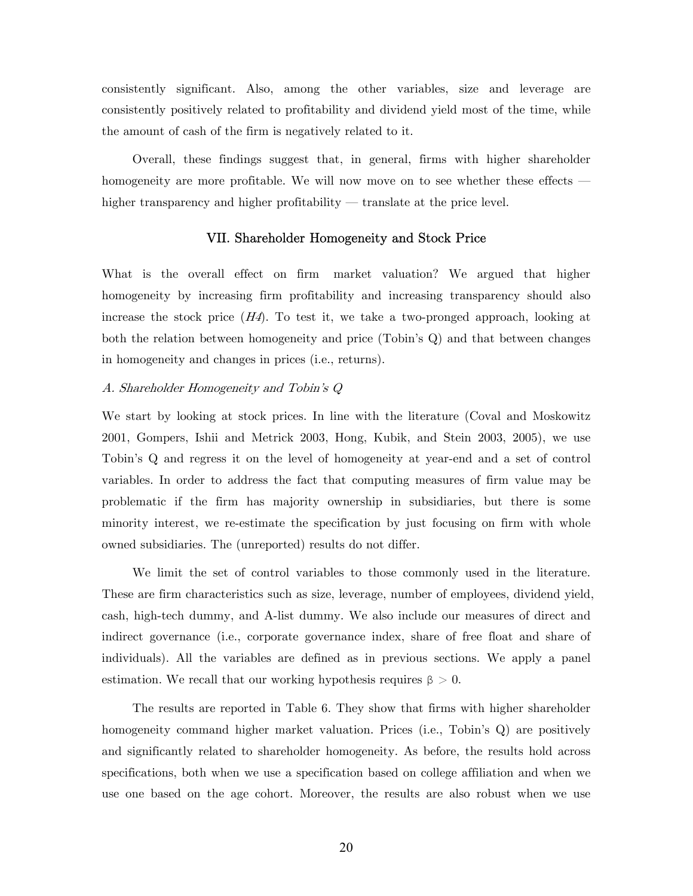consistently significant. Also, among the other variables, size and leverage are consistently positively related to profitability and dividend yield most of the time, while the amount of cash of the firm is negatively related to it.

Overall, these findings suggest that, in general, firms with higher shareholder homogeneity are more profitable. We will now move on to see whether these effects — higher transparency and higher profitability — translate at the price level.

## VII. Shareholder Homogeneity and Stock Price

What is the overall effect on firm market valuation? We argued that higher homogeneity by increasing firm profitability and increasing transparency should also increase the stock price (*H4*). To test it, we take a two-pronged approach, looking at both the relation between homogeneity and price (Tobin's Q) and that between changes in homogeneity and changes in prices (i.e., returns).

### *A. Shareholder Homogeneity and Tobin's Q*

We start by looking at stock prices. In line with the literature (Coval and Moskowitz 2001, Gompers, Ishii and Metrick 2003, Hong, Kubik, and Stein 2003, 2005), we use Tobin's Q and regress it on the level of homogeneity at year-end and a set of control variables. In order to address the fact that computing measures of firm value may be problematic if the firm has majority ownership in subsidiaries, but there is some minority interest, we re-estimate the specification by just focusing on firm with whole owned subsidiaries. The (unreported) results do not differ.

We limit the set of control variables to those commonly used in the literature. These are firm characteristics such as size, leverage, number of employees, dividend yield, cash, high-tech dummy, and A-list dummy. We also include our measures of direct and indirect governance (i.e., corporate governance index, share of free float and share of individuals). All the variables are defined as in previous sections. We apply a panel estimation. We recall that our working hypothesis requires $\beta > 0$.

The results are reported in Table 6. They show that firms with higher shareholder homogeneity command higher market valuation. Prices (i.e., Tobin's Q) are positively and significantly related to shareholder homogeneity. As before, the results hold across specifications, both when we use a specification based on college affiliation and when we use one based on the age cohort. Moreover, the results are also robust when we use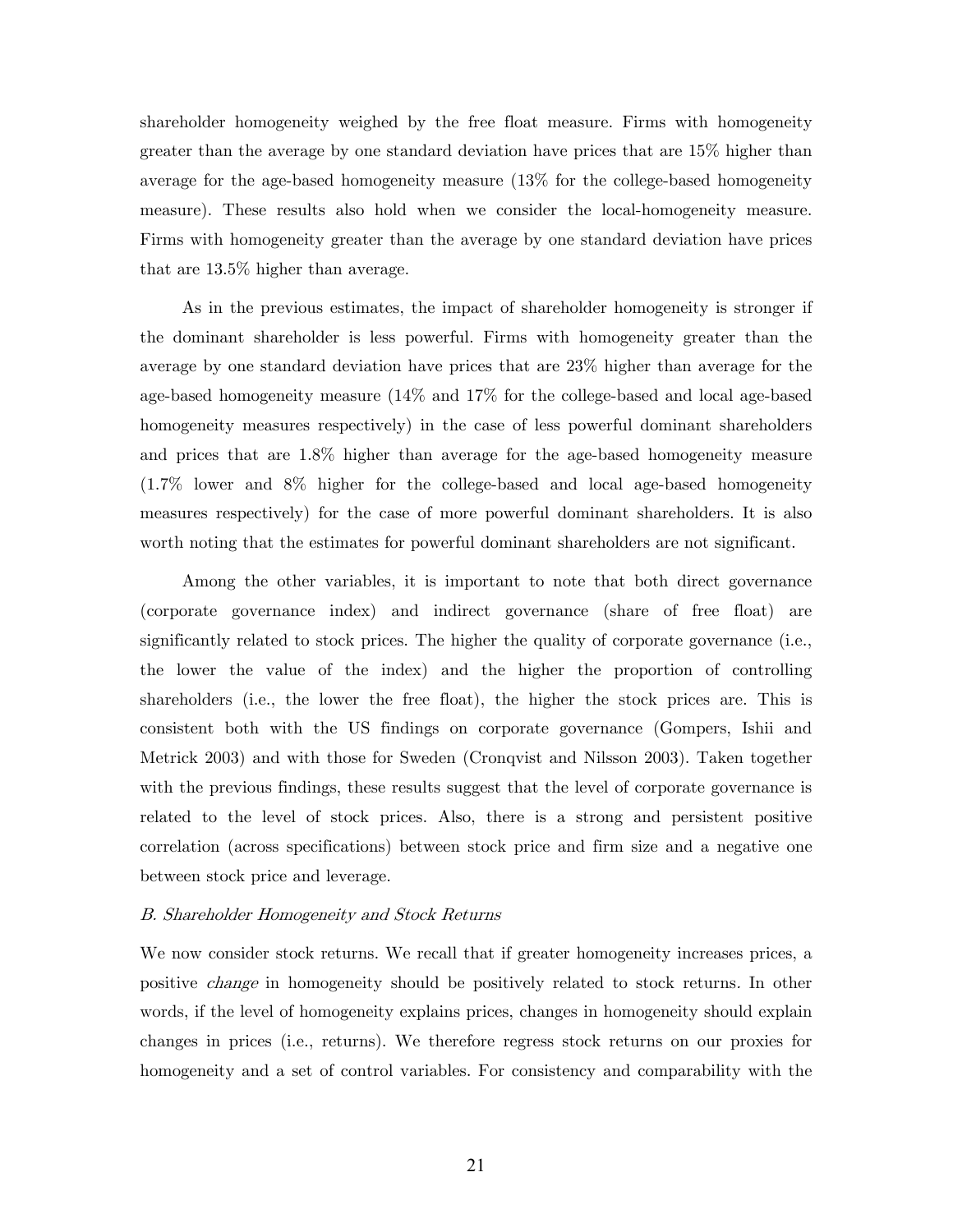shareholder homogeneity weighed by the free float measure. Firms with homogeneity greater than the average by one standard deviation have prices that are 15% higher than average for the age-based homogeneity measure (13% for the college-based homogeneity measure). These results also hold when we consider the local-homogeneity measure. Firms with homogeneity greater than the average by one standard deviation have prices that are 13.5% higher than average.

As in the previous estimates, the impact of shareholder homogeneity is stronger if the dominant shareholder is less powerful. Firms with homogeneity greater than the average by one standard deviation have prices that are 23% higher than average for the age-based homogeneity measure (14% and 17% for the college-based and local age-based homogeneity measures respectively) in the case of less powerful dominant shareholders and prices that are 1.8% higher than average for the age-based homogeneity measure (1.7% lower and 8% higher for the college-based and local age-based homogeneity measures respectively) for the case of more powerful dominant shareholders. It is also worth noting that the estimates for powerful dominant shareholders are not significant.

Among the other variables, it is important to note that both direct governance (corporate governance index) and indirect governance (share of free float) are significantly related to stock prices. The higher the quality of corporate governance (i.e., the lower the value of the index) and the higher the proportion of controlling shareholders (i.e., the lower the free float), the higher the stock prices are. This is consistent both with the US findings on corporate governance (Gompers, Ishii and Metrick 2003) and with those for Sweden (Cronqvist and Nilsson 2003). Taken together with the previous findings, these results suggest that the level of corporate governance is related to the level of stock prices. Also, there is a strong and persistent positive correlation (across specifications) between stock price and firm size and a negative one between stock price and leverage.

### *B. Shareholder Homogeneity and Stock Returns*

We now consider stock returns. We recall that if greater homogeneity increases prices, a positive *change* in homogeneity should be positively related to stock returns. In other words, if the level of homogeneity explains prices, changes in homogeneity should explain changes in prices (i.e., returns). We therefore regress stock returns on our proxies for homogeneity and a set of control variables. For consistency and comparability with the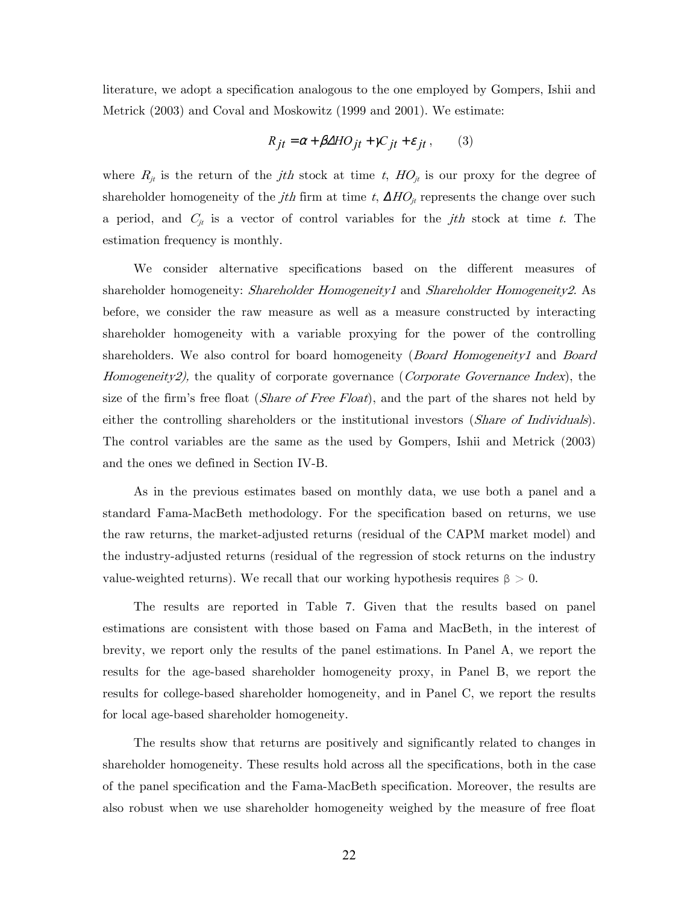literature, we adopt a specification analogous to the one employed by Gompers, Ishii and Metrick (2003) and Coval and Moskowitz (1999 and 2001). We estimate:

$$R_{jt} = \alpha + \beta \Delta HO_{jt} + \gamma C_{jt} + \varepsilon_{jt}, \qquad (3)$$

where $R_{jt}$ is the return of the *jth* stock at time *t*, $HO_{jt}$ is our proxy for the degree of shareholder homogeneity of the *jth* firm at time *t*, $\Delta HO_{jt}$ represents the change over such a period, and $C_{jt}$ is a vector of control variables for the *jth* stock at time *t*. The estimation frequency is monthly.

We consider alternative specifications based on the different measures of shareholder homogeneity: *Shareholder Homogeneity1* and *Shareholder Homogeneity2.* As before, we consider the raw measure as well as a measure constructed by interacting shareholder homogeneity with a variable proxying for the power of the controlling shareholders. We also control for board homogeneity (*Board Homogeneity1* and *Board Homogeneity2),* the quality of corporate governance (*Corporate Governance Index*), the size of the firm's free float (*Share of Free Float*), and the part of the shares not held by either the controlling shareholders or the institutional investors (*Share of Individuals*). The control variables are the same as the used by Gompers, Ishii and Metrick (2003) and the ones we defined in Section IV-B.

As in the previous estimates based on monthly data, we use both a panel and a standard Fama-MacBeth methodology. For the specification based on returns, we use the raw returns, the market-adjusted returns (residual of the CAPM market model) and the industry-adjusted returns (residual of the regression of stock returns on the industry value-weighted returns). We recall that our working hypothesis requires $\beta > 0$.

The results are reported in Table 7. Given that the results based on panel estimations are consistent with those based on Fama and MacBeth, in the interest of brevity, we report only the results of the panel estimations. In Panel A, we report the results for the age-based shareholder homogeneity proxy, in Panel B, we report the results for college-based shareholder homogeneity, and in Panel C, we report the results for local age-based shareholder homogeneity.

The results show that returns are positively and significantly related to changes in shareholder homogeneity. These results hold across all the specifications, both in the case of the panel specification and the Fama-MacBeth specification. Moreover, the results are also robust when we use shareholder homogeneity weighed by the measure of free float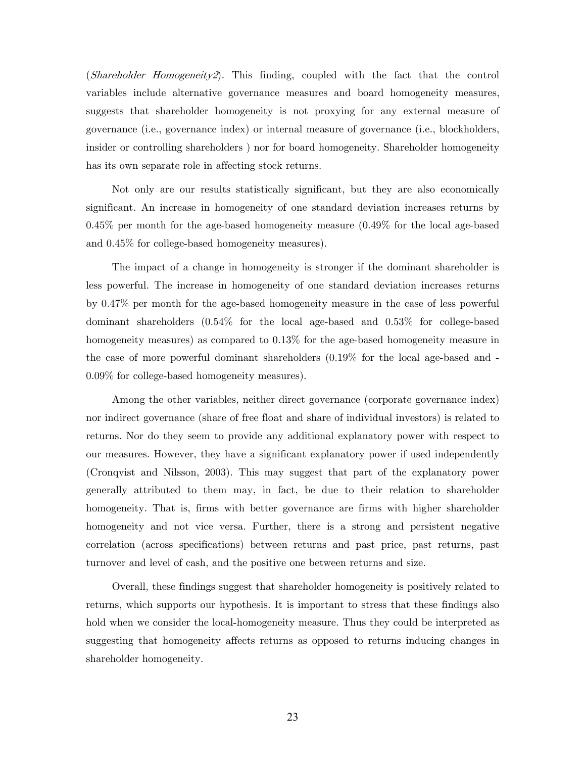(*Shareholder Homogeneity2*). This finding, coupled with the fact that the control variables include alternative governance measures and board homogeneity measures, suggests that shareholder homogeneity is not proxying for any external measure of governance (i.e., governance index) or internal measure of governance (i.e., blockholders, insider or controlling shareholders ) nor for board homogeneity. Shareholder homogeneity has its own separate role in affecting stock returns.

Not only are our results statistically significant, but they are also economically significant. An increase in homogeneity of one standard deviation increases returns by 0.45% per month for the age-based homogeneity measure (0.49% for the local age-based and 0.45% for college-based homogeneity measures).

The impact of a change in homogeneity is stronger if the dominant shareholder is less powerful. The increase in homogeneity of one standard deviation increases returns by 0.47% per month for the age-based homogeneity measure in the case of less powerful dominant shareholders (0.54% for the local age-based and 0.53% for college-based homogeneity measures) as compared to 0.13% for the age-based homogeneity measure in the case of more powerful dominant shareholders (0.19% for the local age-based and -0.09% for college-based homogeneity measures).

Among the other variables, neither direct governance (corporate governance index) nor indirect governance (share of free float and share of individual investors) is related to returns. Nor do they seem to provide any additional explanatory power with respect to our measures. However, they have a significant explanatory power if used independently (Cronqvist and Nilsson, 2003). This may suggest that part of the explanatory power generally attributed to them may, in fact, be due to their relation to shareholder homogeneity. That is, firms with better governance are firms with higher shareholder homogeneity and not vice versa. Further, there is a strong and persistent negative correlation (across specifications) between returns and past price, past returns, past turnover and level of cash, and the positive one between returns and size.

Overall, these findings suggest that shareholder homogeneity is positively related to returns, which supports our hypothesis. It is important to stress that these findings also hold when we consider the local-homogeneity measure. Thus they could be interpreted as suggesting that homogeneity affects returns as opposed to returns inducing changes in shareholder homogeneity.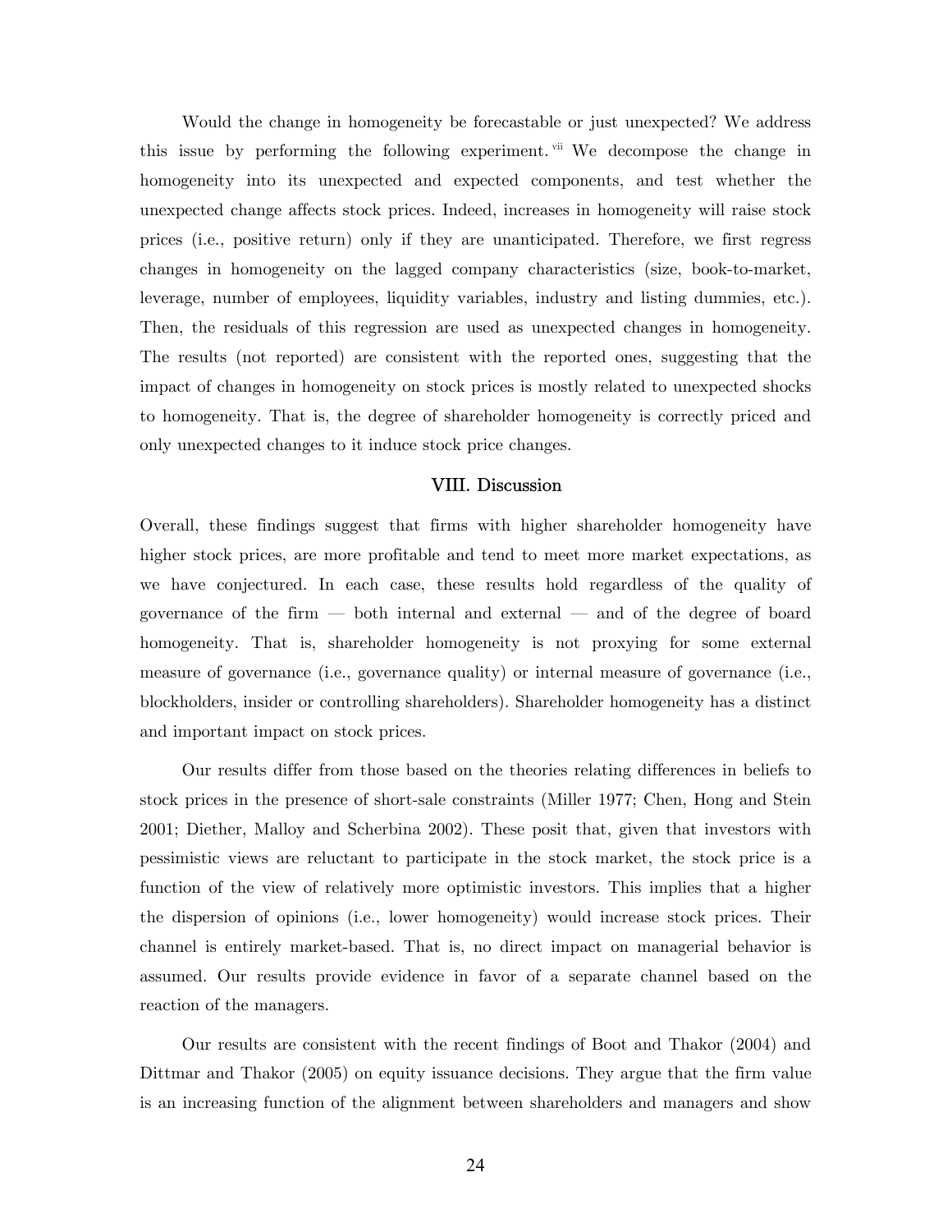Would the change in homogeneity be forecastable or just unexpected? We address this issue by performing the following experiment.[vii] We decompose the change in homogeneity into its unexpected and expected components, and test whether the unexpected change affects stock prices. Indeed, increases in homogeneity will raise stock prices (i.e., positive return) only if they are unanticipated. Therefore, we first regress changes in homogeneity on the lagged company characteristics (size, book-to-market, leverage, number of employees, liquidity variables, industry and listing dummies, etc.). Then, the residuals of this regression are used as unexpected changes in homogeneity. The results (not reported) are consistent with the reported ones, suggesting that the impact of changes in homogeneity on stock prices is mostly related to unexpected shocks to homogeneity. That is, the degree of shareholder homogeneity is correctly priced and only unexpected changes to it induce stock price changes.

## VIII. Discussion

Overall, these findings suggest that firms with higher shareholder homogeneity have higher stock prices, are more profitable and tend to meet more market expectations, as we have conjectured. In each case, these results hold regardless of the quality of governance of the firm — both internal and external — and of the degree of board homogeneity. That is, shareholder homogeneity is not proxying for some external measure of governance (i.e., governance quality) or internal measure of governance (i.e., blockholders, insider or controlling shareholders). Shareholder homogeneity has a distinct and important impact on stock prices.

Our results differ from those based on the theories relating differences in beliefs to stock prices in the presence of short-sale constraints (Miller 1977; Chen, Hong and Stein 2001; Diether, Malloy and Scherbina 2002). These posit that, given that investors with pessimistic views are reluctant to participate in the stock market, the stock price is a function of the view of relatively more optimistic investors. This implies that a higher the dispersion of opinions (i.e., lower homogeneity) would increase stock prices. Their channel is entirely market-based. That is, no direct impact on managerial behavior is assumed. Our results provide evidence in favor of a separate channel based on the reaction of the managers.

Our results are consistent with the recent findings of Boot and Thakor (2004) and Dittmar and Thakor (2005) on equity issuance decisions. They argue that the firm value is an increasing function of the alignment between shareholders and managers and show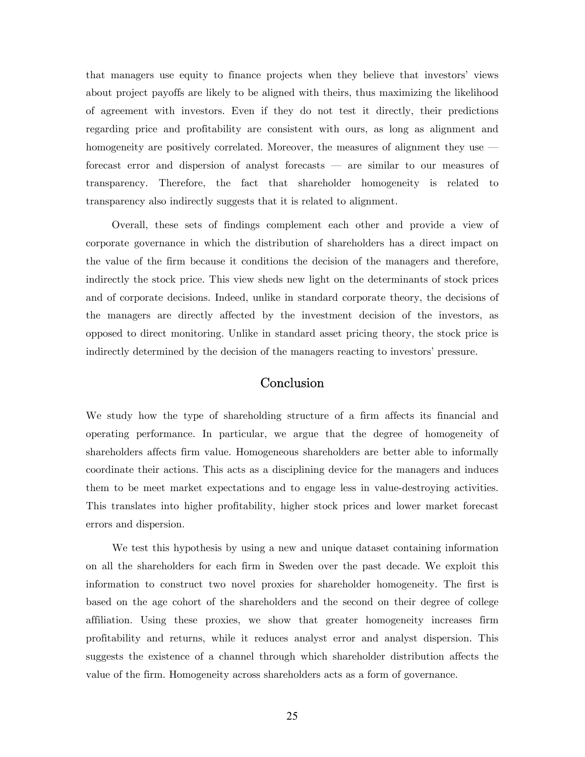that managers use equity to finance projects when they believe that investors' views about project payoffs are likely to be aligned with theirs, thus maximizing the likelihood of agreement with investors. Even if they do not test it directly, their predictions regarding price and profitability are consistent with ours, as long as alignment and homogeneity are positively correlated. Moreover, the measures of alignment they use — forecast error and dispersion of analyst forecasts — are similar to our measures of transparency. Therefore, the fact that shareholder homogeneity is related to transparency also indirectly suggests that it is related to alignment.

Overall, these sets of findings complement each other and provide a view of corporate governance in which the distribution of shareholders has a direct impact on the value of the firm because it conditions the decision of the managers and therefore, indirectly the stock price. This view sheds new light on the determinants of stock prices and of corporate decisions. Indeed, unlike in standard corporate theory, the decisions of the managers are directly affected by the investment decision of the investors, as opposed to direct monitoring. Unlike in standard asset pricing theory, the stock price is indirectly determined by the decision of the managers reacting to investors' pressure.

## Conclusion

We study how the type of shareholding structure of a firm affects its financial and operating performance. In particular, we argue that the degree of homogeneity of shareholders affects firm value. Homogeneous shareholders are better able to informally coordinate their actions. This acts as a disciplining device for the managers and induces them to be meet market expectations and to engage less in value-destroying activities. This translates into higher profitability, higher stock prices and lower market forecast errors and dispersion.

We test this hypothesis by using a new and unique dataset containing information on all the shareholders for each firm in Sweden over the past decade. We exploit this information to construct two novel proxies for shareholder homogeneity. The first is based on the age cohort of the shareholders and the second on their degree of college affiliation. Using these proxies, we show that greater homogeneity increases firm profitability and returns, while it reduces analyst error and analyst dispersion. This suggests the existence of a channel through which shareholder distribution affects the value of the firm. Homogeneity across shareholders acts as a form of governance.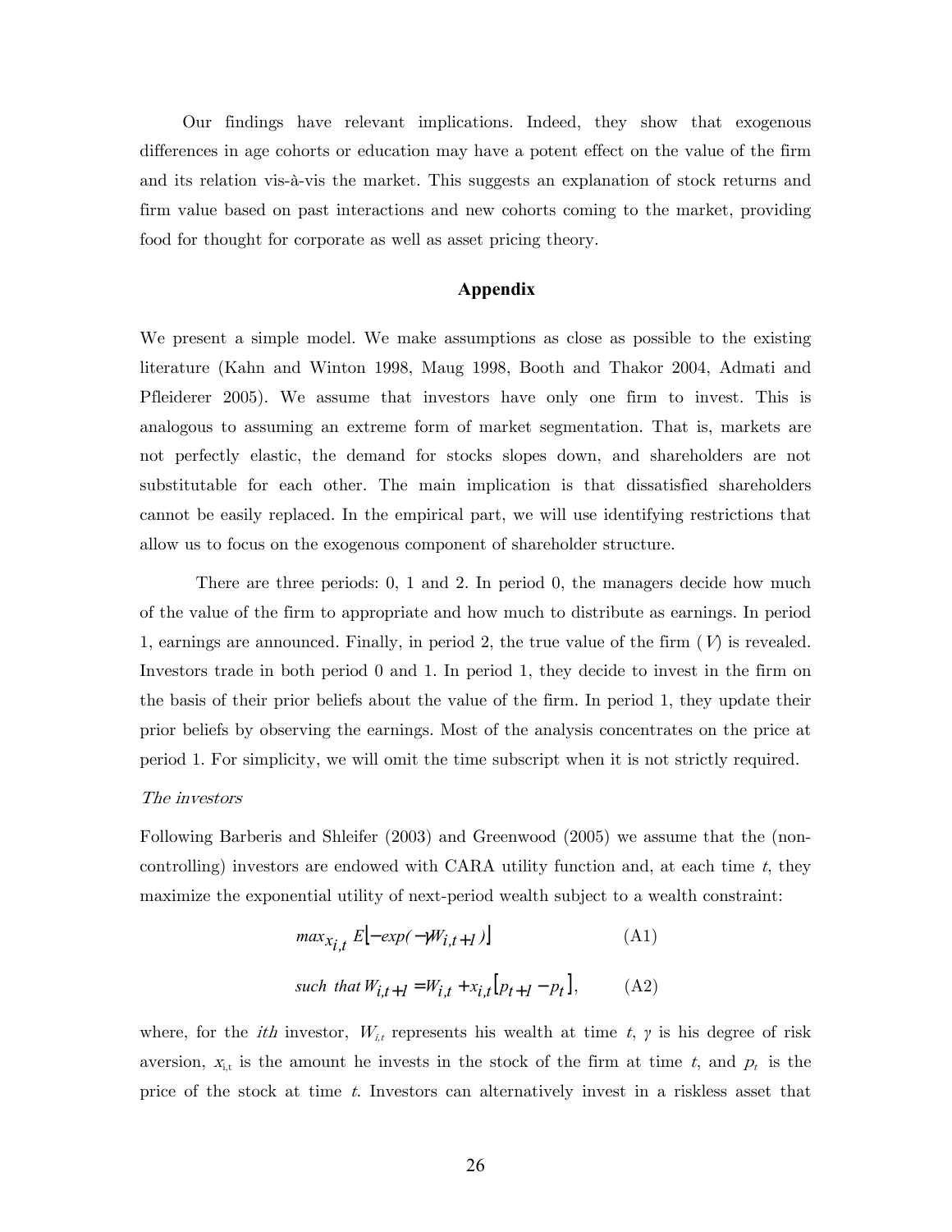Our findings have relevant implications. Indeed, they show that exogenous differences in age cohorts or education may have a potent effect on the value of the firm and its relation vis-à-vis the market. This suggests an explanation of stock returns and firm value based on past interactions and new cohorts coming to the market, providing food for thought for corporate as well as asset pricing theory.

## Appendix

We present a simple model. We make assumptions as close as possible to the existing literature (Kahn and Winton 1998, Maug 1998, Booth and Thakor 2004, Admati and Pfleiderer 2005). We assume that investors have only one firm to invest. This is analogous to assuming an extreme form of market segmentation. That is, markets are not perfectly elastic, the demand for stocks slopes down, and shareholders are not substitutable for each other. The main implication is that dissatisfied shareholders cannot be easily replaced. In the empirical part, we will use identifying restrictions that allow us to focus on the exogenous component of shareholder structure.

There are three periods: 0, 1 and 2. In period 0, the managers decide how much of the value of the firm to appropriate and how much to distribute as earnings. In period 1, earnings are announced. Finally, in period 2, the true value of the firm ($V$) is revealed. Investors trade in both period 0 and 1. In period 1, they decide to invest in the firm on the basis of their prior beliefs about the value of the firm. In period 1, they update their prior beliefs by observing the earnings. Most of the analysis concentrates on the price at period 1. For simplicity, we will omit the time subscript when it is not strictly required.

*The investors*

Following Barberis and Shleifer (2003) and Greenwood (2005) we assume that the (non-controlling) investors are endowed with CARA utility function and, at each time $t$, they maximize the exponential utility of next-period wealth subject to a wealth constraint:

$$\max_{x_{i,t}} E\left[-\exp(-\gamma W_{i,t+1})\right] \qquad \text{(A1)}$$

$$\text{such that } W_{i,t+1} = W_{i,t} + x_{i,t}\left[p_{t+1} - p_t\right], \qquad \text{(A2)}$$

where, for the *ith* investor, $W_{i,t}$ represents his wealth at time $t$, $\gamma$ is his degree of risk aversion, $x_{i,t}$ is the amount he invests in the stock of the firm at time $t$, and $p_t$ is the price of the stock at time $t$. Investors can alternatively invest in a riskless asset that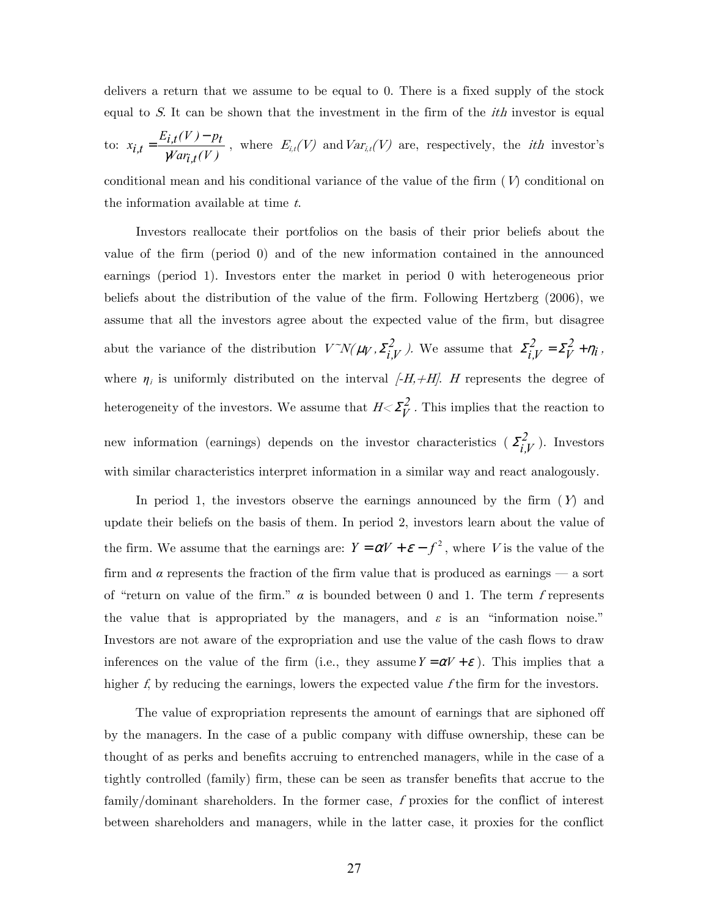delivers a return that we assume to be equal to 0. There is a fixed supply of the stock equal to *S.* It can be shown that the investment in the firm of the *ith* investor is equal to: $x_{i,t} = \frac{E_{i,t}(V) - p_t}{\gamma Var_{i,t}(V)}$, where $E_{i,t}(V)$ and $Var_{i,t}(V)$ are, respectively, the *ith* investor's conditional mean and his conditional variance of the value of the firm ($V$) conditional on the information available at time *t*.

Investors reallocate their portfolios on the basis of their prior beliefs about the value of the firm (period 0) and of the new information contained in the announced earnings (period 1). Investors enter the market in period 0 with heterogeneous prior beliefs about the distribution of the value of the firm. Following Hertzberg (2006), we assume that all the investors agree about the expected value of the firm, but disagree abut the variance of the distribution $V \sim N(\mu_V, \Sigma_{i,V}^2)$. We assume that $\Sigma_{i,V}^2 = \Sigma_V^2 + \eta_i$, where $\eta_i$ is uniformly distributed on the interval $[-H,+H]$. $H$ represents the degree of heterogeneity of the investors. We assume that $H < \Sigma_V^2$. This implies that the reaction to new information (earnings) depends on the investor characteristics ($\Sigma_{i,V}^2$). Investors with similar characteristics interpret information in a similar way and react analogously.

In period 1, the investors observe the earnings announced by the firm ($Y$) and update their beliefs on the basis of them. In period 2, investors learn about the value of the firm. We assume that the earnings are: $Y = \alpha V + \varepsilon - f^2$, where $V$ is the value of the firm and $\alpha$ represents the fraction of the firm value that is produced as earnings — a sort of "return on value of the firm." $\alpha$ is bounded between 0 and 1. The term $f$ represents the value that is appropriated by the managers, and $\varepsilon$ is an "information noise." Investors are not aware of the expropriation and use the value of the cash flows to draw inferences on the value of the firm (i.e., they assume $Y = \alpha V + \varepsilon$). This implies that a higher $f$, by reducing the earnings, lowers the expected value $f$ the firm for the investors.

The value of expropriation represents the amount of earnings that are siphoned off by the managers. In the case of a public company with diffuse ownership, these can be thought of as perks and benefits accruing to entrenched managers, while in the case of a tightly controlled (family) firm, these can be seen as transfer benefits that accrue to the family/dominant shareholders. In the former case, $f$ proxies for the conflict of interest between shareholders and managers, while in the latter case, it proxies for the conflict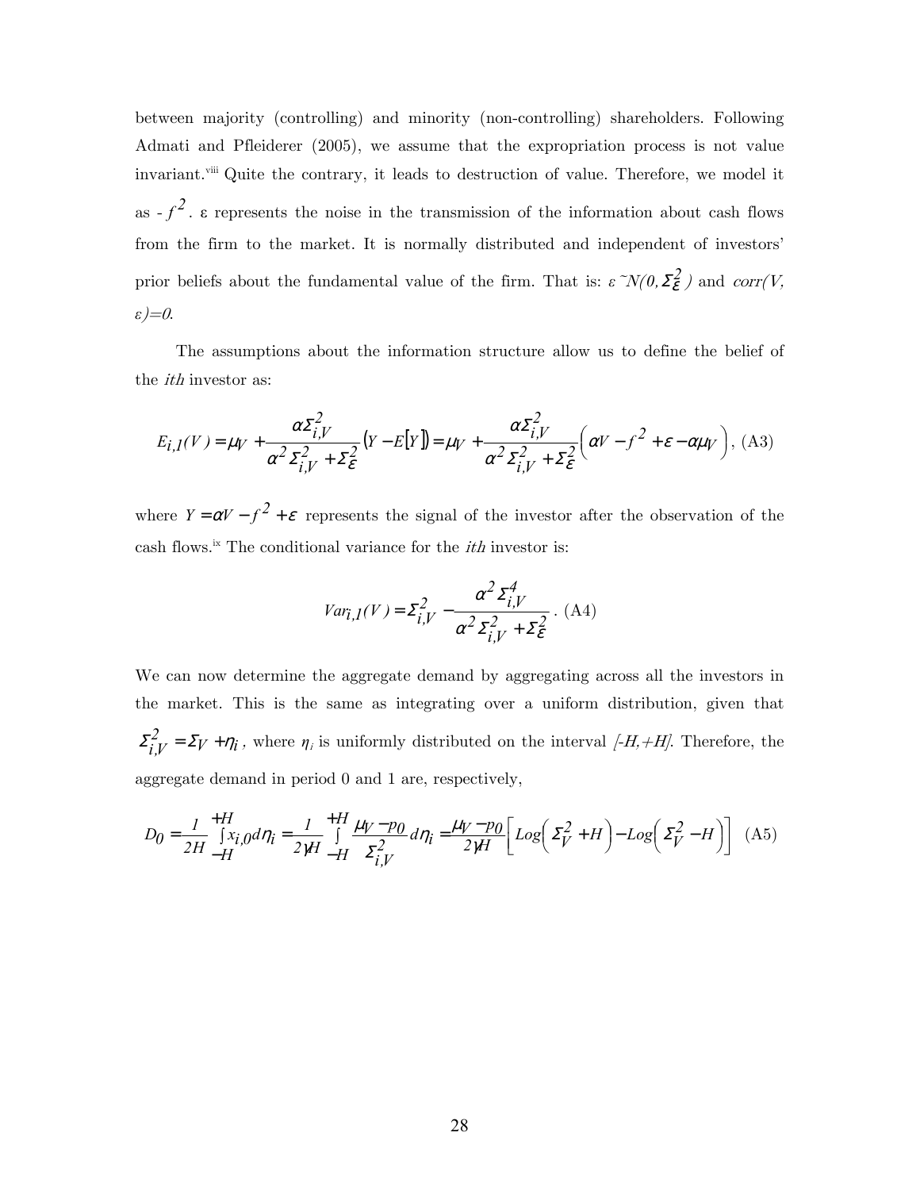between majority (controlling) and minority (non-controlling) shareholders. Following Admati and Pfleiderer (2005), we assume that the expropriation process is not value invariant.[viii] Quite the contrary, it leads to destruction of value. Therefore, we model it as $-f^2$. ε represents the noise in the transmission of the information about cash flows from the firm to the market. It is normally distributed and independent of investors' prior beliefs about the fundamental value of the firm. That is: $\varepsilon \sim N(0, \Sigma_{\varepsilon}^2)$ and $corr(V, \varepsilon)=0$.

The assumptions about the information structure allow us to define the belief of the *ith* investor as:

$$E_{i,1}(V) = \mu_V + \frac{\alpha \Sigma_{i,V}^2}{\alpha^2 \Sigma_{i,V}^2 + \Sigma_{\varepsilon}^2} \left(Y - E[Y]\right) = \mu_V + \frac{\alpha \Sigma_{i,V}^2}{\alpha^2 \Sigma_{i,V}^2 + \Sigma_{\varepsilon}^2} \left(\alpha V - f^2 + \varepsilon - \alpha \mu_V\right), \text{ (A3)}$$

where $Y = \alpha V - f^2 + \varepsilon$ represents the signal of the investor after the observation of the cash flows.[ix] The conditional variance for the *ith* investor is:

$$Var_{i,1}(V) = \Sigma_{i,V}^2 - \frac{\alpha^2 \Sigma_{i,V}^4}{\alpha^2 \Sigma_{i,V}^2 + \Sigma_{\varepsilon}^2}. \text{ (A4)}$$

We can now determine the aggregate demand by aggregating across all the investors in the market. This is the same as integrating over a uniform distribution, given that $\Sigma_{i,V}^2 = \Sigma_V + \eta_i$, where $\eta_i$ is uniformly distributed on the interval $[-H,+H]$. Therefore, the aggregate demand in period 0 and 1 are, respectively,

$$D_0 = \frac{1}{2H} \int_{-H}^{+H} x_{i,0} d\eta_i = \frac{1}{2\gamma H} \int_{-H}^{+H} \frac{\mu_V - p_0}{\Sigma_{i,V}^2} d\eta_i = \frac{\mu_V - p_0}{2\gamma H} \left[ Log\left(\Sigma_V^2 + H\right) - Log\left(\Sigma_V^2 - H\right) \right] \text{ (A5)}$$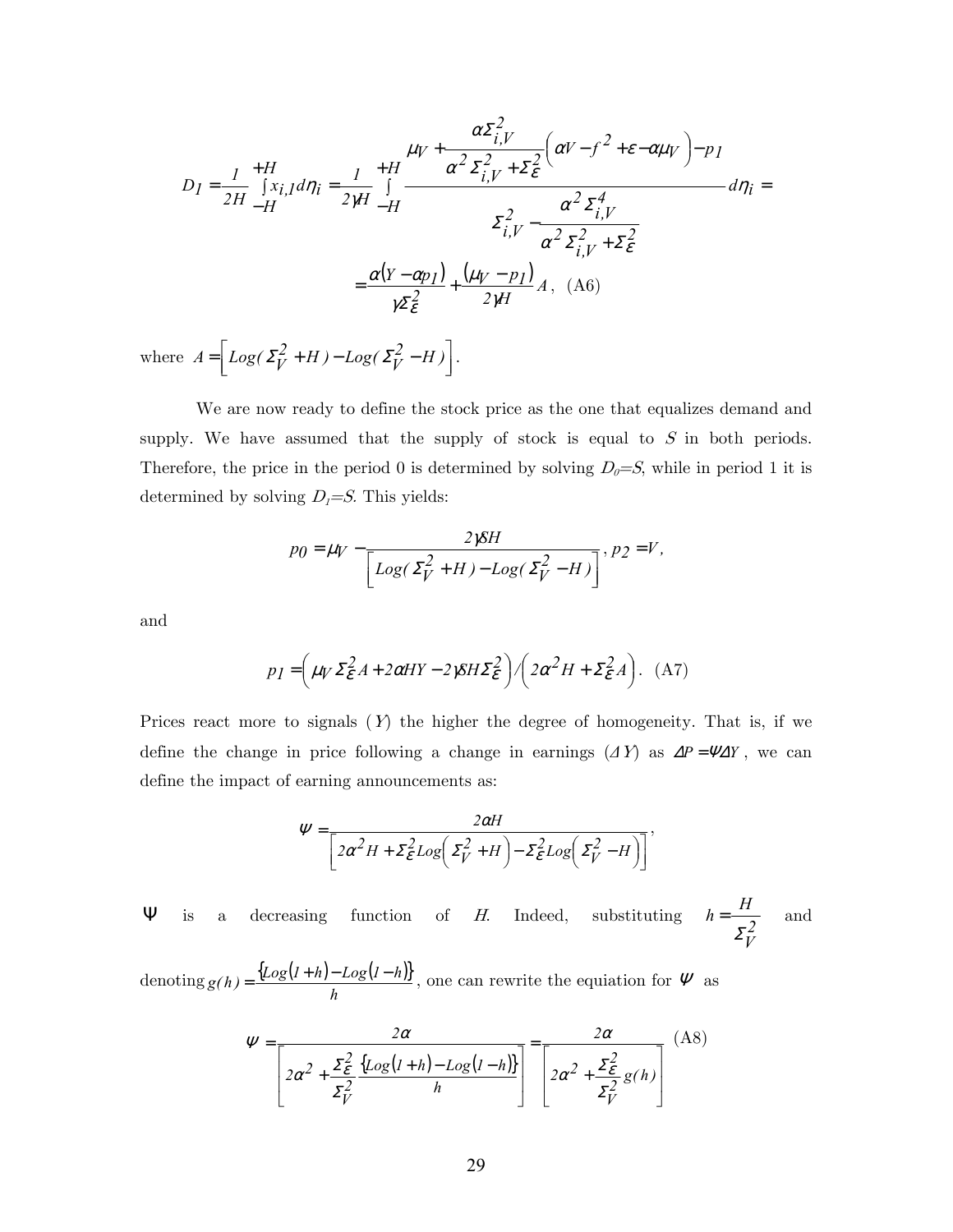$$D_1 = \frac{1}{2H} \int_{-H}^{+H} x_{i,1} d\eta_i = \frac{1}{2\gamma H} \int_{-H}^{+H} \frac{\mu_V + \frac{\alpha \Sigma_{i,V}^2}{\alpha^2 \Sigma_{i,V}^2 + \Sigma_\varepsilon^2}\left(\alpha V - f^2 + \varepsilon - \alpha \mu_V\right) - p_1}{\Sigma_{i,V}^2 - \frac{\alpha^2 \Sigma_{i,V}^4}{\alpha^2 \Sigma_{i,V}^2 + \Sigma_\varepsilon^2}} d\eta_i =$$

$$= \frac{\alpha\left(Y - \alpha p_1\right)}{\gamma \Sigma_\varepsilon^2} + \frac{\left(\mu_V - p_1\right)}{2\gamma H} A, \quad \text{(A6)}$$

where $A = \left[ Log(\Sigma_V^2 + H) - Log(\Sigma_V^2 - H) \right]$.

We are now ready to define the stock price as the one that equalizes demand and supply. We have assumed that the supply of stock is equal to $S$ in both periods. Therefore, the price in the period 0 is determined by solving $D_0=S$, while in period 1 it is determined by solving $D_1=S$. This yields:

$$p_0 = \mu_V - \frac{2\gamma SH}{\left[ Log(\Sigma_V^2 + H) - Log(\Sigma_V^2 - H) \right]}, \; p_2 = V,$$

and

$$p_1 = \left( \mu_V \Sigma_\varepsilon^2 A + 2\alpha HY - 2\gamma SH \Sigma_\varepsilon^2 \right) / \left( 2\alpha^2 H + \Sigma_\varepsilon^2 A \right). \quad \text{(A7)}$$

Prices react more to signals ($Y$) the higher the degree of homogeneity. That is, if we define the change in price following a change in earnings ($\Delta Y$) as $\Delta P = \Psi \Delta Y$, we can define the impact of earning announcements as:

$$\Psi = \frac{2\alpha H}{\left[ 2\alpha^2 H + \Sigma_\varepsilon^2 Log\left(\Sigma_V^2 + H\right) - \Sigma_\varepsilon^2 Log\left(\Sigma_V^2 - H\right) \right]},$$

$\Psi$ is a decreasing function of $H$. Indeed, substituting $h = \frac{H}{\Sigma_V^2}$ and denoting $g(h) = \frac{\{Log(1+h) - Log(1-h)\}}{h}$, one can rewrite the equation for $\Psi$ as

$$\Psi = \frac{2\alpha}{\left[ 2\alpha^2 + \frac{\Sigma_\varepsilon^2}{\Sigma_V^2} \frac{\{Log(1+h) - Log(1-h)\}}{h} \right]} = \frac{2\alpha}{\left[ 2\alpha^2 + \frac{\Sigma_\varepsilon^2}{\Sigma_V^2} g(h) \right]} \quad \text{(A8)}$$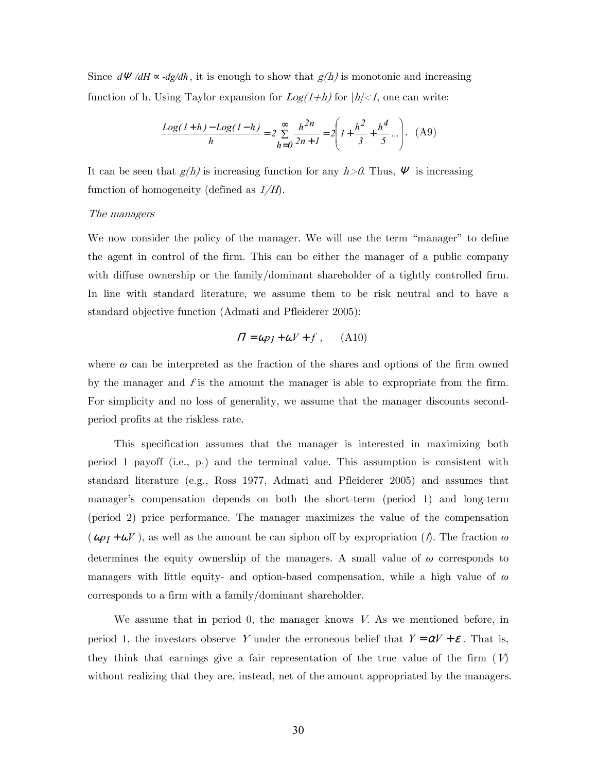Since $d\Psi/dH \propto -dg/dh$, it is enough to show that $g(h)$ is monotonic and increasing function of h. Using Taylor expansion for $Log(1+h)$ for $|h|<1$, one can write:

$$\frac{Log(1+h)-Log(1-h)}{h}=2\sum_{h=0}^{\infty}\frac{h^{2n}}{2n+1}=2\left(1+\frac{h^2}{3}+\frac{h^4}{5}...\right). \quad \text{(A9)}$$

It can be seen that $g(h)$ is increasing function for any $h>0$. Thus, $\Psi$ is increasing function of homogeneity (defined as $1/H$).

*The managers*

We now consider the policy of the manager. We will use the term "manager" to define the agent in control of the firm. This can be either the manager of a public company with diffuse ownership or the family/dominant shareholder of a tightly controlled firm. In line with standard literature, we assume them to be risk neutral and to have a standard objective function (Admati and Pfleiderer 2005):

$$\Pi = \omega p_1 + \omega V + f\ , \qquad \text{(A10)}$$

where $\omega$ can be interpreted as the fraction of the shares and options of the firm owned by the manager and $f$ is the amount the manager is able to expropriate from the firm. For simplicity and no loss of generality, we assume that the manager discounts second-period profits at the riskless rate.

This specification assumes that the manager is interested in maximizing both period 1 payoff (i.e., $p_1$) and the terminal value. This assumption is consistent with standard literature (e.g., Ross 1977, Admati and Pfleiderer 2005) and assumes that manager's compensation depends on both the short-term (period 1) and long-term (period 2) price performance. The manager maximizes the value of the compensation ($\omega p_1 + \omega V$), as well as the amount he can siphon off by expropriation ($f$). The fraction $\omega$ determines the equity ownership of the managers. A small value of $\omega$ corresponds to managers with little equity- and option-based compensation, while a high value of $\omega$ corresponds to a firm with a family/dominant shareholder.

We assume that in period 0, the manager knows $V$. As we mentioned before, in period 1, the investors observe $Y$ under the erroneous belief that $Y = \alpha V + \varepsilon$. That is, they think that earnings give a fair representation of the true value of the firm ($V$) without realizing that they are, instead, net of the amount appropriated by the managers.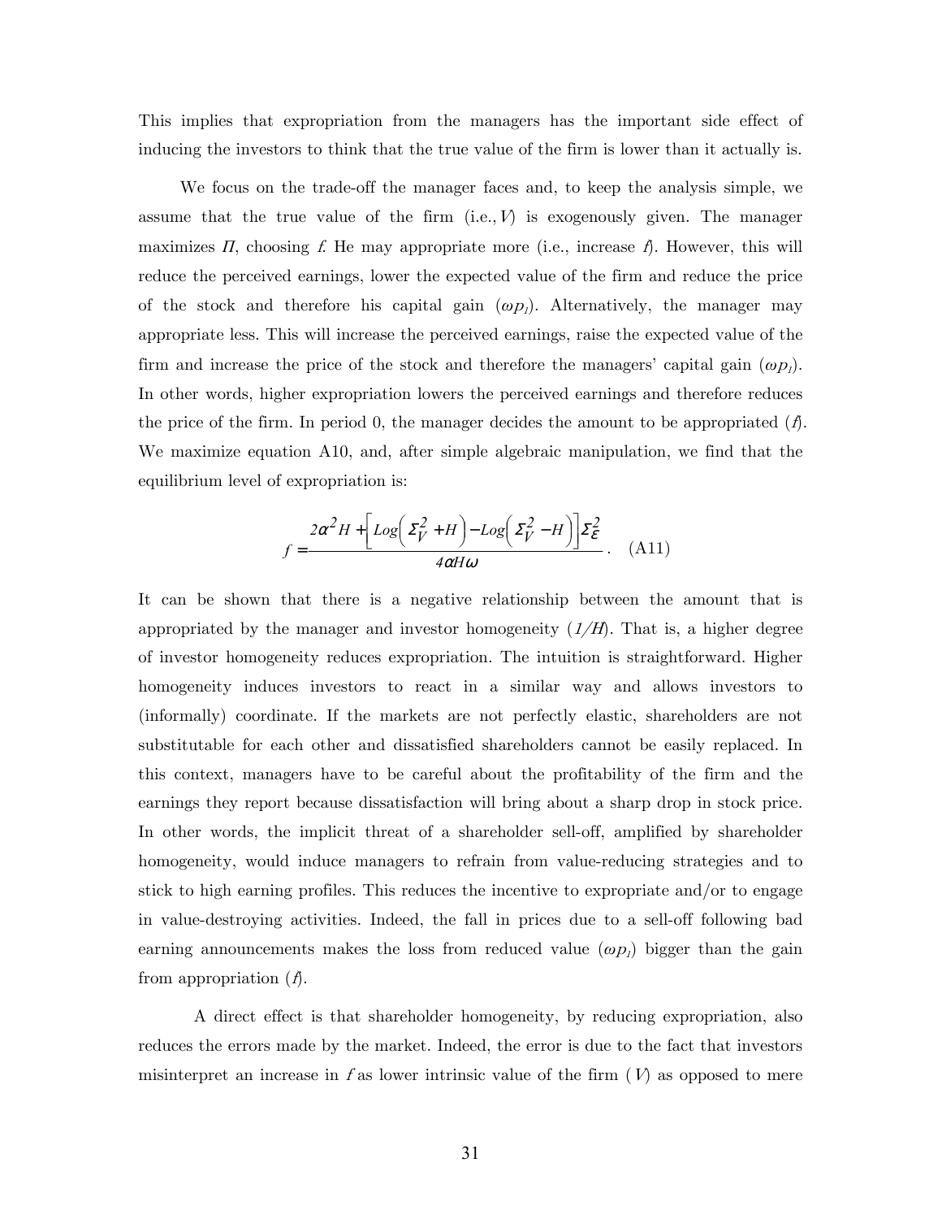This implies that expropriation from the managers has the important side effect of inducing the investors to think that the true value of the firm is lower than it actually is.

We focus on the trade-off the manager faces and, to keep the analysis simple, we assume that the true value of the firm (i.e., $V$) is exogenously given. The manager maximizes $\Pi$, choosing $f$. He may appropriate more (i.e., increase $f$). However, this will reduce the perceived earnings, lower the expected value of the firm and reduce the price of the stock and therefore his capital gain ($\omega p_1$). Alternatively, the manager may appropriate less. This will increase the perceived earnings, raise the expected value of the firm and increase the price of the stock and therefore the managers' capital gain ($\omega p_1$). In other words, higher expropriation lowers the perceived earnings and therefore reduces the price of the firm. In period 0, the manager decides the amount to be appropriated ($f$). We maximize equation A10, and, after simple algebraic manipulation, we find that the equilibrium level of expropriation is:

$$f = \frac{2\alpha^2 H + \left[Log\left(\Sigma_V^2 + H\right) - Log\left(\Sigma_V^2 - H\right)\right]\Sigma_\varepsilon^2}{4\alpha H \omega}. \quad \text{(A11)}$$

It can be shown that there is a negative relationship between the amount that is appropriated by the manager and investor homogeneity ($1/H$). That is, a higher degree of investor homogeneity reduces expropriation. The intuition is straightforward. Higher homogeneity induces investors to react in a similar way and allows investors to (informally) coordinate. If the markets are not perfectly elastic, shareholders are not substitutable for each other and dissatisfied shareholders cannot be easily replaced. In this context, managers have to be careful about the profitability of the firm and the earnings they report because dissatisfaction will bring about a sharp drop in stock price. In other words, the implicit threat of a shareholder sell-off, amplified by shareholder homogeneity, would induce managers to refrain from value-reducing strategies and to stick to high earning profiles. This reduces the incentive to expropriate and/or to engage in value-destroying activities. Indeed, the fall in prices due to a sell-off following bad earning announcements makes the loss from reduced value ($\omega p_1$) bigger than the gain from appropriation ($f$).

A direct effect is that shareholder homogeneity, by reducing expropriation, also reduces the errors made by the market. Indeed, the error is due to the fact that investors misinterpret an increase in $f$ as lower intrinsic value of the firm ($V$) as opposed to mere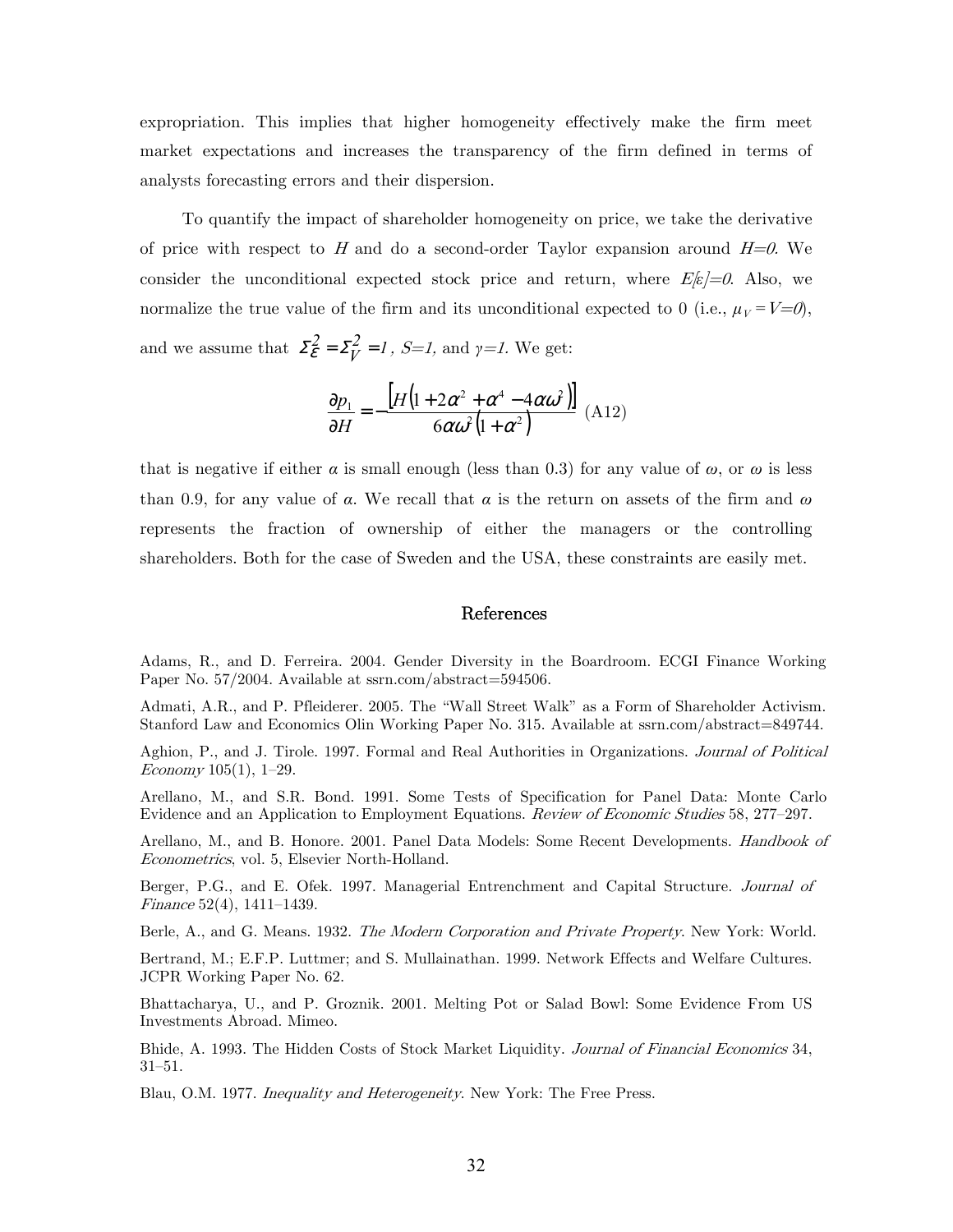expropriation. This implies that higher homogeneity effectively make the firm meet market expectations and increases the transparency of the firm defined in terms of analysts forecasting errors and their dispersion.

To quantify the impact of shareholder homogeneity on price, we take the derivative of price with respect to $H$ and do a second-order Taylor expansion around $H=0$. We consider the unconditional expected stock price and return, where $E[\varepsilon]=0$. Also, we normalize the true value of the firm and its unconditional expected to 0 (i.e., $\mu_V = V=0$), and we assume that $\Sigma_\varepsilon^2 = \Sigma_V^2 = 1$, $S=1$, and $\gamma=1$. We get:

$$\frac{\partial p_1}{\partial H} = -\frac{\left[H\left(1+2\alpha^2+\alpha^4-4\alpha\omega^2\right)\right]}{6\alpha\omega^2\left(1+\alpha^2\right)} \quad \text{(A12)}$$

that is negative if either $\alpha$ is small enough (less than 0.3) for any value of $\omega$, or $\omega$ is less than 0.9, for any value of $\alpha$. We recall that $\alpha$ is the return on assets of the firm and $\omega$ represents the fraction of ownership of either the managers or the controlling shareholders. Both for the case of Sweden and the USA, these constraints are easily met.

## References

Adams, R., and D. Ferreira. 2004. Gender Diversity in the Boardroom. ECGI Finance Working Paper No. 57/2004. Available at ssrn.com/abstract=594506.

Admati, A.R., and P. Pfleiderer. 2005. The "Wall Street Walk" as a Form of Shareholder Activism. Stanford Law and Economics Olin Working Paper No. 315. Available at ssrn.com/abstract=849744.

Aghion, P., and J. Tirole. 1997. Formal and Real Authorities in Organizations. *Journal of Political Economy* 105(1), 1–29.

Arellano, M., and S.R. Bond. 1991. Some Tests of Specification for Panel Data: Monte Carlo Evidence and an Application to Employment Equations. *Review of Economic Studies* 58, 277–297.

Arellano, M., and B. Honore. 2001. Panel Data Models: Some Recent Developments. *Handbook of Econometrics*, vol. 5, Elsevier North-Holland.

Berger, P.G., and E. Ofek. 1997. Managerial Entrenchment and Capital Structure. *Journal of Finance* 52(4), 1411–1439.

Berle, A., and G. Means. 1932. *The Modern Corporation and Private Property*. New York: World.

Bertrand, M.; E.F.P. Luttmer; and S. Mullainathan. 1999. Network Effects and Welfare Cultures. JCPR Working Paper No. 62.

Bhattacharya, U., and P. Groznik. 2001. Melting Pot or Salad Bowl: Some Evidence From US Investments Abroad. Mimeo.

Bhide, A. 1993. The Hidden Costs of Stock Market Liquidity. *Journal of Financial Economics* 34, 31–51.

Blau, O.M. 1977. *Inequality and Heterogeneity*. New York: The Free Press.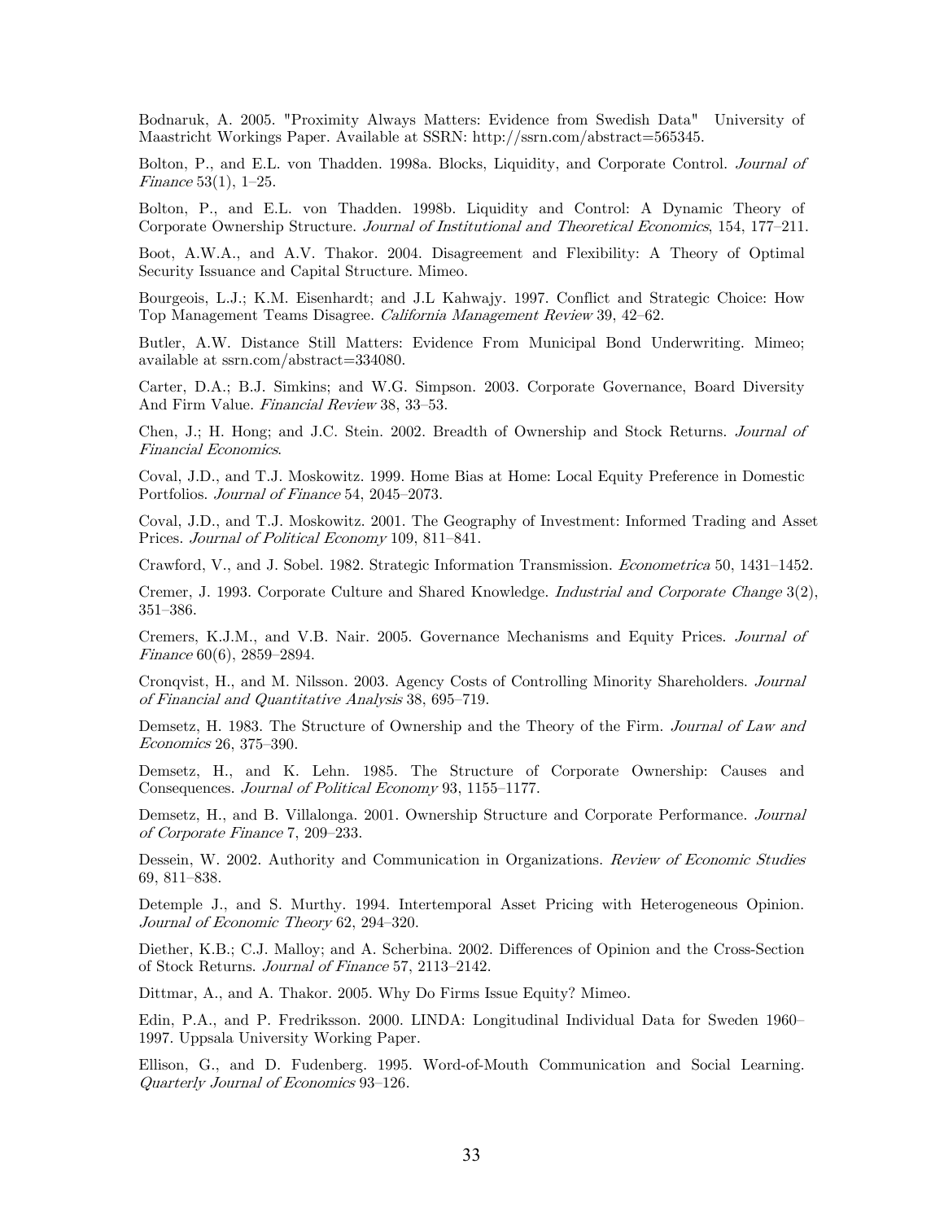Bodnaruk, A. 2005. "Proximity Always Matters: Evidence from Swedish Data" University of Maastricht Workings Paper. Available at SSRN: http://ssrn.com/abstract=565345.

Bolton, P., and E.L. von Thadden. 1998a. Blocks, Liquidity, and Corporate Control. *Journal of Finance* 53(1), 1–25.

Bolton, P., and E.L. von Thadden. 1998b. Liquidity and Control: A Dynamic Theory of Corporate Ownership Structure. *Journal of Institutional and Theoretical Economics*, 154, 177–211.

Boot, A.W.A., and A.V. Thakor. 2004. Disagreement and Flexibility: A Theory of Optimal Security Issuance and Capital Structure. Mimeo.

Bourgeois, L.J.; K.M. Eisenhardt; and J.L Kahwajy. 1997. Conflict and Strategic Choice: How Top Management Teams Disagree. *California Management Review* 39, 42–62.

Butler, A.W. Distance Still Matters: Evidence From Municipal Bond Underwriting. Mimeo; available at ssrn.com/abstract=334080.

Carter, D.A.; B.J. Simkins; and W.G. Simpson. 2003. Corporate Governance, Board Diversity And Firm Value. *Financial Review* 38, 33–53.

Chen, J.; H. Hong; and J.C. Stein. 2002. Breadth of Ownership and Stock Returns. *Journal of Financial Economics*.

Coval, J.D., and T.J. Moskowitz. 1999. Home Bias at Home: Local Equity Preference in Domestic Portfolios. *Journal of Finance* 54, 2045–2073.

Coval, J.D., and T.J. Moskowitz. 2001. The Geography of Investment: Informed Trading and Asset Prices. *Journal of Political Economy* 109, 811–841.

Crawford, V., and J. Sobel. 1982. Strategic Information Transmission. *Econometrica* 50, 1431–1452.

Cremer, J. 1993. Corporate Culture and Shared Knowledge. *Industrial and Corporate Change* 3(2), 351–386.

Cremers, K.J.M., and V.B. Nair. 2005. Governance Mechanisms and Equity Prices. *Journal of Finance* 60(6), 2859–2894.

Cronqvist, H., and M. Nilsson. 2003. Agency Costs of Controlling Minority Shareholders. *Journal of Financial and Quantitative Analysis* 38, 695–719.

Demsetz, H. 1983. The Structure of Ownership and the Theory of the Firm. *Journal of Law and Economics* 26, 375–390.

Demsetz, H., and K. Lehn. 1985. The Structure of Corporate Ownership: Causes and Consequences. *Journal of Political Economy* 93, 1155–1177.

Demsetz, H., and B. Villalonga. 2001. Ownership Structure and Corporate Performance. *Journal of Corporate Finance* 7, 209–233.

Dessein, W. 2002. Authority and Communication in Organizations. *Review of Economic Studies* 69, 811–838.

Detemple J., and S. Murthy. 1994. Intertemporal Asset Pricing with Heterogeneous Opinion. *Journal of Economic Theory* 62, 294–320.

Diether, K.B.; C.J. Malloy; and A. Scherbina. 2002. Differences of Opinion and the Cross-Section of Stock Returns. *Journal of Finance* 57, 2113–2142.

Dittmar, A., and A. Thakor. 2005. Why Do Firms Issue Equity? Mimeo.

Edin, P.A., and P. Fredriksson. 2000. LINDA: Longitudinal Individual Data for Sweden 1960–1997. Uppsala University Working Paper.

Ellison, G., and D. Fudenberg. 1995. Word-of-Mouth Communication and Social Learning. *Quarterly Journal of Economics* 93–126.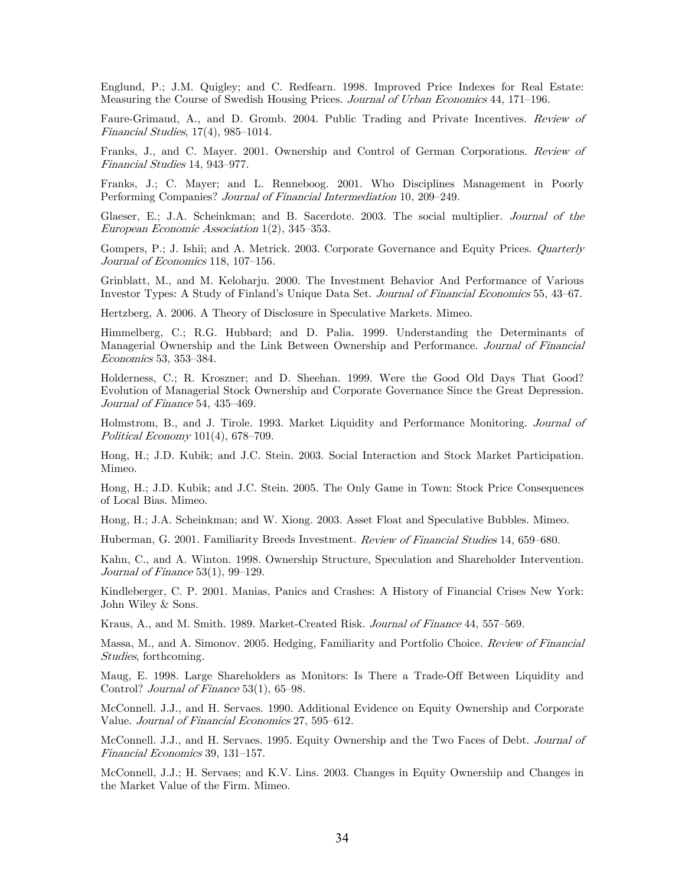Englund, P.; J.M. Quigley; and C. Redfearn. 1998. Improved Price Indexes for Real Estate: Measuring the Course of Swedish Housing Prices. *Journal of Urban Economics* 44, 171–196.

Faure-Grimaud, A., and D. Gromb. 2004. Public Trading and Private Incentives. *Review of Financial Studies*, 17(4), 985–1014.

Franks, J., and C. Mayer. 2001. Ownership and Control of German Corporations. *Review of Financial Studies* 14, 943–977.

Franks, J.; C. Mayer; and L. Renneboog. 2001. Who Disciplines Management in Poorly Performing Companies? *Journal of Financial Intermediation* 10, 209–249.

Glaeser, E.; J.A. Scheinkman; and B. Sacerdote. 2003. The social multiplier. *Journal of the European Economic Association* 1(2), 345–353.

Gompers, P.; J. Ishii; and A. Metrick. 2003. Corporate Governance and Equity Prices. *Quarterly Journal of Economics* 118, 107–156.

Grinblatt, M., and M. Keloharju. 2000. The Investment Behavior And Performance of Various Investor Types: A Study of Finland's Unique Data Set. *Journal of Financial Economics* 55, 43–67.

Hertzberg, A. 2006. A Theory of Disclosure in Speculative Markets. Mimeo.

Himmelberg, C.; R.G. Hubbard; and D. Palia. 1999. Understanding the Determinants of Managerial Ownership and the Link Between Ownership and Performance. *Journal of Financial Economics* 53, 353–384.

Holderness, C.; R. Kroszner; and D. Sheehan. 1999. Were the Good Old Days That Good? Evolution of Managerial Stock Ownership and Corporate Governance Since the Great Depression. *Journal of Finance* 54, 435–469.

Holmstrom, B., and J. Tirole. 1993. Market Liquidity and Performance Monitoring. *Journal of Political Economy* 101(4), 678–709.

Hong, H.; J.D. Kubik; and J.C. Stein. 2003. Social Interaction and Stock Market Participation. Mimeo.

Hong, H.; J.D. Kubik; and J.C. Stein. 2005. The Only Game in Town: Stock Price Consequences of Local Bias. Mimeo.

Hong, H.; J.A. Scheinkman; and W. Xiong. 2003. Asset Float and Speculative Bubbles. Mimeo.

Huberman, G. 2001. Familiarity Breeds Investment. *Review of Financial Studies* 14, 659–680.

Kahn, C., and A. Winton. 1998. Ownership Structure, Speculation and Shareholder Intervention. *Journal of Finance* 53(1), 99–129.

Kindleberger, C. P. 2001. Manias, Panics and Crashes: A History of Financial Crises New York: John Wiley & Sons.

Kraus, A., and M. Smith. 1989. Market-Created Risk. *Journal of Finance* 44, 557–569.

Massa, M., and A. Simonov. 2005. Hedging, Familiarity and Portfolio Choice. *Review of Financial Studies*, forthcoming.

Maug, E. 1998. Large Shareholders as Monitors: Is There a Trade-Off Between Liquidity and Control? *Journal of Finance* 53(1), 65–98.

McConnell. J.J., and H. Servaes. 1990. Additional Evidence on Equity Ownership and Corporate Value. *Journal of Financial Economics* 27, 595–612.

McConnell. J.J., and H. Servaes. 1995. Equity Ownership and the Two Faces of Debt. *Journal of Financial Economics* 39, 131–157.

McConnell, J.J.; H. Servaes; and K.V. Lins. 2003. Changes in Equity Ownership and Changes in the Market Value of the Firm. Mimeo.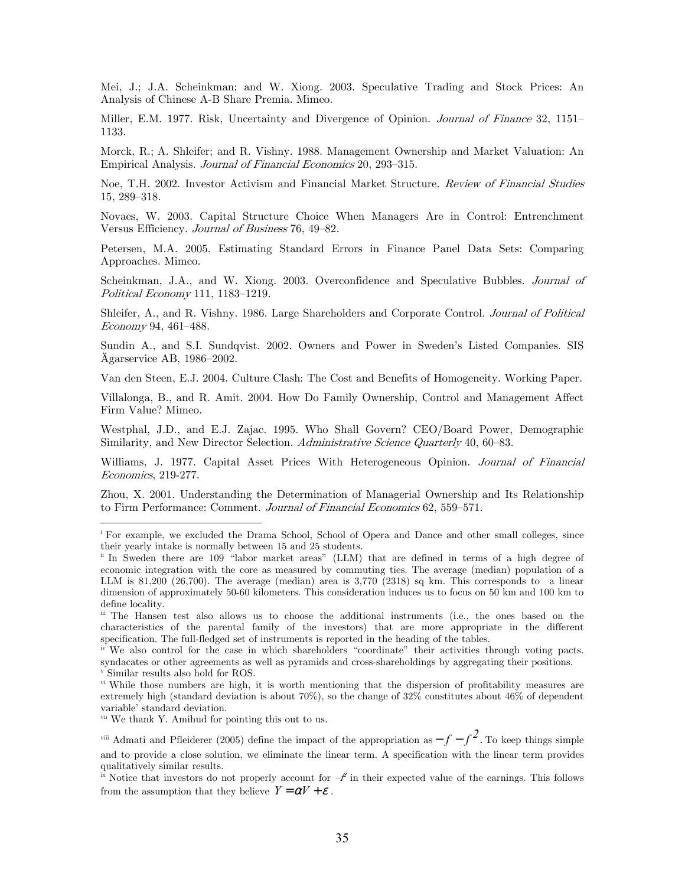Mei, J.; J.A. Scheinkman; and W. Xiong. 2003. Speculative Trading and Stock Prices: An Analysis of Chinese A-B Share Premia. Mimeo.

Miller, E.M. 1977. Risk, Uncertainty and Divergence of Opinion. *Journal of Finance* 32, 1151–1133.

Morck, R.; A. Shleifer; and R. Vishny. 1988. Management Ownership and Market Valuation: An Empirical Analysis. *Journal of Financial Economics* 20, 293–315.

Noe, T.H. 2002. Investor Activism and Financial Market Structure. *Review of Financial Studies* 15, 289–318.

Novaes, W. 2003. Capital Structure Choice When Managers Are in Control: Entrenchment Versus Efficiency. *Journal of Business* 76, 49–82.

Petersen, M.A. 2005. Estimating Standard Errors in Finance Panel Data Sets: Comparing Approaches. Mimeo.

Scheinkman, J.A., and W. Xiong. 2003. Overconfidence and Speculative Bubbles. *Journal of Political Economy* 111, 1183–1219.

Shleifer, A., and R. Vishny. 1986. Large Shareholders and Corporate Control. *Journal of Political Economy* 94, 461–488.

Sundin A., and S.I. Sundqvist. 2002. Owners and Power in Sweden's Listed Companies. SIS Ägarservice AB, 1986–2002.

Van den Steen, E.J. 2004. Culture Clash: The Cost and Benefits of Homogeneity. Working Paper.

Villalonga, B., and R. Amit. 2004. How Do Family Ownership, Control and Management Affect Firm Value? Mimeo.

Westphal, J.D., and E.J. Zajac. 1995. Who Shall Govern? CEO/Board Power, Demographic Similarity, and New Director Selection. *Administrative Science Quarterly* 40, 60–83.

Williams, J. 1977. Capital Asset Prices With Heterogeneous Opinion. *Journal of Financial Economics*, 219-277.

Zhou, X. 2001. Understanding the Determination of Managerial Ownership and Its Relationship to Firm Performance: Comment. *Journal of Financial Economics* 62, 559–571.

---

[i] For example, we excluded the Drama School, School of Opera and Dance and other small colleges, since their yearly intake is normally between 15 and 25 students.

[ii] In Sweden there are 109 "labor market areas" (LLM) that are defined in terms of a high degree of economic integration with the core as measured by commuting ties. The average (median) population of a LLM is 81,200 (26,700). The average (median) area is 3,770 (2318) sq km. This corresponds to a linear dimension of approximately 50-60 kilometers. This consideration induces us to focus on 50 km and 100 km to define locality.

[iii] The Hansen test also allows us to choose the additional instruments (i.e., the ones based on the characteristics of the parental family of the investors) that are more appropriate in the different specification. The full-fledged set of instruments is reported in the heading of the tables.

[iv] We also control for the case in which shareholders "coordinate" their activities through voting pacts. syndacates or other agreements as well as pyramids and cross-shareholdings by aggregating their positions.

[v] Similar results also hold for ROS.

[vi] While those numbers are high, it is worth mentioning that the dispersion of profitability measures are extremely high (standard deviation is about 70%), so the change of 32% constitutes about 46% of dependent variable' standard deviation.

[vii] We thank Y. Amihud for pointing this out to us.

[viii] Admati and Pfleiderer (2005) define the impact of the appropriation as $-f - f^2$. To keep things simple and to provide a close solution, we eliminate the linear term. A specification with the linear term provides qualitatively similar results.

[ix] Notice that investors do not properly account for $-f^2$ in their expected value of the earnings. This follows from the assumption that they believe $Y = \alpha V + \varepsilon$.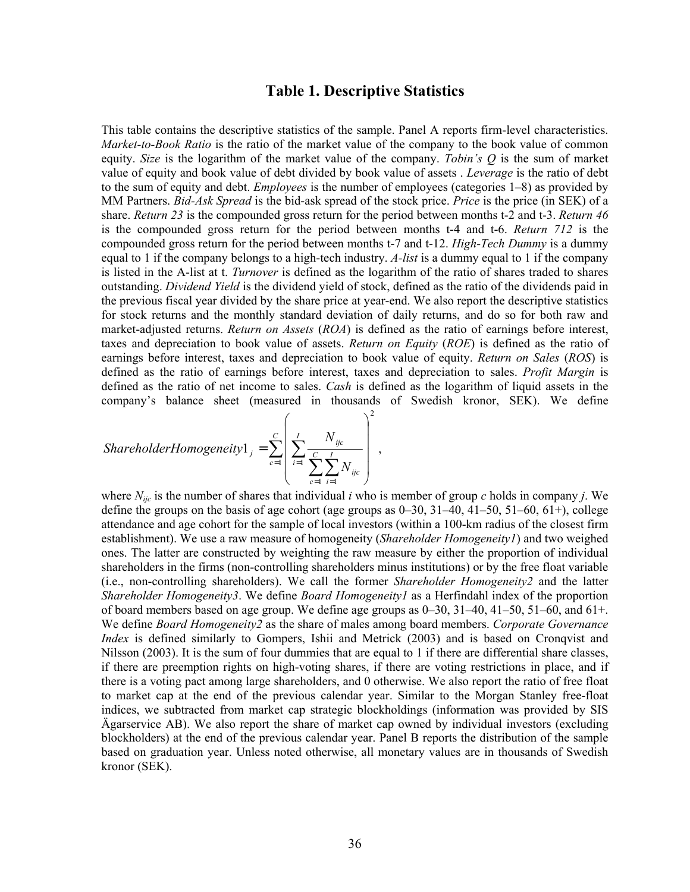## Table 1. Descriptive Statistics

This table contains the descriptive statistics of the sample. Panel A reports firm-level characteristics. *Market-to-Book Ratio* is the ratio of the market value of the company to the book value of common equity. *Size* is the logarithm of the market value of the company. *Tobin's Q* is the sum of market value of equity and book value of debt divided by book value of assets . *Leverage* is the ratio of debt to the sum of equity and debt. *Employees* is the number of employees (categories 1–8) as provided by MM Partners. *Bid-Ask Spread* is the bid-ask spread of the stock price. *Price* is the price (in SEK) of a share. *Return 23* is the compounded gross return for the period between months t-2 and t-3. *Return 46* is the compounded gross return for the period between months t-4 and t-6. *Return 712* is the compounded gross return for the period between months t-7 and t-12. *High-Tech Dummy* is a dummy equal to 1 if the company belongs to a high-tech industry. *A-list* is a dummy equal to 1 if the company is listed in the A-list at t. *Turnover* is defined as the logarithm of the ratio of shares traded to shares outstanding. *Dividend Yield* is the dividend yield of stock, defined as the ratio of the dividends paid in the previous fiscal year divided by the share price at year-end. We also report the descriptive statistics for stock returns and the monthly standard deviation of daily returns, and do so for both raw and market-adjusted returns. *Return on Assets* (*ROA*) is defined as the ratio of earnings before interest, taxes and depreciation to book value of assets. *Return on Equity* (*ROE*) is defined as the ratio of earnings before interest, taxes and depreciation to book value of equity. *Return on Sales* (*ROS*) is defined as the ratio of earnings before interest, taxes and depreciation to sales. *Profit Margin* is defined as the ratio of net income to sales. *Cash* is defined as the logarithm of liquid assets in the company's balance sheet (measured in thousands of Swedish kronor, SEK). We define

$$ShareholderHomogeneity1_j = \sum_{c=1}^{C} \left( \sum_{i=1}^{I} \frac{N_{ijc}}{\sum_{c=1}^{C} \sum_{i=1}^{I} N_{ijc}} \right)^2 ,$$

where $N_{ijc}$ is the number of shares that individual $i$ who is member of group $c$ holds in company $j$. We define the groups on the basis of age cohort (age groups as 0–30, 31–40, 41–50, 51–60, 61+), college attendance and age cohort for the sample of local investors (within a 100-km radius of the closest firm establishment). We use a raw measure of homogeneity (*Shareholder Homogeneity1*) and two weighed ones. The latter are constructed by weighting the raw measure by either the proportion of individual shareholders in the firms (non-controlling shareholders minus institutions) or by the free float variable (i.e., non-controlling shareholders). We call the former *Shareholder Homogeneity2* and the latter *Shareholder Homogeneity3*. We define *Board Homogeneity1* as a Herfindahl index of the proportion of board members based on age group. We define age groups as 0–30, 31–40, 41–50, 51–60, and 61+. We define *Board Homogeneity2* as the share of males among board members. *Corporate Governance Index* is defined similarly to Gompers, Ishii and Metrick (2003) and is based on Cronqvist and Nilsson (2003). It is the sum of four dummies that are equal to 1 if there are differential share classes, if there are preemption rights on high-voting shares, if there are voting restrictions in place, and if there is a voting pact among large shareholders, and 0 otherwise. We also report the ratio of free float to market cap at the end of the previous calendar year. Similar to the Morgan Stanley free-float indices, we subtracted from market cap strategic blockholdings (information was provided by SIS Ägarservice AB). We also report the share of market cap owned by individual investors (excluding blockholders) at the end of the previous calendar year. Panel B reports the distribution of the sample based on graduation year. Unless noted otherwise, all monetary values are in thousands of Swedish kronor (SEK).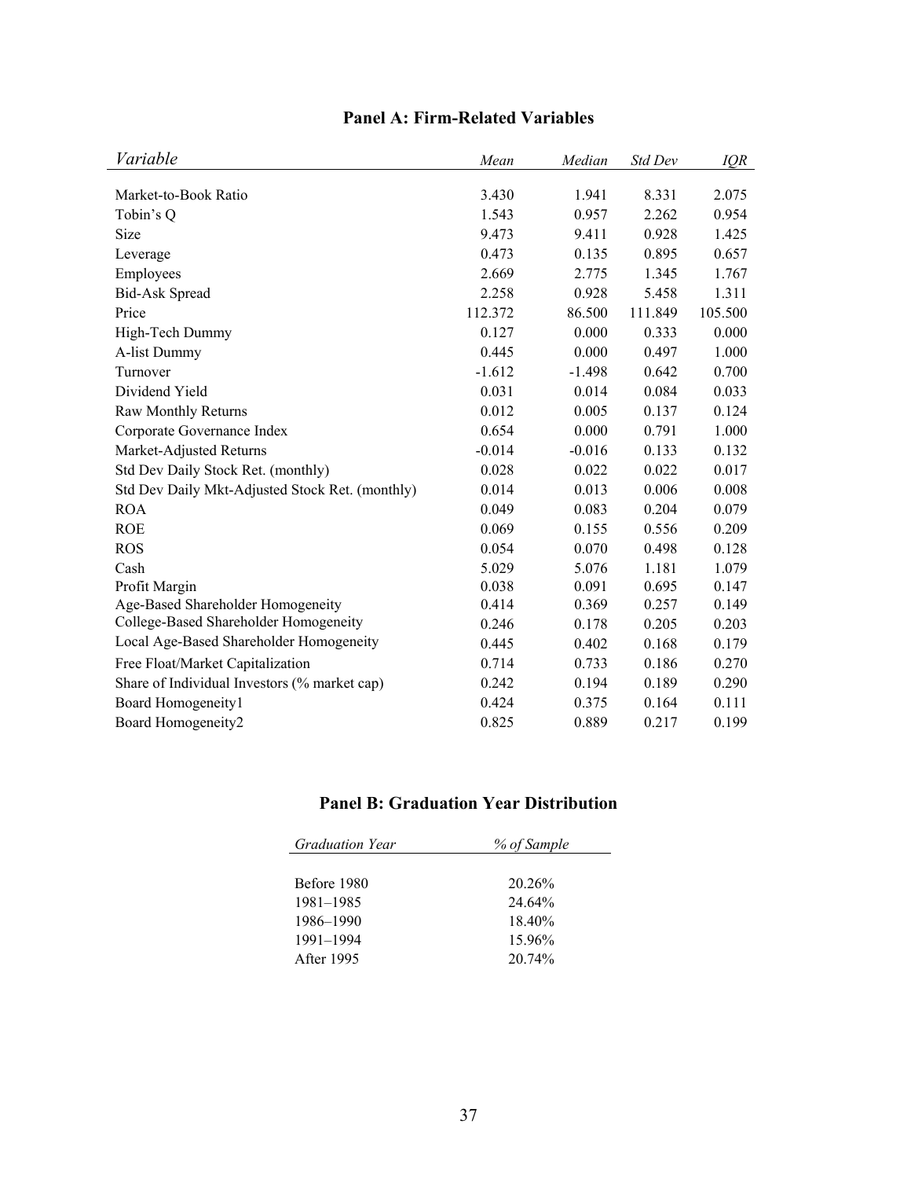## Panel A: Firm-Related Variables

| *Variable* | *Mean* | *Median* | *Std Dev* | *IQR* |
|---|---|---|---|---|
| Market-to-Book Ratio | 3.430 | 1.941 | 8.331 | 2.075 |
| Tobin's Q | 1.543 | 0.957 | 2.262 | 0.954 |
| Size | 9.473 | 9.411 | 0.928 | 1.425 |
| Leverage | 0.473 | 0.135 | 0.895 | 0.657 |
| Employees | 2.669 | 2.775 | 1.345 | 1.767 |
| Bid-Ask Spread | 2.258 | 0.928 | 5.458 | 1.311 |
| Price | 112.372 | 86.500 | 111.849 | 105.500 |
| High-Tech Dummy | 0.127 | 0.000 | 0.333 | 0.000 |
| A-list Dummy | 0.445 | 0.000 | 0.497 | 1.000 |
| Turnover | -1.612 | -1.498 | 0.642 | 0.700 |
| Dividend Yield | 0.031 | 0.014 | 0.084 | 0.033 |
| Raw Monthly Returns | 0.012 | 0.005 | 0.137 | 0.124 |
| Corporate Governance Index | 0.654 | 0.000 | 0.791 | 1.000 |
| Market-Adjusted Returns | -0.014 | -0.016 | 0.133 | 0.132 |
| Std Dev Daily Stock Ret. (monthly) | 0.028 | 0.022 | 0.022 | 0.017 |
| Std Dev Daily Mkt-Adjusted Stock Ret. (monthly) | 0.014 | 0.013 | 0.006 | 0.008 |
| ROA | 0.049 | 0.083 | 0.204 | 0.079 |
| ROE | 0.069 | 0.155 | 0.556 | 0.209 |
| ROS | 0.054 | 0.070 | 0.498 | 0.128 |
| Cash | 5.029 | 5.076 | 1.181 | 1.079 |
| Profit Margin | 0.038 | 0.091 | 0.695 | 0.147 |
| Age-Based Shareholder Homogeneity | 0.414 | 0.369 | 0.257 | 0.149 |
| College-Based Shareholder Homogeneity | 0.246 | 0.178 | 0.205 | 0.203 |
| Local Age-Based Shareholder Homogeneity | 0.445 | 0.402 | 0.168 | 0.179 |
| Free Float/Market Capitalization | 0.714 | 0.733 | 0.186 | 0.270 |
| Share of Individual Investors (% market cap) | 0.242 | 0.194 | 0.189 | 0.290 |
| Board Homogeneity1 | 0.424 | 0.375 | 0.164 | 0.111 |
| Board Homogeneity2 | 0.825 | 0.889 | 0.217 | 0.199 |

## Panel B: Graduation Year Distribution

| *Graduation Year* | *% of Sample* |
|---|---|
| Before 1980 | 20.26% |
| 1981–1985 | 24.64% |
| 1986–1990 | 18.40% |
| 1991–1994 | 15.96% |
| After 1995 | 20.74% |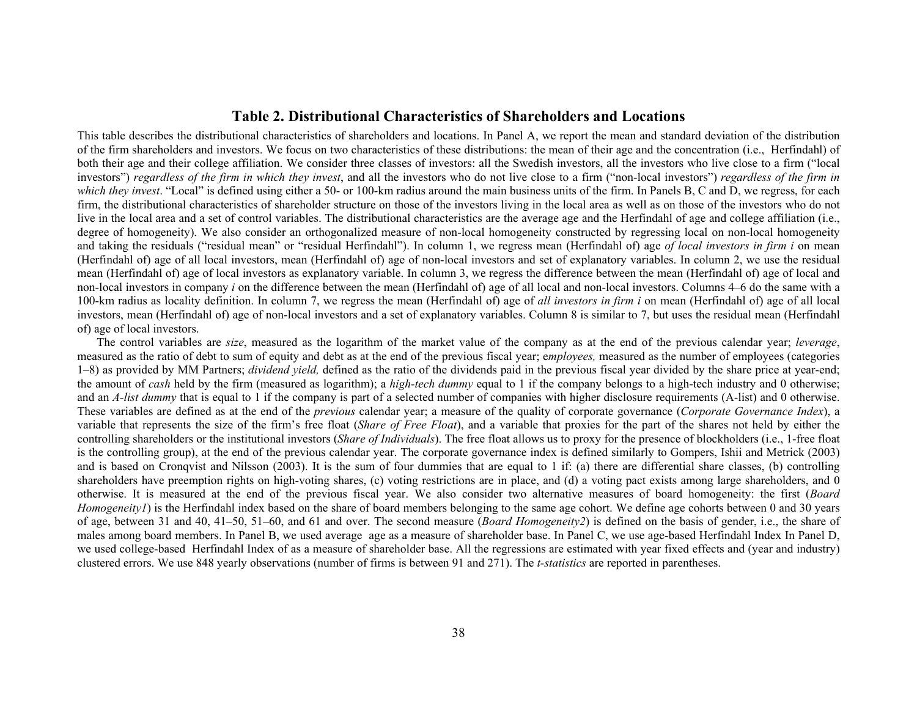## Table 2. Distributional Characteristics of Shareholders and Locations

This table describes the distributional characteristics of shareholders and locations. In Panel A, we report the mean and standard deviation of the distribution of the firm shareholders and investors. We focus on two characteristics of these distributions: the mean of their age and the concentration (i.e., Herfindahl) of both their age and their college affiliation. We consider three classes of investors: all the Swedish investors, all the investors who live close to a firm ("local investors") *regardless of the firm in which they invest*, and all the investors who do not live close to a firm ("non-local investors") *regardless of the firm in which they invest*. "Local" is defined using either a 50- or 100-km radius around the main business units of the firm. In Panels B, C and D, we regress, for each firm, the distributional characteristics of shareholder structure on those of the investors living in the local area as well as on those of the investors who do not live in the local area and a set of control variables. The distributional characteristics are the average age and the Herfindahl of age and college affiliation (i.e., degree of homogeneity). We also consider an orthogonalized measure of non-local homogeneity constructed by regressing local on non-local homogeneity and taking the residuals ("residual mean" or "residual Herfindahl"). In column 1, we regress mean (Herfindahl of) age *of local investors in firm i* on mean (Herfindahl of) age of all local investors, mean (Herfindahl of) age of non-local investors and set of explanatory variables. In column 2, we use the residual mean (Herfindahl of) age of local investors as explanatory variable. In column 3, we regress the difference between the mean (Herfindahl of) age of local and non-local investors in company *i* on the difference between the mean (Herfindahl of) age of all local and non-local investors. Columns 4–6 do the same with a 100-km radius as locality definition. In column 7, we regress the mean (Herfindahl of) age of *all investors in firm i* on mean (Herfindahl of) age of all local investors, mean (Herfindahl of) age of non-local investors and a set of explanatory variables. Column 8 is similar to 7, but uses the residual mean (Herfindahl of) age of local investors.

The control variables are *size*, measured as the logarithm of the market value of the company as at the end of the previous calendar year; *leverage*, measured as the ratio of debt to sum of equity and debt as at the end of the previous fiscal year; e*mployees,* measured as the number of employees (categories 1–8) as provided by MM Partners; *dividend yield,* defined as the ratio of the dividends paid in the previous fiscal year divided by the share price at year-end; the amount of *cash* held by the firm (measured as logarithm); a *high-tech dummy* equal to 1 if the company belongs to a high-tech industry and 0 otherwise; and an *A-list dummy* that is equal to 1 if the company is part of a selected number of companies with higher disclosure requirements (A-list) and 0 otherwise. These variables are defined as at the end of the *previous* calendar year; a measure of the quality of corporate governance (*Corporate Governance Index*), a variable that represents the size of the firm's free float (*Share of Free Float*), and a variable that proxies for the part of the shares not held by either the controlling shareholders or the institutional investors (*Share of Individuals*). The free float allows us to proxy for the presence of blockholders (i.e., 1-free float is the controlling group), at the end of the previous calendar year. The corporate governance index is defined similarly to Gompers, Ishii and Metrick (2003) and is based on Cronqvist and Nilsson (2003). It is the sum of four dummies that are equal to 1 if: (a) there are differential share classes, (b) controlling shareholders have preemption rights on high-voting shares, (c) voting restrictions are in place, and (d) a voting pact exists among large shareholders, and 0 otherwise. It is measured at the end of the previous fiscal year. We also consider two alternative measures of board homogeneity: the first (*Board Homogeneity1*) is the Herfindahl index based on the share of board members belonging to the same age cohort. We define age cohorts between 0 and 30 years of age, between 31 and 40, 41–50, 51–60, and 61 and over. The second measure (*Board Homogeneity2*) is defined on the basis of gender, i.e., the share of males among board members. In Panel B, we used average age as a measure of shareholder base. In Panel C, we use age-based Herfindahl Index In Panel D, we used college-based Herfindahl Index of as a measure of shareholder base. All the regressions are estimated with year fixed effects and (year and industry) clustered errors. We use 848 yearly observations (number of firms is between 91 and 271). The *t-statistics* are reported in parentheses.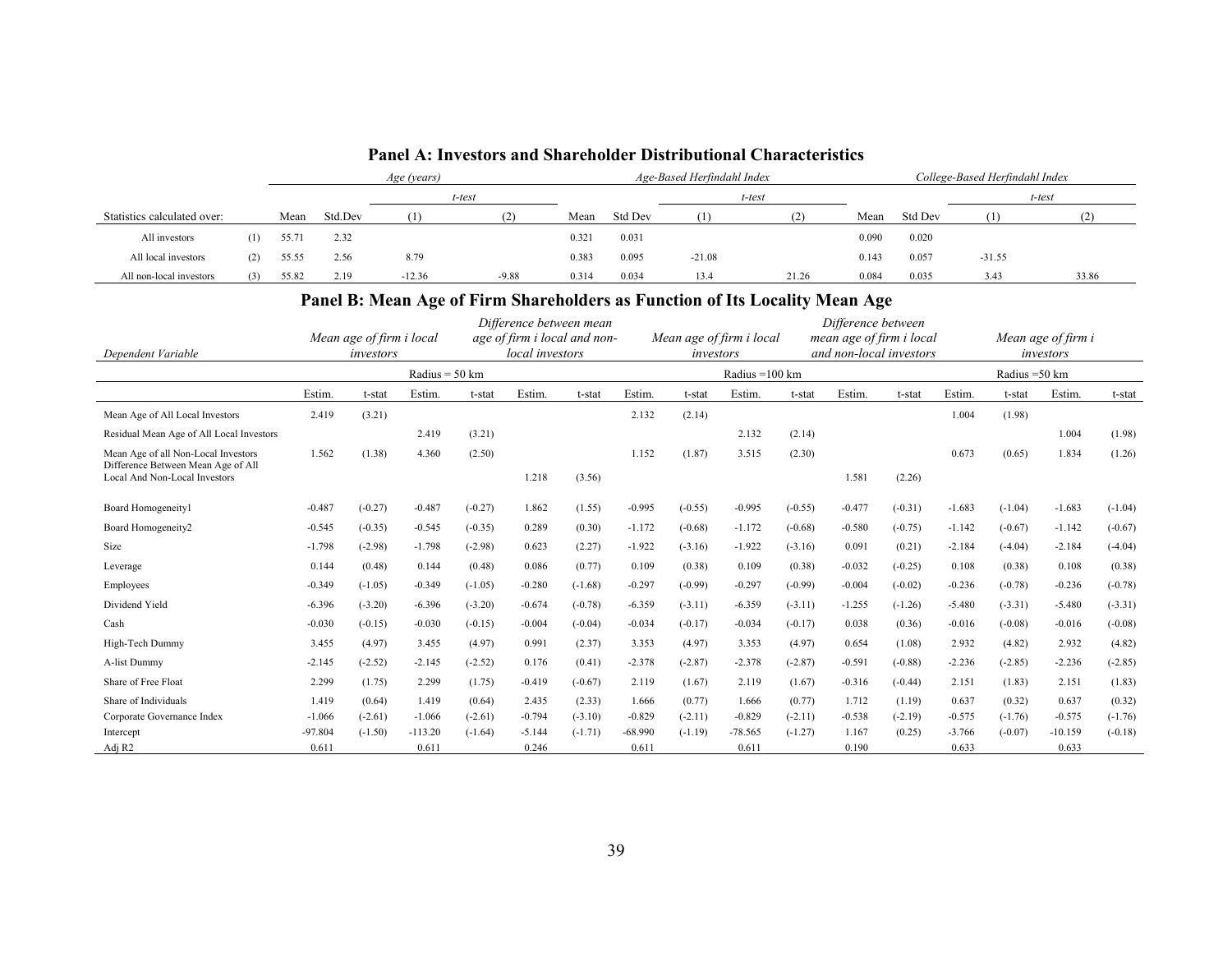## Panel A: Investors and Shareholder Distributional Characteristics

| Statistics calculated over: | | *Age (years)* | | | | *Age-Based Herfindahl Index* | | | | *College-Based Herfindahl Index* | | | |
|---|---|---|---|---|---|---|---|---|---|---|---|---|---|
| | | | | *t-test* | | | | *t-test* | | | | *t-test* | |
| | | Mean | Std.Dev | (1) | (2) | Mean | Std Dev | (1) | (2) | Mean | Std Dev | (1) | (2) |
| All investors | (1) | 55.71 | 2.32 | | | 0.321 | 0.031 | | | 0.090 | 0.020 | | |
| All local investors | (2) | 55.55 | 2.56 | 8.79 | | 0.383 | 0.095 | -21.08 | | 0.143 | 0.057 | -31.55 | |
| All non-local investors | (3) | 55.82 | 2.19 | -12.36 | -9.88 | 0.314 | 0.034 | 13.4 | 21.26 | 0.084 | 0.035 | 3.43 | 33.86 |

## Panel B: Mean Age of Firm Shareholders as Function of Its Locality Mean Age

| *Dependent Variable* | *Mean age of firm i local investors* | | | | *Difference between mean age of firm i local and non-local investors* | | *Mean age of firm i local investors* | | | | *Difference between mean age of firm i local and non-local investors* | | *Mean age of firm i investors* | | | |
|---|---|---|---|---|---|---|---|---|---|---|---|---|---|---|---|---|
| | Radius = 50 km | | | | | | Radius =100 km | | | | | | Radius =50 km | | | |
| | Estim. | t-stat | Estim. | t-stat | Estim. | t-stat | Estim. | t-stat | Estim. | t-stat | Estim. | t-stat | Estim. | t-stat | Estim. | t-stat |
| Mean Age of All Local Investors | 2.419 | (3.21) | | | | | 2.132 | (2.14) | | | | | 1.004 | (1.98) | | |
| Residual Mean Age of All Local Investors | | | 2.419 | (3.21) | | | | | 2.132 | (2.14) | | | | | 1.004 | (1.98) |
| Mean Age of all Non-Local Investors | 1.562 | (1.38) | 4.360 | (2.50) | | | 1.152 | (1.87) | 3.515 | (2.30) | | | 0.673 | (0.65) | 1.834 | (1.26) |
| Difference Between Mean Age of All Local And Non-Local Investors | | | | | 1.218 | (3.56) | | | | | 1.581 | (2.26) | | | | |
| Board Homogeneity1 | -0.487 | (-0.27) | -0.487 | (-0.27) | 1.862 | (1.55) | -0.995 | (-0.55) | -0.995 | (-0.55) | -0.477 | (-0.31) | -1.683 | (-1.04) | -1.683 | (-1.04) |
| Board Homogeneity2 | -0.545 | (-0.35) | -0.545 | (-0.35) | 0.289 | (0.30) | -1.172 | (-0.68) | -1.172 | (-0.68) | -0.580 | (-0.75) | -1.142 | (-0.67) | -1.142 | (-0.67) |
| Size | -1.798 | (-2.98) | -1.798 | (-2.98) | 0.623 | (2.27) | -1.922 | (-3.16) | -1.922 | (-3.16) | 0.091 | (0.21) | -2.184 | (-4.04) | -2.184 | (-4.04) |
| Leverage | 0.144 | (0.48) | 0.144 | (0.48) | 0.086 | (0.77) | 0.109 | (0.38) | 0.109 | (0.38) | -0.032 | (-0.25) | 0.108 | (0.38) | 0.108 | (0.38) |
| Employees | -0.349 | (-1.05) | -0.349 | (-1.05) | -0.280 | (-1.68) | -0.297 | (-0.99) | -0.297 | (-0.99) | -0.004 | (-0.02) | -0.236 | (-0.78) | -0.236 | (-0.78) |
| Dividend Yield | -6.396 | (-3.20) | -6.396 | (-3.20) | -0.674 | (-0.78) | -6.359 | (-3.11) | -6.359 | (-3.11) | -1.255 | (-1.26) | -5.480 | (-3.31) | -5.480 | (-3.31) |
| Cash | -0.030 | (-0.15) | -0.030 | (-0.15) | -0.004 | (-0.04) | -0.034 | (-0.17) | -0.034 | (-0.17) | 0.038 | (0.36) | -0.016 | (-0.08) | -0.016 | (-0.08) |
| High-Tech Dummy | 3.455 | (4.97) | 3.455 | (4.97) | 0.991 | (2.37) | 3.353 | (4.97) | 3.353 | (4.97) | 0.654 | (1.08) | 2.932 | (4.82) | 2.932 | (4.82) |
| A-list Dummy | -2.145 | (-2.52) | -2.145 | (-2.52) | 0.176 | (0.41) | -2.378 | (-2.87) | -2.378 | (-2.87) | -0.591 | (-0.88) | -2.236 | (-2.85) | -2.236 | (-2.85) |
| Share of Free Float | 2.299 | (1.75) | 2.299 | (1.75) | -0.419 | (-0.67) | 2.119 | (1.67) | 2.119 | (1.67) | -0.316 | (-0.44) | 2.151 | (1.83) | 2.151 | (1.83) |
| Share of Individuals | 1.419 | (0.64) | 1.419 | (0.64) | 2.435 | (2.33) | 1.666 | (0.77) | 1.666 | (0.77) | 1.712 | (1.19) | 0.637 | (0.32) | 0.637 | (0.32) |
| Corporate Governance Index | -1.066 | (-2.61) | -1.066 | (-2.61) | -0.794 | (-3.10) | -0.829 | (-2.11) | -0.829 | (-2.11) | -0.538 | (-2.19) | -0.575 | (-1.76) | -0.575 | (-1.76) |
| Intercept | -97.804 | (-1.50) | -113.20 | (-1.64) | -5.144 | (-1.71) | -68.990 | (-1.19) | -78.565 | (-1.27) | 1.167 | (0.25) | -3.766 | (-0.07) | -10.159 | (-0.18) |
| Adj R2 | 0.611 | | 0.611 | | 0.246 | | 0.611 | | 0.611 | | 0.190 | | 0.633 | | 0.633 | |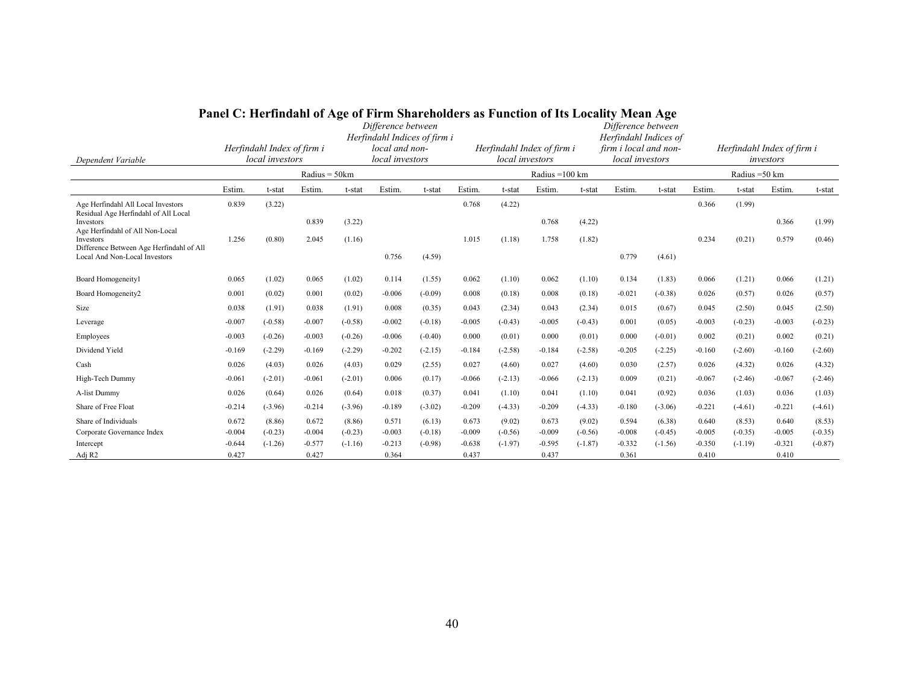## Panel C: Herfindahl of Age of Firm Shareholders as Function of Its Locality Mean Age

| Dependent Variable | *Herfindahl Index of firm i local investors* | | | | *Difference between Herfindahl Indices of firm i local and non-local investors* | | *Herfindahl Index of firm i local investors* | | | | *Difference between Herfindahl Indices of firm i local and non-local investors* | | *Herfindahl Index of firm i investors* | | | |
|---|---|---|---|---|---|---|---|---|---|---|---|---|---|---|---|---|
| | Radius = 50km | | | | | | Radius =100 km | | | | | | Radius =50 km | | | |
| | Estim. | t-stat | Estim. | t-stat | Estim. | t-stat | Estim. | t-stat | Estim. | t-stat | Estim. | t-stat | Estim. | t-stat | Estim. | t-stat |
| Age Herfindahl All Local Investors | 0.839 | (3.22) | | | | | 0.768 | (4.22) | | | | | 0.366 | (1.99) | | |
| Residual Age Herfindahl of All Local Investors | | | 0.839 | (3.22) | | | | | 0.768 | (4.22) | | | | | 0.366 | (1.99) |
| Age Herfindahl of All Non-Local Investors | 1.256 | (0.80) | 2.045 | (1.16) | | | 1.015 | (1.18) | 1.758 | (1.82) | | | 0.234 | (0.21) | 0.579 | (0.46) |
| Difference Between Age Herfindahl of All Local And Non-Local Investors | | | | | 0.756 | (4.59) | | | | | 0.779 | (4.61) | | | | |
| Board Homogeneity1 | 0.065 | (1.02) | 0.065 | (1.02) | 0.114 | (1.55) | 0.062 | (1.10) | 0.062 | (1.10) | 0.134 | (1.83) | 0.066 | (1.21) | 0.066 | (1.21) |
| Board Homogeneity2 | 0.001 | (0.02) | 0.001 | (0.02) | -0.006 | (-0.09) | 0.008 | (0.18) | 0.008 | (0.18) | -0.021 | (-0.38) | 0.026 | (0.57) | 0.026 | (0.57) |
| Size | 0.038 | (1.91) | 0.038 | (1.91) | 0.008 | (0.35) | 0.043 | (2.34) | 0.043 | (2.34) | 0.015 | (0.67) | 0.045 | (2.50) | 0.045 | (2.50) |
| Leverage | -0.007 | (-0.58) | -0.007 | (-0.58) | -0.002 | (-0.18) | -0.005 | (-0.43) | -0.005 | (-0.43) | 0.001 | (0.05) | -0.003 | (-0.23) | -0.003 | (-0.23) |
| Employees | -0.003 | (-0.26) | -0.003 | (-0.26) | -0.006 | (-0.40) | 0.000 | (0.01) | 0.000 | (0.01) | 0.000 | (-0.01) | 0.002 | (0.21) | 0.002 | (0.21) |
| Dividend Yield | -0.169 | (-2.29) | -0.169 | (-2.29) | -0.202 | (-2.15) | -0.184 | (-2.58) | -0.184 | (-2.58) | -0.205 | (-2.25) | -0.160 | (-2.60) | -0.160 | (-2.60) |
| Cash | 0.026 | (4.03) | 0.026 | (4.03) | 0.029 | (2.55) | 0.027 | (4.60) | 0.027 | (4.60) | 0.030 | (2.57) | 0.026 | (4.32) | 0.026 | (4.32) |
| High-Tech Dummy | -0.061 | (-2.01) | -0.061 | (-2.01) | 0.006 | (0.17) | -0.066 | (-2.13) | -0.066 | (-2.13) | 0.009 | (0.21) | -0.067 | (-2.46) | -0.067 | (-2.46) |
| A-list Dummy | 0.026 | (0.64) | 0.026 | (0.64) | 0.018 | (0.37) | 0.041 | (1.10) | 0.041 | (1.10) | 0.041 | (0.92) | 0.036 | (1.03) | 0.036 | (1.03) |
| Share of Free Float | -0.214 | (-3.96) | -0.214 | (-3.96) | -0.189 | (-3.02) | -0.209 | (-4.33) | -0.209 | (-4.33) | -0.180 | (-3.06) | -0.221 | (-4.61) | -0.221 | (-4.61) |
| Share of Individuals | 0.672 | (8.86) | 0.672 | (8.86) | 0.571 | (6.13) | 0.673 | (9.02) | 0.673 | (9.02) | 0.594 | (6.38) | 0.640 | (8.53) | 0.640 | (8.53) |
| Corporate Governance Index | -0.004 | (-0.23) | -0.004 | (-0.23) | -0.003 | (-0.18) | -0.009 | (-0.56) | -0.009 | (-0.56) | -0.008 | (-0.45) | -0.005 | (-0.35) | -0.005 | (-0.35) |
| Intercept | -0.644 | (-1.26) | -0.577 | (-1.16) | -0.213 | (-0.98) | -0.638 | (-1.97) | -0.595 | (-1.87) | -0.332 | (-1.56) | -0.350 | (-1.19) | -0.321 | (-0.87) |
| Adj R2 | 0.427 | | 0.427 | | 0.364 | | 0.437 | | 0.437 | | 0.361 | | 0.410 | | 0.410 | |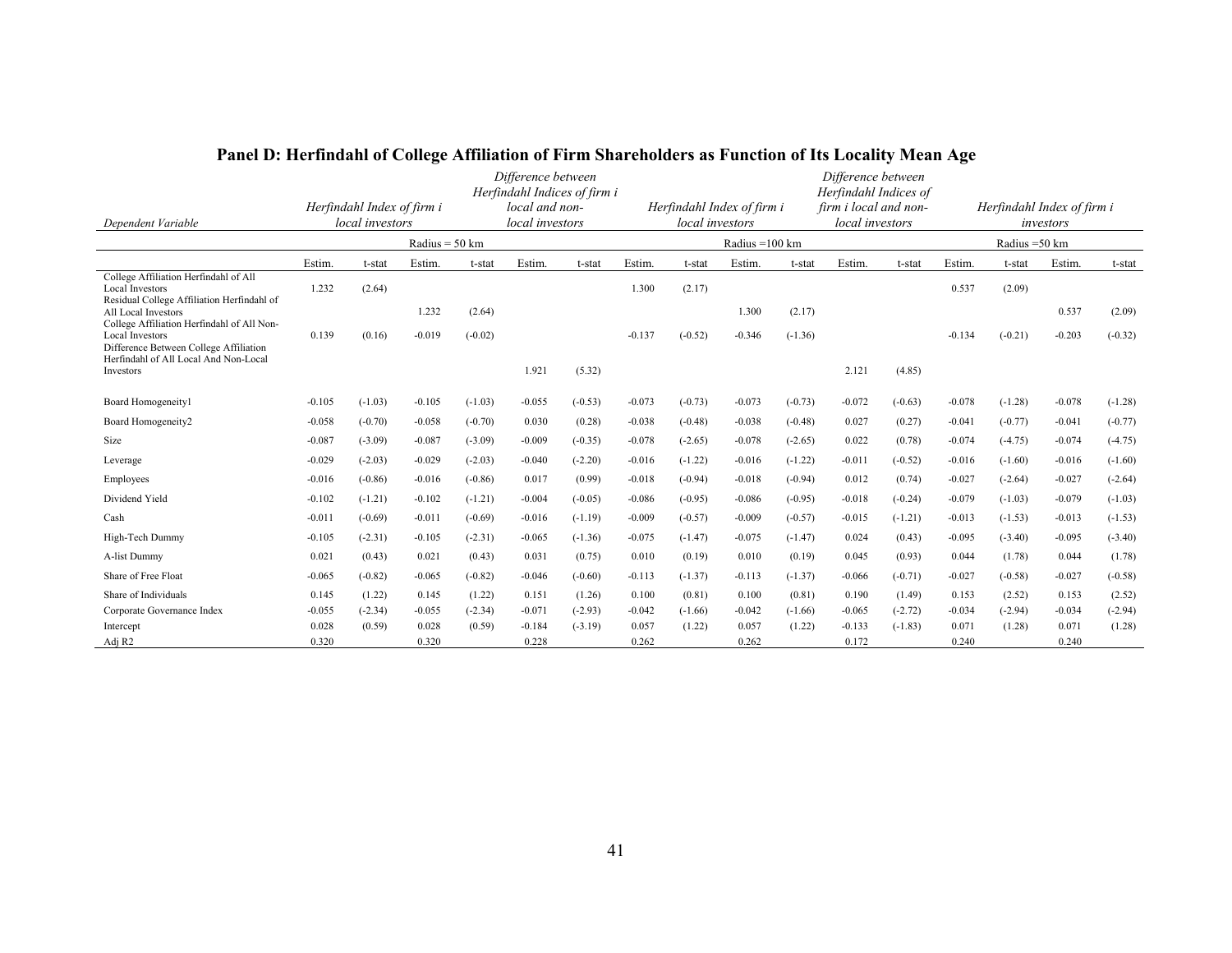## Panel D: Herfindahl of College Affiliation of Firm Shareholders as Function of Its Locality Mean Age

| *Dependent Variable* | *Herfindahl Index of firm i local investors* | | | | *Difference between Herfindahl Indices of firm i local and non-local investors* | | *Herfindahl Index of firm i local investors* | | | | *Difference between Herfindahl Indices of firm i local and non-local investors* | | *Herfindahl Index of firm i investors* | | | |
|---|---|---|---|---|---|---|---|---|---|---|---|---|---|---|---|---|
| | Radius = 50 km | | | | | | Radius =100 km | | | | | | Radius =50 km | | | |
| | Estim. | t-stat | Estim. | t-stat | Estim. | t-stat | Estim. | t-stat | Estim. | t-stat | Estim. | t-stat | Estim. | t-stat | Estim. | t-stat |
| College Affiliation Herfindahl of All Local Investors | 1.232 | (2.64) | | | | | 1.300 | (2.17) | | | | | 0.537 | (2.09) | | |
| Residual College Affiliation Herfindahl of All Local Investors | | | 1.232 | (2.64) | | | | | 1.300 | (2.17) | | | | | 0.537 | (2.09) |
| College Affiliation Herfindahl of All Non-Local Investors | 0.139 | (0.16) | -0.019 | (-0.02) | | | -0.137 | (-0.52) | -0.346 | (-1.36) | | | -0.134 | (-0.21) | -0.203 | (-0.32) |
| Difference Between College Affiliation Herfindahl of All Local And Non-Local Investors | | | | | 1.921 | (5.32) | | | | | 2.121 | (4.85) | | | | |
| Board Homogeneity1 | -0.105 | (-1.03) | -0.105 | (-1.03) | -0.055 | (-0.53) | -0.073 | (-0.73) | -0.073 | (-0.73) | -0.072 | (-0.63) | -0.078 | (-1.28) | -0.078 | (-1.28) |
| Board Homogeneity2 | -0.058 | (-0.70) | -0.058 | (-0.70) | 0.030 | (0.28) | -0.038 | (-0.48) | -0.038 | (-0.48) | 0.027 | (0.27) | -0.041 | (-0.77) | -0.041 | (-0.77) |
| Size | -0.087 | (-3.09) | -0.087 | (-3.09) | -0.009 | (-0.35) | -0.078 | (-2.65) | -0.078 | (-2.65) | 0.022 | (0.78) | -0.074 | (-4.75) | -0.074 | (-4.75) |
| Leverage | -0.029 | (-2.03) | -0.029 | (-2.03) | -0.040 | (-2.20) | -0.016 | (-1.22) | -0.016 | (-1.22) | -0.011 | (-0.52) | -0.016 | (-1.60) | -0.016 | (-1.60) |
| Employees | -0.016 | (-0.86) | -0.016 | (-0.86) | 0.017 | (0.99) | -0.018 | (-0.94) | -0.018 | (-0.94) | 0.012 | (0.74) | -0.027 | (-2.64) | -0.027 | (-2.64) |
| Dividend Yield | -0.102 | (-1.21) | -0.102 | (-1.21) | -0.004 | (-0.05) | -0.086 | (-0.95) | -0.086 | (-0.95) | -0.018 | (-0.24) | -0.079 | (-1.03) | -0.079 | (-1.03) |
| Cash | -0.011 | (-0.69) | -0.011 | (-0.69) | -0.016 | (-1.19) | -0.009 | (-0.57) | -0.009 | (-0.57) | -0.015 | (-1.21) | -0.013 | (-1.53) | -0.013 | (-1.53) |
| High-Tech Dummy | -0.105 | (-2.31) | -0.105 | (-2.31) | -0.065 | (-1.36) | -0.075 | (-1.47) | -0.075 | (-1.47) | 0.024 | (0.43) | -0.095 | (-3.40) | -0.095 | (-3.40) |
| A-list Dummy | 0.021 | (0.43) | 0.021 | (0.43) | 0.031 | (0.75) | 0.010 | (0.19) | 0.010 | (0.19) | 0.045 | (0.93) | 0.044 | (1.78) | 0.044 | (1.78) |
| Share of Free Float | -0.065 | (-0.82) | -0.065 | (-0.82) | -0.046 | (-0.60) | -0.113 | (-1.37) | -0.113 | (-1.37) | -0.066 | (-0.71) | -0.027 | (-0.58) | -0.027 | (-0.58) |
| Share of Individuals | 0.145 | (1.22) | 0.145 | (1.22) | 0.151 | (1.26) | 0.100 | (0.81) | 0.100 | (0.81) | 0.190 | (1.49) | 0.153 | (2.52) | 0.153 | (2.52) |
| Corporate Governance Index | -0.055 | (-2.34) | -0.055 | (-2.34) | -0.071 | (-2.93) | -0.042 | (-1.66) | -0.042 | (-1.66) | -0.065 | (-2.72) | -0.034 | (-2.94) | -0.034 | (-2.94) |
| Intercept | 0.028 | (0.59) | 0.028 | (0.59) | -0.184 | (-3.19) | 0.057 | (1.22) | 0.057 | (1.22) | -0.133 | (-1.83) | 0.071 | (1.28) | 0.071 | (1.28) |
| Adj R2 | 0.320 | | 0.320 | | 0.228 | | 0.262 | | 0.262 | | 0.172 | | 0.240 | | 0.240 | |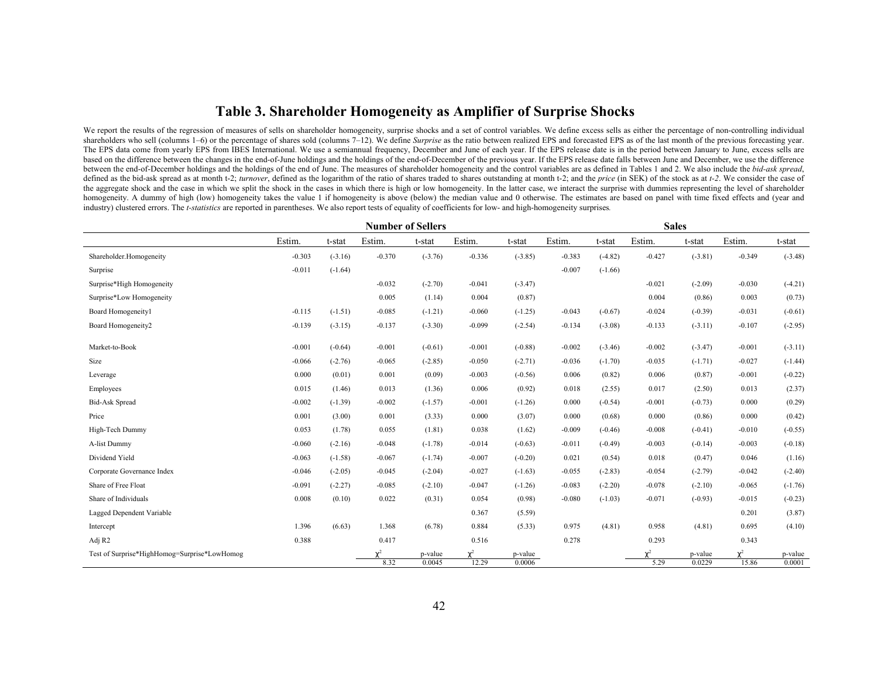# Table 3. Shareholder Homogeneity as Amplifier of Surprise Shocks

We report the results of the regression of measures of sells on shareholder homogeneity, surprise shocks and a set of control variables. We define excess sells as either the percentage of non-controlling individual shareholders who sell (columns 1–6) or the percentage of shares sold (columns 7–12). We define *Surprise* as the ratio between realized EPS and forecasted EPS as of the last month of the previous forecasting year. The EPS data come from yearly EPS from IBES International. We use a semiannual frequency, December and June of each year. If the EPS release date is in the period between January to June, excess sells are based on the difference between the changes in the end-of-June holdings and the holdings of the end-of-December of the previous year. If the EPS release date falls between June and December, we use the difference between the end-of-December holdings and the holdings of the end of June. The measures of shareholder homogeneity and the control variables are as defined in Tables 1 and 2. We also include the *bid-ask spread*, defined as the bid-ask spread as at month t-2; *turnover*, defined as the logarithm of the ratio of shares traded to shares outstanding at month t-2; and the *price* (in SEK) of the stock as at *t-2*. We consider the case of the aggregate shock and the case in which we split the shock in the cases in which there is high or low homogeneity. In the latter case, we interact the surprise with dummies representing the level of shareholder homogeneity. A dummy of high (low) homogeneity takes the value 1 if homogeneity is above (below) the median value and 0 otherwise. The estimates are based on panel with time fixed effects and (year and industry) clustered errors. The *t-statistics* are reported in parentheses. We also report tests of equality of coefficients for low- and high-homogeneity surprises.

| | Number of Sellers | | | | | | Sales | | | | | |
|---|---|---|---|---|---|---|---|---|---|---|---|---|
| | Estim. | t-stat | Estim. | t-stat | Estim. | t-stat | Estim. | t-stat | Estim. | t-stat | Estim. | t-stat |
| Shareholder.Homogeneity | -0.303 | (-3.16) | -0.370 | (-3.76) | -0.336 | (-3.85) | -0.383 | (-4.82) | -0.427 | (-3.81) | -0.349 | (-3.48) |
| Surprise | -0.011 | (-1.64) | | | | | -0.007 | (-1.66) | | | | |
| Surprise*High Homogeneity | | | -0.032 | (-2.70) | -0.041 | (-3.47) | | | -0.021 | (-2.09) | -0.030 | (-4.21) |
| Surprise*Low Homogeneity | | | 0.005 | (1.14) | 0.004 | (0.87) | | | 0.004 | (0.86) | 0.003 | (0.73) |
| Board Homogeneity1 | -0.115 | (-1.51) | -0.085 | (-1.21) | -0.060 | (-1.25) | -0.043 | (-0.67) | -0.024 | (-0.39) | -0.031 | (-0.61) |
| Board Homogeneity2 | -0.139 | (-3.15) | -0.137 | (-3.30) | -0.099 | (-2.54) | -0.134 | (-3.08) | -0.133 | (-3.11) | -0.107 | (-2.95) |
| Market-to-Book | -0.001 | (-0.64) | -0.001 | (-0.61) | -0.001 | (-0.88) | -0.002 | (-3.46) | -0.002 | (-3.47) | -0.001 | (-3.11) |
| Size | -0.066 | (-2.76) | -0.065 | (-2.85) | -0.050 | (-2.71) | -0.036 | (-1.70) | -0.035 | (-1.71) | -0.027 | (-1.44) |
| Leverage | 0.000 | (0.01) | 0.001 | (0.09) | -0.003 | (-0.56) | 0.006 | (0.82) | 0.006 | (0.87) | -0.001 | (-0.22) |
| Employees | 0.015 | (1.46) | 0.013 | (1.36) | 0.006 | (0.92) | 0.018 | (2.55) | 0.017 | (2.50) | 0.013 | (2.37) |
| Bid-Ask Spread | -0.002 | (-1.39) | -0.002 | (-1.57) | -0.001 | (-1.26) | 0.000 | (-0.54) | -0.001 | (-0.73) | 0.000 | (0.29) |
| Price | 0.001 | (3.00) | 0.001 | (3.33) | 0.000 | (3.07) | 0.000 | (0.68) | 0.000 | (0.86) | 0.000 | (0.42) |
| High-Tech Dummy | 0.053 | (1.78) | 0.055 | (1.81) | 0.038 | (1.62) | -0.009 | (-0.46) | -0.008 | (-0.41) | -0.010 | (-0.55) |
| A-list Dummy | -0.060 | (-2.16) | -0.048 | (-1.78) | -0.014 | (-0.63) | -0.011 | (-0.49) | -0.003 | (-0.14) | -0.003 | (-0.18) |
| Dividend Yield | -0.063 | (-1.58) | -0.067 | (-1.74) | -0.007 | (-0.20) | 0.021 | (0.54) | 0.018 | (0.47) | 0.046 | (1.16) |
| Corporate Governance Index | -0.046 | (-2.05) | -0.045 | (-2.04) | -0.027 | (-1.63) | -0.055 | (-2.83) | -0.054 | (-2.79) | -0.042 | (-2.40) |
| Share of Free Float | -0.091 | (-2.27) | -0.085 | (-2.10) | -0.047 | (-1.26) | -0.083 | (-2.20) | -0.078 | (-2.10) | -0.065 | (-1.76) |
| Share of Individuals | 0.008 | (0.10) | 0.022 | (0.31) | 0.054 | (0.98) | -0.080 | (-1.03) | -0.071 | (-0.93) | -0.015 | (-0.23) |
| Lagged Dependent Variable | | | | | 0.367 | (5.59) | | | | | 0.201 | (3.87) |
| Intercept | 1.396 | (6.63) | 1.368 | (6.78) | 0.884 | (5.33) | 0.975 | (4.81) | 0.958 | (4.81) | 0.695 | (4.10) |
| Adj R2 | 0.388 | | 0.417 | | 0.516 | | 0.278 | | 0.293 | | 0.343 | |
| Test of Surprise*HighHomog=Surprise*LowHomog | | | $\chi^2$ | p-value | $\chi^2$ | p-value | | | $\chi^2$ | p-value | $\chi^2$ | p-value |
| | | | 8.32 | 0.0045 | 12.29 | 0.0006 | | | 5.29 | 0.0229 | 15.86 | 0.0001 |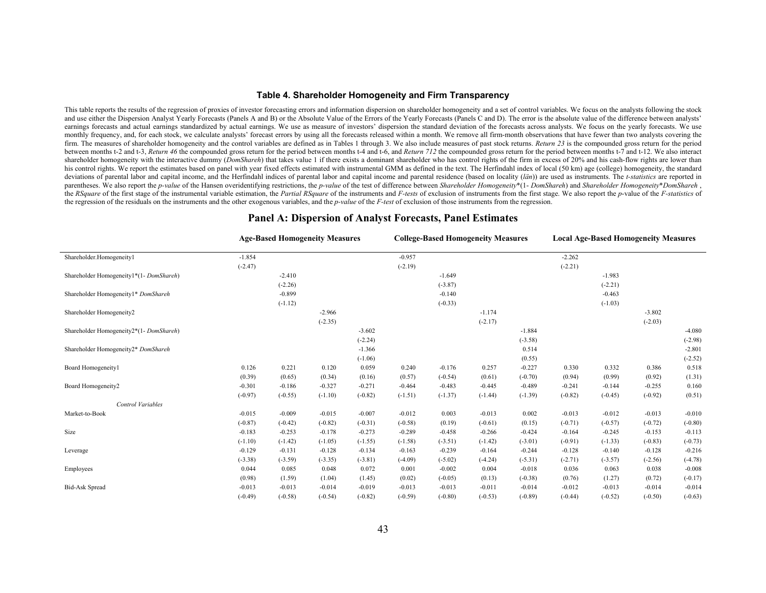### Table 4. Shareholder Homogeneity and Firm Transparency

This table reports the results of the regression of proxies of investor forecasting errors and information dispersion on shareholder homogeneity and a set of control variables. We focus on the analysts following the stock and use either the Dispersion Analyst Yearly Forecasts (Panels A and B) or the Absolute Value of the Errors of the Yearly Forecasts (Panels C and D). The error is the absolute value of the difference between analysts' earnings forecasts and actual earnings standardized by actual earnings. We use as measure of investors' dispersion the standard deviation of the forecasts across analysts. We focus on the yearly forecasts. We use monthly frequency, and, for each stock, we calculate analysts' forecast errors by using all the forecasts released within a month. We remove all firm-month observations that have fewer than two analysts covering the firm. The measures of shareholder homogeneity and the control variables are defined as in Tables 1 through 3. We also include measures of past stock returns. *Return 23* is the compounded gross return for the period between months t-2 and t-3, *Return 46* the compounded gross return for the period between months t-4 and t-6, and *Return 712* the compounded gross return for the period between months t-7 and t-12. We also interact shareholder homogeneity with the interactive dummy (*DomShareh*) that takes value 1 if there exists a dominant shareholder who has control rights of the firm in excess of 20% and his cash-flow rights are lower than his control rights. We report the estimates based on panel with year fixed effects estimated with instrumental GMM as defined in the text. The Herfindahl index of local (50 km) age (college) homogeneity, the standard deviations of parental labor and capital income, and the Herfindahl indices of parental labor and capital income and parental residence (based on locality (*län*)) are used as instruments. The *t-statistics* are reported in parentheses. We also report the *p-value* of the Hansen overidentifying restrictions, the *p-value* of the test of difference between *Shareholder Homogeneity*\*(1- *DomShareh*) and *Shareholder Homogeneity*\**DomShareh* , the *RSquare* of the first stage of the instrumental variable estimation, the *Partial RSquare* of the instruments and *F-tests* of exclusion of instruments from the first stage. We also report the *p*-value of the *F-statistics* of the regression of the residuals on the instruments and the other exogenous variables, and the *p-value* of the *F-test* of exclusion of those instruments from the regression.

## Panel A: Dispersion of Analyst Forecasts, Panel Estimates

| | Age-Based Homogeneity Measures | | | | College-Based Homogeneity Measures | | | | Local Age-Based Homogeneity Measures | | | |
|---|---|---|---|---|---|---|---|---|---|---|---|---|
| Shareholder.Homogeneity1 | -1.854 | | | | -0.957 | | | | -2.262 | | | |
| | (-2.47) | | | | (-2.19) | | | | (-2.21) | | | |
| Shareholder Homogeneity1\*(1- *DomShareh*) | | -2.410 | | | | -1.649 | | | | -1.983 | | |
| | | (-2.26) | | | | (-3.87) | | | | (-2.21) | | |
| Shareholder Homogeneity1\* *DomShareh* | | -0.899 | | | | -0.140 | | | | -0.463 | | |
| | | (-1.12) | | | | (-0.33) | | | | (-1.03) | | |
| Shareholder Homogeneity2 | | | -2.966 | | | | -1.174 | | | | -3.802 | |
| | | | (-2.35) | | | | (-2.17) | | | | (-2.03) | |
| Shareholder Homogeneity2\*(1- *DomShareh*) | | | | -3.602 | | | | -1.884 | | | | -4.080 |
| | | | | (-2.24) | | | | (-3.58) | | | | (-2.98) |
| Shareholder Homogeneity2\* *DomShareh* | | | | -1.366 | | | | 0.514 | | | | -2.801 |
| | | | | (-1.06) | | | | (0.55) | | | | (-2.52) |
| Board Homogeneity1 | 0.126 | 0.221 | 0.120 | 0.059 | 0.240 | -0.176 | 0.257 | -0.227 | 0.330 | 0.332 | 0.386 | 0.518 |
| | (0.39) | (0.65) | (0.34) | (0.16) | (0.57) | (-0.54) | (0.61) | (-0.70) | (0.94) | (0.99) | (0.92) | (1.31) |
| Board Homogeneity2 | -0.301 | -0.186 | -0.327 | -0.271 | -0.464 | -0.483 | -0.445 | -0.489 | -0.241 | -0.144 | -0.255 | 0.160 |
| | (-0.97) | (-0.55) | (-1.10) | (-0.82) | (-1.51) | (-1.37) | (-1.44) | (-1.39) | (-0.82) | (-0.45) | (-0.92) | (0.51) |
| *Control Variables* | | | | | | | | | | | | |
| Market-to-Book | -0.015 | -0.009 | -0.015 | -0.007 | -0.012 | 0.003 | -0.013 | 0.002 | -0.013 | -0.012 | -0.013 | -0.010 |
| | (-0.87) | (-0.42) | (-0.82) | (-0.31) | (-0.58) | (0.19) | (-0.61) | (0.15) | (-0.71) | (-0.57) | (-0.72) | (-0.80) |
| Size | -0.183 | -0.253 | -0.178 | -0.273 | -0.289 | -0.458 | -0.266 | -0.424 | -0.164 | -0.245 | -0.153 | -0.113 |
| | (-1.10) | (-1.42) | (-1.05) | (-1.55) | (-1.58) | (-3.51) | (-1.42) | (-3.01) | (-0.91) | (-1.33) | (-0.83) | (-0.73) |
| Leverage | -0.129 | -0.131 | -0.128 | -0.134 | -0.163 | -0.239 | -0.164 | -0.244 | -0.128 | -0.140 | -0.128 | -0.216 |
| | (-3.38) | (-3.59) | (-3.35) | (-3.81) | (-4.09) | (-5.02) | (-4.24) | (-5.31) | (-2.71) | (-3.57) | (-2.56) | (-4.78) |
| Employees | 0.044 | 0.085 | 0.048 | 0.072 | 0.001 | -0.002 | 0.004 | -0.018 | 0.036 | 0.063 | 0.038 | -0.008 |
| | (0.98) | (1.59) | (1.04) | (1.45) | (0.02) | (-0.05) | (0.13) | (-0.38) | (0.76) | (1.27) | (0.72) | (-0.17) |
| Bid-Ask Spread | -0.013 | -0.013 | -0.014 | -0.019 | -0.013 | -0.013 | -0.011 | -0.014 | -0.012 | -0.013 | -0.014 | -0.014 |
| | (-0.49) | (-0.58) | (-0.54) | (-0.82) | (-0.59) | (-0.80) | (-0.53) | (-0.89) | (-0.44) | (-0.52) | (-0.50) | (-0.63) |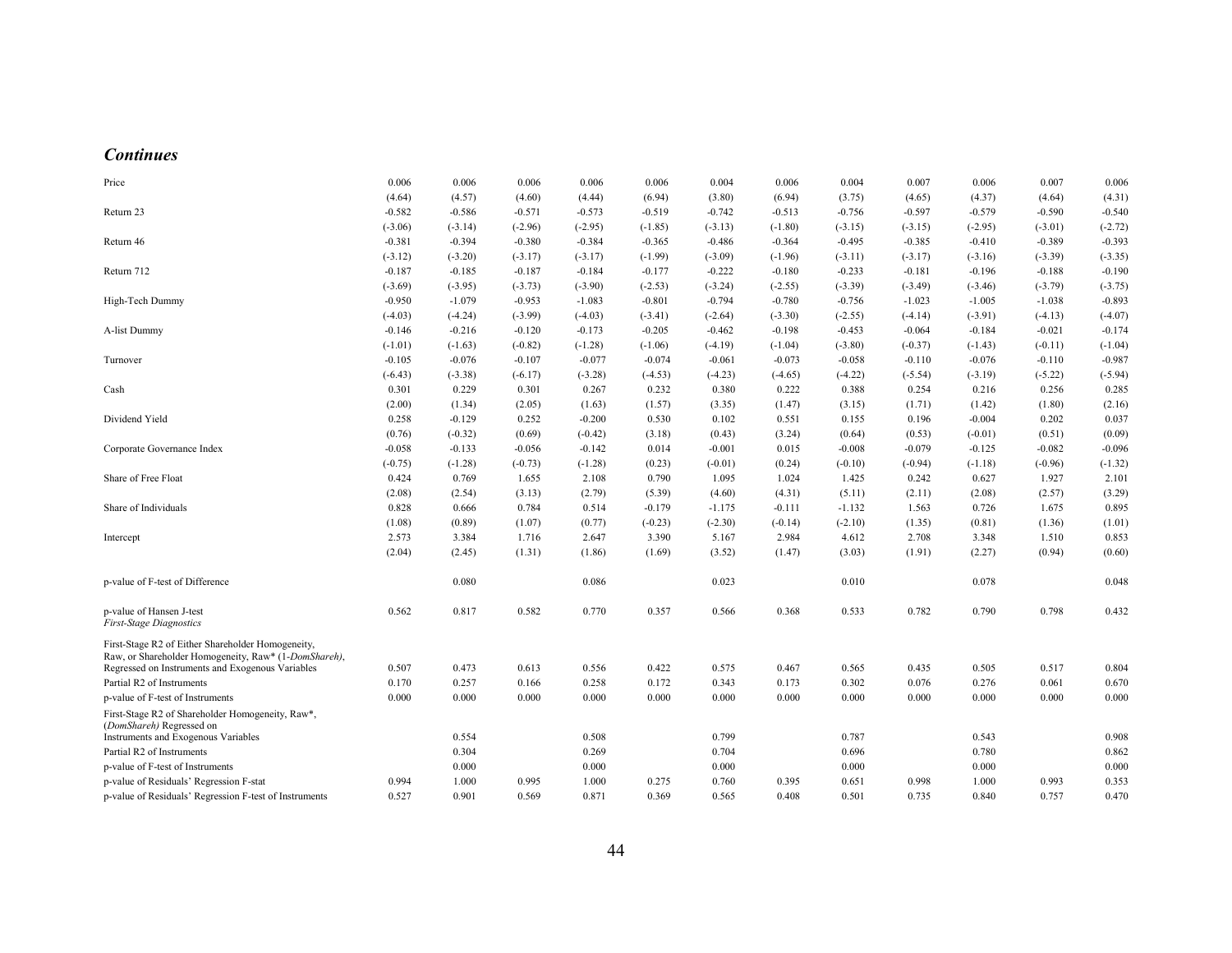***Continues***

| | | | | | | | | | | | | |
|---|---|---|---|---|---|---|---|---|---|---|---|---|
| Price | 0.006 | 0.006 | 0.006 | 0.006 | 0.006 | 0.004 | 0.006 | 0.004 | 0.007 | 0.006 | 0.007 | 0.006 |
| | (4.64) | (4.57) | (4.60) | (4.44) | (6.94) | (3.80) | (6.94) | (3.75) | (4.65) | (4.37) | (4.64) | (4.31) |
| Return 23 | -0.582 | -0.586 | -0.571 | -0.573 | -0.519 | -0.742 | -0.513 | -0.756 | -0.597 | -0.579 | -0.590 | -0.540 |
| | (-3.06) | (-3.14) | (-2.96) | (-2.95) | (-1.85) | (-3.13) | (-1.80) | (-3.15) | (-3.15) | (-2.95) | (-3.01) | (-2.72) |
| Return 46 | -0.381 | -0.394 | -0.380 | -0.384 | -0.365 | -0.486 | -0.364 | -0.495 | -0.385 | -0.410 | -0.389 | -0.393 |
| | (-3.12) | (-3.20) | (-3.17) | (-3.17) | (-1.99) | (-3.09) | (-1.96) | (-3.11) | (-3.17) | (-3.16) | (-3.39) | (-3.35) |
| Return 712 | -0.187 | -0.185 | -0.187 | -0.184 | -0.177 | -0.222 | -0.180 | -0.233 | -0.181 | -0.196 | -0.188 | -0.190 |
| | (-3.69) | (-3.95) | (-3.73) | (-3.90) | (-2.53) | (-3.24) | (-2.55) | (-3.39) | (-3.49) | (-3.46) | (-3.79) | (-3.75) |
| High-Tech Dummy | -0.950 | -1.079 | -0.953 | -1.083 | -0.801 | -0.794 | -0.780 | -0.756 | -1.023 | -1.005 | -1.038 | -0.893 |
| | (-4.03) | (-4.24) | (-3.99) | (-4.03) | (-3.41) | (-2.64) | (-3.30) | (-2.55) | (-4.14) | (-3.91) | (-4.13) | (-4.07) |
| A-list Dummy | -0.146 | -0.216 | -0.120 | -0.173 | -0.205 | -0.462 | -0.198 | -0.453 | -0.064 | -0.184 | -0.021 | -0.174 |
| | (-1.01) | (-1.63) | (-0.82) | (-1.28) | (-1.06) | (-4.19) | (-1.04) | (-3.80) | (-0.37) | (-1.43) | (-0.11) | (-1.04) |
| Turnover | -0.105 | -0.076 | -0.107 | -0.077 | -0.074 | -0.061 | -0.073 | -0.058 | -0.110 | -0.076 | -0.110 | -0.987 |
| | (-6.43) | (-3.38) | (-6.17) | (-3.28) | (-4.53) | (-4.23) | (-4.65) | (-4.22) | (-5.54) | (-3.19) | (-5.22) | (-5.94) |
| Cash | 0.301 | 0.229 | 0.301 | 0.267 | 0.232 | 0.380 | 0.222 | 0.388 | 0.254 | 0.216 | 0.256 | 0.285 |
| | (2.00) | (1.34) | (2.05) | (1.63) | (1.57) | (3.35) | (1.47) | (3.15) | (1.71) | (1.42) | (1.80) | (2.16) |
| Dividend Yield | 0.258 | -0.129 | 0.252 | -0.200 | 0.530 | 0.102 | 0.551 | 0.155 | 0.196 | -0.004 | 0.202 | 0.037 |
| | (0.76) | (-0.32) | (0.69) | (-0.42) | (3.18) | (0.43) | (3.24) | (0.64) | (0.53) | (-0.01) | (0.51) | (0.09) |
| Corporate Governance Index | -0.058 | -0.133 | -0.056 | -0.142 | 0.014 | -0.001 | 0.015 | -0.008 | -0.079 | -0.125 | -0.082 | -0.096 |
| | (-0.75) | (-1.28) | (-0.73) | (-1.28) | (0.23) | (-0.01) | (0.24) | (-0.10) | (-0.94) | (-1.18) | (-0.96) | (-1.32) |
| Share of Free Float | 0.424 | 0.769 | 1.655 | 2.108 | 0.790 | 1.095 | 1.024 | 1.425 | 0.242 | 0.627 | 1.927 | 2.101 |
| | (2.08) | (2.54) | (3.13) | (2.79) | (5.39) | (4.60) | (4.31) | (5.11) | (2.11) | (2.08) | (2.57) | (3.29) |
| Share of Individuals | 0.828 | 0.666 | 0.784 | 0.514 | -0.179 | -1.175 | -0.111 | -1.132 | 1.563 | 0.726 | 1.675 | 0.895 |
| | (1.08) | (0.89) | (1.07) | (0.77) | (-0.23) | (-2.30) | (-0.14) | (-2.10) | (1.35) | (0.81) | (1.36) | (1.01) |
| Intercept | 2.573 | 3.384 | 1.716 | 2.647 | 3.390 | 5.167 | 2.984 | 4.612 | 2.708 | 3.348 | 1.510 | 0.853 |
| | (2.04) | (2.45) | (1.31) | (1.86) | (1.69) | (3.52) | (1.47) | (3.03) | (1.91) | (2.27) | (0.94) | (0.60) |
| p-value of F-test of Difference | | 0.080 | | 0.086 | | 0.023 | | 0.010 | | 0.078 | | 0.048 |
| p-value of Hansen J-test | 0.562 | 0.817 | 0.582 | 0.770 | 0.357 | 0.566 | 0.368 | 0.533 | 0.782 | 0.790 | 0.798 | 0.432 |
| *First-Stage Diagnostics* | | | | | | | | | | | | |
| First-Stage R2 of Either Shareholder Homogeneity, Raw, or Shareholder Homogeneity, Raw* (1-*DomShareh)*, Regressed on Instruments and Exogenous Variables | 0.507 | 0.473 | 0.613 | 0.556 | 0.422 | 0.575 | 0.467 | 0.565 | 0.435 | 0.505 | 0.517 | 0.804 |
| Partial R2 of Instruments | 0.170 | 0.257 | 0.166 | 0.258 | 0.172 | 0.343 | 0.173 | 0.302 | 0.076 | 0.276 | 0.061 | 0.670 |
| p-value of F-test of Instruments | 0.000 | 0.000 | 0.000 | 0.000 | 0.000 | 0.000 | 0.000 | 0.000 | 0.000 | 0.000 | 0.000 | 0.000 |
| First-Stage R2 of Shareholder Homogeneity, Raw*, (*DomShareh)* Regressed on Instruments and Exogenous Variables | | 0.554 | | 0.508 | | 0.799 | | 0.787 | | 0.543 | | 0.908 |
| Partial R2 of Instruments | | 0.304 | | 0.269 | | 0.704 | | 0.696 | | 0.780 | | 0.862 |
| p-value of F-test of Instruments | | 0.000 | | 0.000 | | 0.000 | | 0.000 | | 0.000 | | 0.000 |
| p-value of Residuals' Regression F-stat | 0.994 | 1.000 | 0.995 | 1.000 | 0.275 | 0.760 | 0.395 | 0.651 | 0.998 | 1.000 | 0.993 | 0.353 |
| p-value of Residuals' Regression F-test of Instruments | 0.527 | 0.901 | 0.569 | 0.871 | 0.369 | 0.565 | 0.408 | 0.501 | 0.735 | 0.840 | 0.757 | 0.470 |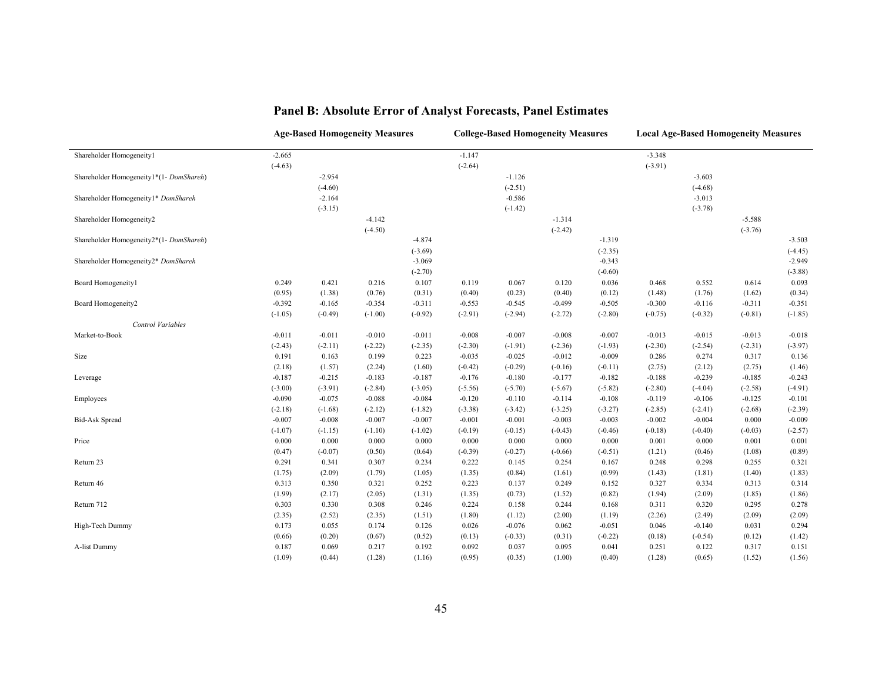## Panel B: Absolute Error of Analyst Forecasts, Panel Estimates

| | Age-Based Homogeneity Measures | | | | College-Based Homogeneity Measures | | | | Local Age-Based Homogeneity Measures | | | |
|---|---|---|---|---|---|---|---|---|---|---|---|---|
| Shareholder Homogeneity1 | -2.665 | | | | -1.147 | | | | -3.348 | | | |
| | (-4.63) | | | | (-2.64) | | | | (-3.91) | | | |
| Shareholder Homogeneity1*(1- *DomShareh*) | | -2.954 | | | | -1.126 | | | | -3.603 | | |
| | | (-4.60) | | | | (-2.51) | | | | (-4.68) | | |
| Shareholder Homogeneity1* *DomShareh* | | -2.164 | | | | -0.586 | | | | -3.013 | | |
| | | (-3.15) | | | | (-1.42) | | | | (-3.78) | | |
| Shareholder Homogeneity2 | | | -4.142 | | | | -1.314 | | | | -5.588 | |
| | | | (-4.50) | | | | (-2.42) | | | | (-3.76) | |
| Shareholder Homogeneity2*(1- *DomShareh*) | | | | -4.874 | | | | -1.319 | | | | -3.503 |
| | | | | (-3.69) | | | | (-2.35) | | | | (-4.45) |
| Shareholder Homogeneity2* *DomShareh* | | | | -3.069 | | | | -0.343 | | | | -2.949 |
| | | | | (-2.70) | | | | (-0.60) | | | | (-3.88) |
| Board Homogeneity1 | 0.249 | 0.421 | 0.216 | 0.107 | 0.119 | 0.067 | 0.120 | 0.036 | 0.468 | 0.552 | 0.614 | 0.093 |
| | (0.95) | (1.38) | (0.76) | (0.31) | (0.40) | (0.23) | (0.40) | (0.12) | (1.48) | (1.76) | (1.62) | (0.34) |
| Board Homogeneity2 | -0.392 | -0.165 | -0.354 | -0.311 | -0.553 | -0.545 | -0.499 | -0.505 | -0.300 | -0.116 | -0.311 | -0.351 |
| | (-1.05) | (-0.49) | (-1.00) | (-0.92) | (-2.91) | (-2.94) | (-2.72) | (-2.80) | (-0.75) | (-0.32) | (-0.81) | (-1.85) |
| *Control Variables* | | | | | | | | | | | | |
| Market-to-Book | -0.011 | -0.011 | -0.010 | -0.011 | -0.008 | -0.007 | -0.008 | -0.007 | -0.013 | -0.015 | -0.013 | -0.018 |
| | (-2.43) | (-2.11) | (-2.22) | (-2.35) | (-2.30) | (-1.91) | (-2.36) | (-1.93) | (-2.30) | (-2.54) | (-2.31) | (-3.97) |
| Size | 0.191 | 0.163 | 0.199 | 0.223 | -0.035 | -0.025 | -0.012 | -0.009 | 0.286 | 0.274 | 0.317 | 0.136 |
| | (2.18) | (1.57) | (2.24) | (1.60) | (-0.42) | (-0.29) | (-0.16) | (-0.11) | (2.75) | (2.12) | (2.75) | (1.46) |
| Leverage | -0.187 | -0.215 | -0.183 | -0.187 | -0.176 | -0.180 | -0.177 | -0.182 | -0.188 | -0.239 | -0.185 | -0.243 |
| | (-3.00) | (-3.91) | (-2.84) | (-3.05) | (-5.56) | (-5.70) | (-5.67) | (-5.82) | (-2.80) | (-4.04) | (-2.58) | (-4.91) |
| Employees | -0.090 | -0.075 | -0.088 | -0.084 | -0.120 | -0.110 | -0.114 | -0.108 | -0.119 | -0.106 | -0.125 | -0.101 |
| | (-2.18) | (-1.68) | (-2.12) | (-1.82) | (-3.38) | (-3.42) | (-3.25) | (-3.27) | (-2.85) | (-2.41) | (-2.68) | (-2.39) |
| Bid-Ask Spread | -0.007 | -0.008 | -0.007 | -0.007 | -0.001 | -0.001 | -0.003 | -0.003 | -0.002 | -0.004 | 0.000 | -0.009 |
| | (-1.07) | (-1.15) | (-1.10) | (-1.02) | (-0.19) | (-0.15) | (-0.43) | (-0.46) | (-0.18) | (-0.40) | (-0.03) | (-2.57) |
| Price | 0.000 | 0.000 | 0.000 | 0.000 | 0.000 | 0.000 | 0.000 | 0.000 | 0.001 | 0.000 | 0.001 | 0.001 |
| | (0.47) | (-0.07) | (0.50) | (0.64) | (-0.39) | (-0.27) | (-0.66) | (-0.51) | (1.21) | (0.46) | (1.08) | (0.89) |
| Return 23 | 0.291 | 0.341 | 0.307 | 0.234 | 0.222 | 0.145 | 0.254 | 0.167 | 0.248 | 0.298 | 0.255 | 0.321 |
| | (1.75) | (2.09) | (1.79) | (1.05) | (1.35) | (0.84) | (1.61) | (0.99) | (1.43) | (1.81) | (1.40) | (1.83) |
| Return 46 | 0.313 | 0.350 | 0.321 | 0.252 | 0.223 | 0.137 | 0.249 | 0.152 | 0.327 | 0.334 | 0.313 | 0.314 |
| | (1.99) | (2.17) | (2.05) | (1.31) | (1.35) | (0.73) | (1.52) | (0.82) | (1.94) | (2.09) | (1.85) | (1.86) |
| Return 712 | 0.303 | 0.330 | 0.308 | 0.246 | 0.224 | 0.158 | 0.244 | 0.168 | 0.311 | 0.320 | 0.295 | 0.278 |
| | (2.35) | (2.52) | (2.35) | (1.51) | (1.80) | (1.12) | (2.00) | (1.19) | (2.26) | (2.49) | (2.09) | (2.09) |
| High-Tech Dummy | 0.173 | 0.055 | 0.174 | 0.126 | 0.026 | -0.076 | 0.062 | -0.051 | 0.046 | -0.140 | 0.031 | 0.294 |
| | (0.66) | (0.20) | (0.67) | (0.52) | (0.13) | (-0.33) | (0.31) | (-0.22) | (0.18) | (-0.54) | (0.12) | (1.42) |
| A-list Dummy | 0.187 | 0.069 | 0.217 | 0.192 | 0.092 | 0.037 | 0.095 | 0.041 | 0.251 | 0.122 | 0.317 | 0.151 |
| | (1.09) | (0.44) | (1.28) | (1.16) | (0.95) | (0.35) | (1.00) | (0.40) | (1.28) | (0.65) | (1.52) | (1.56) |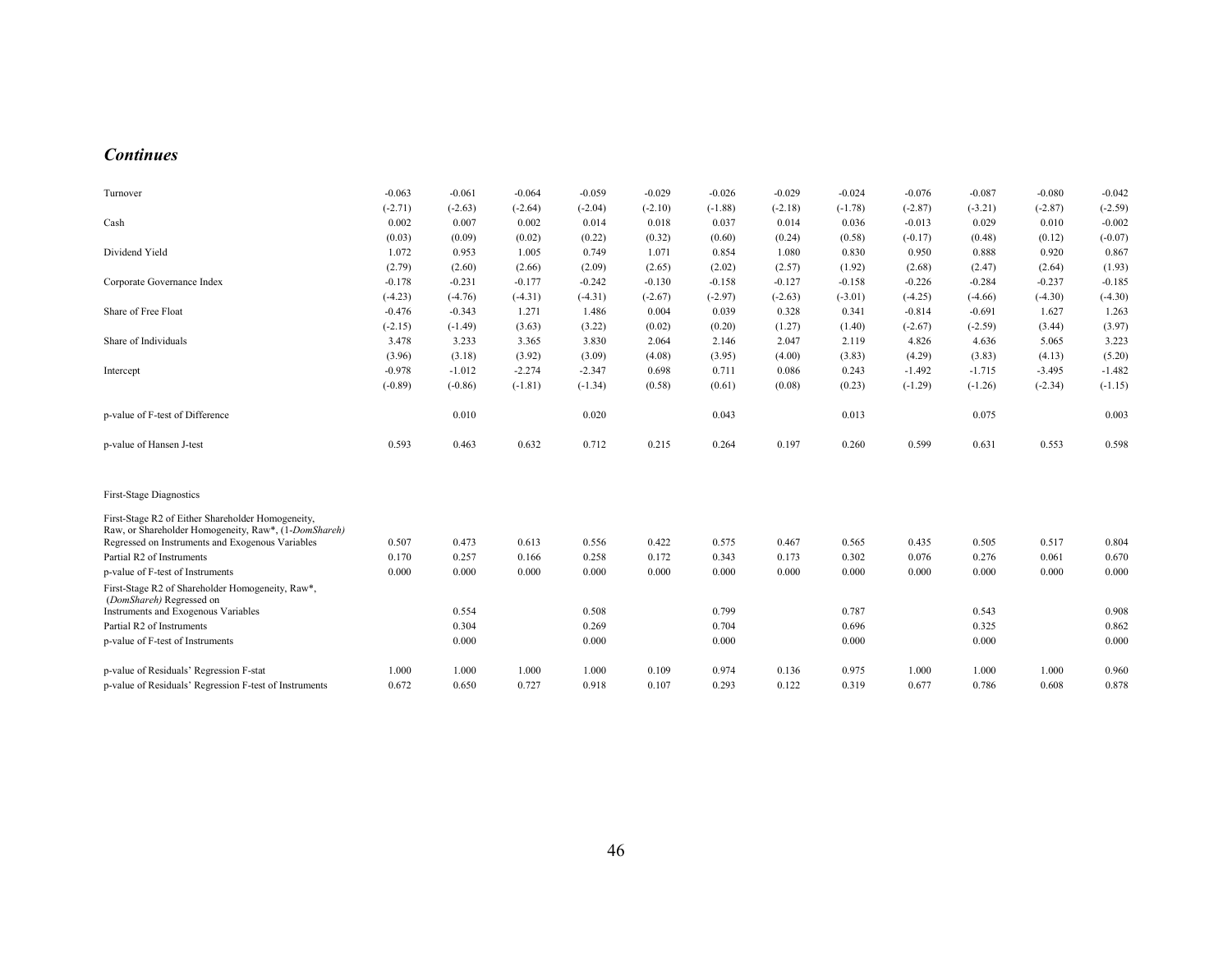***Continues***

| | (1) | (2) | (3) | (4) | (5) | (6) | (7) | (8) | (9) | (10) | (11) | (12) |
|---|---|---|---|---|---|---|---|---|---|---|---|---|
| Turnover | -0.063 | -0.061 | -0.064 | -0.059 | -0.029 | -0.026 | -0.029 | -0.024 | -0.076 | -0.087 | -0.080 | -0.042 |
| | (-2.71) | (-2.63) | (-2.64) | (-2.04) | (-2.10) | (-1.88) | (-2.18) | (-1.78) | (-2.87) | (-3.21) | (-2.87) | (-2.59) |
| Cash | 0.002 | 0.007 | 0.002 | 0.014 | 0.018 | 0.037 | 0.014 | 0.036 | -0.013 | 0.029 | 0.010 | -0.002 |
| | (0.03) | (0.09) | (0.02) | (0.22) | (0.32) | (0.60) | (0.24) | (0.58) | (-0.17) | (0.48) | (0.12) | (-0.07) |
| Dividend Yield | 1.072 | 0.953 | 1.005 | 0.749 | 1.071 | 0.854 | 1.080 | 0.830 | 0.950 | 0.888 | 0.920 | 0.867 |
| | (2.79) | (2.60) | (2.66) | (2.09) | (2.65) | (2.02) | (2.57) | (1.92) | (2.68) | (2.47) | (2.64) | (1.93) |
| Corporate Governance Index | -0.178 | -0.231 | -0.177 | -0.242 | -0.130 | -0.158 | -0.127 | -0.158 | -0.226 | -0.284 | -0.237 | -0.185 |
| | (-4.23) | (-4.76) | (-4.31) | (-4.31) | (-2.67) | (-2.97) | (-2.63) | (-3.01) | (-4.25) | (-4.66) | (-4.30) | (-4.30) |
| Share of Free Float | -0.476 | -0.343 | 1.271 | 1.486 | 0.004 | 0.039 | 0.328 | 0.341 | -0.814 | -0.691 | 1.627 | 1.263 |
| | (-2.15) | (-1.49) | (3.63) | (3.22) | (0.02) | (0.20) | (1.27) | (1.40) | (-2.67) | (-2.59) | (3.44) | (3.97) |
| Share of Individuals | 3.478 | 3.233 | 3.365 | 3.830 | 2.064 | 2.146 | 2.047 | 2.119 | 4.826 | 4.636 | 5.065 | 3.223 |
| | (3.96) | (3.18) | (3.92) | (3.09) | (4.08) | (3.95) | (4.00) | (3.83) | (4.29) | (3.83) | (4.13) | (5.20) |
| Intercept | -0.978 | -1.012 | -2.274 | -2.347 | 0.698 | 0.711 | 0.086 | 0.243 | -1.492 | -1.715 | -3.495 | -1.482 |
| | (-0.89) | (-0.86) | (-1.81) | (-1.34) | (0.58) | (0.61) | (0.08) | (0.23) | (-1.29) | (-1.26) | (-2.34) | (-1.15) |
| p-value of F-test of Difference | | 0.010 | | 0.020 | | 0.043 | | 0.013 | | 0.075 | | 0.003 |
| p-value of Hansen J-test | 0.593 | 0.463 | 0.632 | 0.712 | 0.215 | 0.264 | 0.197 | 0.260 | 0.599 | 0.631 | 0.553 | 0.598 |
| First-Stage Diagnostics | | | | | | | | | | | | |
| First-Stage R2 of Either Shareholder Homogeneity, Raw, or Shareholder Homogeneity, Raw*, (1-*DomShareh*) Regressed on Instruments and Exogenous Variables | 0.507 | 0.473 | 0.613 | 0.556 | 0.422 | 0.575 | 0.467 | 0.565 | 0.435 | 0.505 | 0.517 | 0.804 |
| Partial R2 of Instruments | 0.170 | 0.257 | 0.166 | 0.258 | 0.172 | 0.343 | 0.173 | 0.302 | 0.076 | 0.276 | 0.061 | 0.670 |
| p-value of F-test of Instruments | 0.000 | 0.000 | 0.000 | 0.000 | 0.000 | 0.000 | 0.000 | 0.000 | 0.000 | 0.000 | 0.000 | 0.000 |
| First-Stage R2 of Shareholder Homogeneity, Raw*, (*DomShareh*) Regressed on Instruments and Exogenous Variables | | 0.554 | | 0.508 | | 0.799 | | 0.787 | | 0.543 | | 0.908 |
| Partial R2 of Instruments | | 0.304 | | 0.269 | | 0.704 | | 0.696 | | 0.325 | | 0.862 |
| p-value of F-test of Instruments | | 0.000 | | 0.000 | | 0.000 | | 0.000 | | 0.000 | | 0.000 |
| p-value of Residuals' Regression F-stat | 1.000 | 1.000 | 1.000 | 1.000 | 0.109 | 0.974 | 0.136 | 0.975 | 1.000 | 1.000 | 1.000 | 0.960 |
| p-value of Residuals' Regression F-test of Instruments | 0.672 | 0.650 | 0.727 | 0.918 | 0.107 | 0.293 | 0.122 | 0.319 | 0.677 | 0.786 | 0.608 | 0.878 |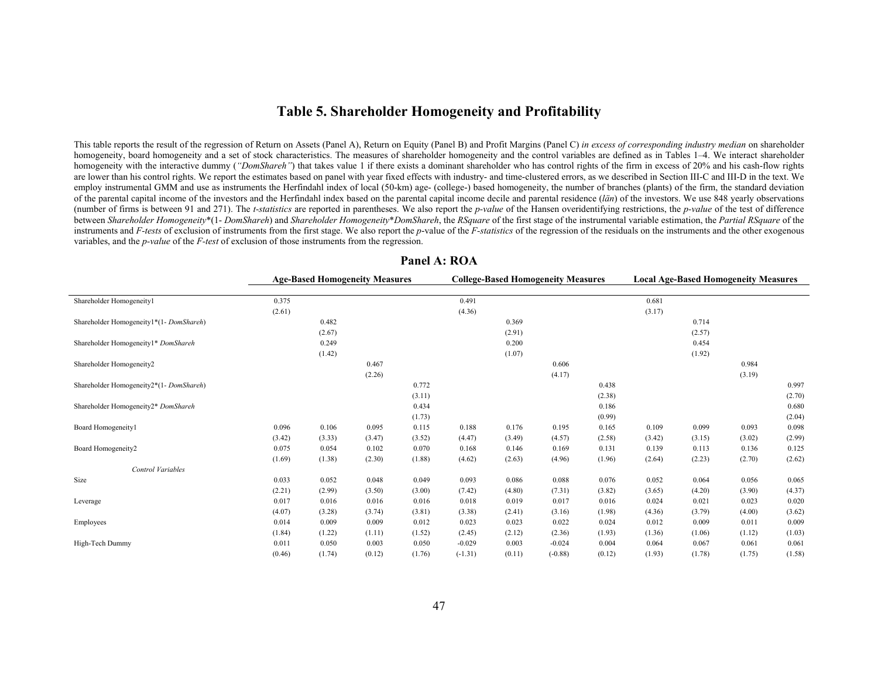# Table 5. Shareholder Homogeneity and Profitability

This table reports the result of the regression of Return on Assets (Panel A), Return on Equity (Panel B) and Profit Margins (Panel C) *in excess of corresponding industry median* on shareholder homogeneity, board homogeneity and a set of stock characteristics. The measures of shareholder homogeneity and the control variables are defined as in Tables 1–4. We interact shareholder homogeneity with the interactive dummy (*"DomShareh"*) that takes value 1 if there exists a dominant shareholder who has control rights of the firm in excess of 20% and his cash-flow rights are lower than his control rights. We report the estimates based on panel with year fixed effects with industry- and time-clustered errors, as we described in Section III-C and III-D in the text. We employ instrumental GMM and use as instruments the Herfindahl index of local (50-km) age- (college-) based homogeneity, the number of branches (plants) of the firm, the standard deviation of the parental capital income of the investors and the Herfindahl index based on the parental capital income decile and parental residence (*län*) of the investors. We use 848 yearly observations (number of firms is between 91 and 271). The *t-statistics* are reported in parentheses. We also report the *p-value* of the Hansen overidentifying restrictions, the *p-value* of the test of difference between *Shareholder Homogeneity*\*(1- *DomShareh*) and *Shareholder Homogeneity*\**DomShareh*, the *RSquare* of the first stage of the instrumental variable estimation, the *Partial RSquare* of the instruments and *F-tests* of exclusion of instruments from the first stage. We also report the *p*-value of the *F-statistics* of the regression of the residuals on the instruments and the other exogenous variables, and the *p-value* of the *F-test* of exclusion of those instruments from the regression.

## Panel A: ROA

| | Age-Based Homogeneity Measures | | | | College-Based Homogeneity Measures | | | | Local Age-Based Homogeneity Measures | | | |
|---|---|---|---|---|---|---|---|---|---|---|---|---|
| Shareholder Homogeneity1 | 0.375 | | | | 0.491 | | | | 0.681 | | | |
| | (2.61) | | | | (4.36) | | | | (3.17) | | | |
| Shareholder Homogeneity1\*(1- *DomShareh*) | | 0.482 | | | | 0.369 | | | | 0.714 | | |
| | | (2.67) | | | | (2.91) | | | | (2.57) | | |
| Shareholder Homogeneity1\* *DomShareh* | | 0.249 | | | | 0.200 | | | | 0.454 | | |
| | | (1.42) | | | | (1.07) | | | | (1.92) | | |
| Shareholder Homogeneity2 | | | 0.467 | | | | 0.606 | | | | 0.984 | |
| | | | (2.26) | | | | (4.17) | | | | (3.19) | |
| Shareholder Homogeneity2\*(1- *DomShareh*) | | | | 0.772 | | | | 0.438 | | | | 0.997 |
| | | | | (3.11) | | | | (2.38) | | | | (2.70) |
| Shareholder Homogeneity2\* *DomShareh* | | | | 0.434 | | | | 0.186 | | | | 0.680 |
| | | | | (1.73) | | | | (0.99) | | | | (2.04) |
| Board Homogeneity1 | 0.096 | 0.106 | 0.095 | 0.115 | 0.188 | 0.176 | 0.195 | 0.165 | 0.109 | 0.099 | 0.093 | 0.098 |
| | (3.42) | (3.33) | (3.47) | (3.52) | (4.47) | (3.49) | (4.57) | (2.58) | (3.42) | (3.15) | (3.02) | (2.99) |
| Board Homogeneity2 | 0.075 | 0.054 | 0.102 | 0.070 | 0.168 | 0.146 | 0.169 | 0.131 | 0.139 | 0.113 | 0.136 | 0.125 |
| | (1.69) | (1.38) | (2.30) | (1.88) | (4.62) | (2.63) | (4.96) | (1.96) | (2.64) | (2.23) | (2.70) | (2.62) |
| *Control Variables* | | | | | | | | | | | | |
| Size | 0.033 | 0.052 | 0.048 | 0.049 | 0.093 | 0.086 | 0.088 | 0.076 | 0.052 | 0.064 | 0.056 | 0.065 |
| | (2.21) | (2.99) | (3.50) | (3.00) | (7.42) | (4.80) | (7.31) | (3.82) | (3.65) | (4.20) | (3.90) | (4.37) |
| Leverage | 0.017 | 0.016 | 0.016 | 0.016 | 0.018 | 0.019 | 0.017 | 0.016 | 0.024 | 0.021 | 0.023 | 0.020 |
| | (4.07) | (3.28) | (3.74) | (3.81) | (3.38) | (2.41) | (3.16) | (1.98) | (4.36) | (3.79) | (4.00) | (3.62) |
| Employees | 0.014 | 0.009 | 0.009 | 0.012 | 0.023 | 0.023 | 0.022 | 0.024 | 0.012 | 0.009 | 0.011 | 0.009 |
| | (1.84) | (1.22) | (1.11) | (1.52) | (2.45) | (2.12) | (2.36) | (1.93) | (1.36) | (1.06) | (1.12) | (1.03) |
| High-Tech Dummy | 0.011 | 0.050 | 0.003 | 0.050 | -0.029 | 0.003 | -0.024 | 0.004 | 0.064 | 0.067 | 0.061 | 0.061 |
| | (0.46) | (1.74) | (0.12) | (1.76) | (-1.31) | (0.11) | (-0.88) | (0.12) | (1.93) | (1.78) | (1.75) | (1.58) |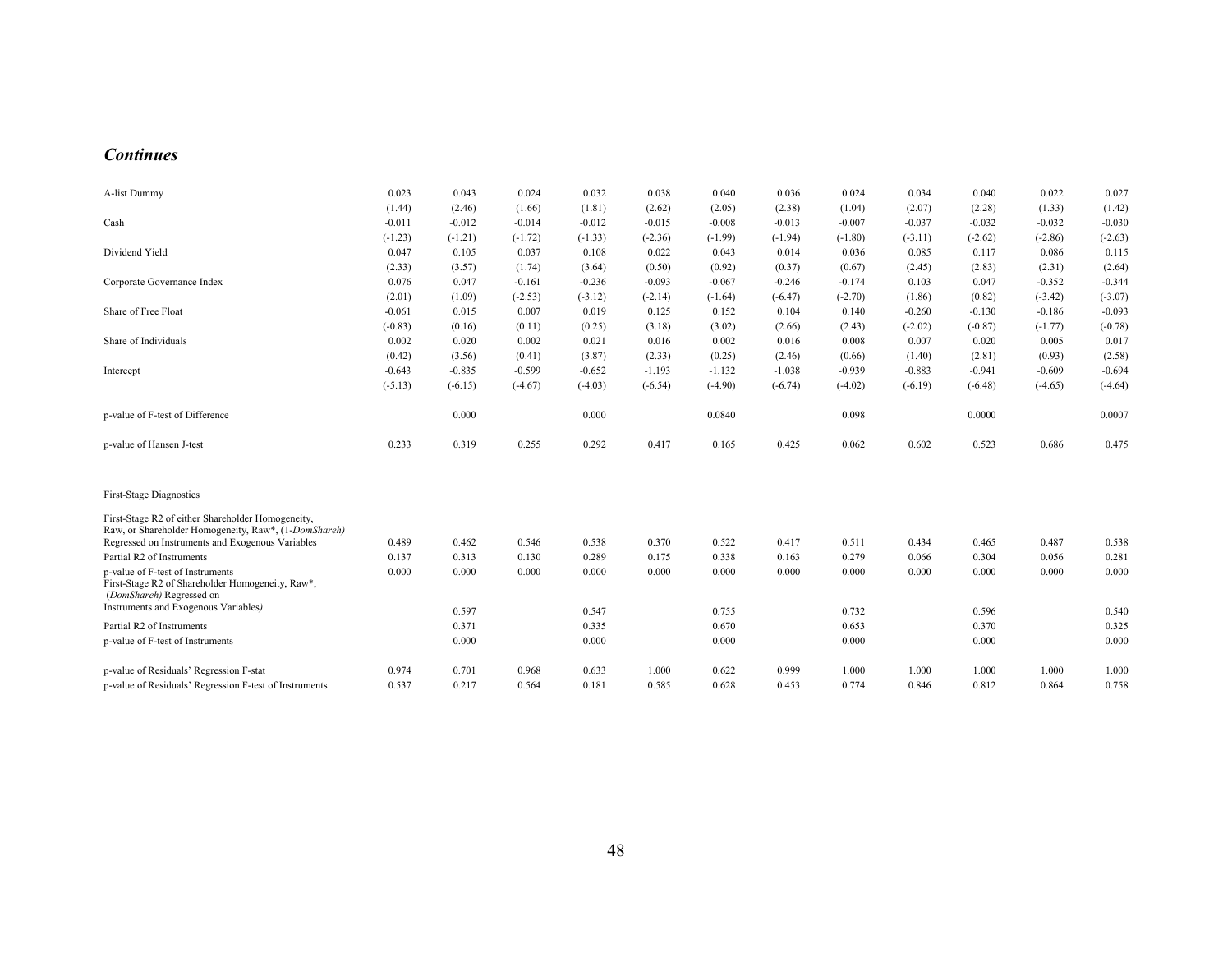***Continues***

| | | | | | | | | | | | | |
|---|---|---|---|---|---|---|---|---|---|---|---|---|
| A-list Dummy | 0.023 | 0.043 | 0.024 | 0.032 | 0.038 | 0.040 | 0.036 | 0.024 | 0.034 | 0.040 | 0.022 | 0.027 |
| | (1.44) | (2.46) | (1.66) | (1.81) | (2.62) | (2.05) | (2.38) | (1.04) | (2.07) | (2.28) | (1.33) | (1.42) |
| Cash | -0.011 | -0.012 | -0.014 | -0.012 | -0.015 | -0.008 | -0.013 | -0.007 | -0.037 | -0.032 | -0.032 | -0.030 |
| | (-1.23) | (-1.21) | (-1.72) | (-1.33) | (-2.36) | (-1.99) | (-1.94) | (-1.80) | (-3.11) | (-2.62) | (-2.86) | (-2.63) |
| Dividend Yield | 0.047 | 0.105 | 0.037 | 0.108 | 0.022 | 0.043 | 0.014 | 0.036 | 0.085 | 0.117 | 0.086 | 0.115 |
| | (2.33) | (3.57) | (1.74) | (3.64) | (0.50) | (0.92) | (0.37) | (0.67) | (2.45) | (2.83) | (2.31) | (2.64) |
| Corporate Governance Index | 0.076 | 0.047 | -0.161 | -0.236 | -0.093 | -0.067 | -0.246 | -0.174 | 0.103 | 0.047 | -0.352 | -0.344 |
| | (2.01) | (1.09) | (-2.53) | (-3.12) | (-2.14) | (-1.64) | (-6.47) | (-2.70) | (1.86) | (0.82) | (-3.42) | (-3.07) |
| Share of Free Float | -0.061 | 0.015 | 0.007 | 0.019 | 0.125 | 0.152 | 0.104 | 0.140 | -0.260 | -0.130 | -0.186 | -0.093 |
| | (-0.83) | (0.16) | (0.11) | (0.25) | (3.18) | (3.02) | (2.66) | (2.43) | (-2.02) | (-0.87) | (-1.77) | (-0.78) |
| Share of Individuals | 0.002 | 0.020 | 0.002 | 0.021 | 0.016 | 0.002 | 0.016 | 0.008 | 0.007 | 0.020 | 0.005 | 0.017 |
| | (0.42) | (3.56) | (0.41) | (3.87) | (2.33) | (0.25) | (2.46) | (0.66) | (1.40) | (2.81) | (0.93) | (2.58) |
| Intercept | -0.643 | -0.835 | -0.599 | -0.652 | -1.193 | -1.132 | -1.038 | -0.939 | -0.883 | -0.941 | -0.609 | -0.694 |
| | (-5.13) | (-6.15) | (-4.67) | (-4.03) | (-6.54) | (-4.90) | (-6.74) | (-4.02) | (-6.19) | (-6.48) | (-4.65) | (-4.64) |
| p-value of F-test of Difference | | 0.000 | | 0.000 | | 0.0840 | | 0.098 | | 0.0000 | | 0.0007 |
| p-value of Hansen J-test | 0.233 | 0.319 | 0.255 | 0.292 | 0.417 | 0.165 | 0.425 | 0.062 | 0.602 | 0.523 | 0.686 | 0.475 |
| First-Stage Diagnostics | | | | | | | | | | | | |
| First-Stage R2 of either Shareholder Homogeneity, Raw, or Shareholder Homogeneity, Raw*, (1-*DomShareh)* Regressed on Instruments and Exogenous Variables | 0.489 | 0.462 | 0.546 | 0.538 | 0.370 | 0.522 | 0.417 | 0.511 | 0.434 | 0.465 | 0.487 | 0.538 |
| Partial R2 of Instruments | 0.137 | 0.313 | 0.130 | 0.289 | 0.175 | 0.338 | 0.163 | 0.279 | 0.066 | 0.304 | 0.056 | 0.281 |
| p-value of F-test of Instruments | 0.000 | 0.000 | 0.000 | 0.000 | 0.000 | 0.000 | 0.000 | 0.000 | 0.000 | 0.000 | 0.000 | 0.000 |
| First-Stage R2 of Shareholder Homogeneity, Raw*, (*DomShareh)* Regressed on Instruments and Exogenous Variables*)* | | 0.597 | | 0.547 | | 0.755 | | 0.732 | | 0.596 | | 0.540 |
| Partial R2 of Instruments | | 0.371 | | 0.335 | | 0.670 | | 0.653 | | 0.370 | | 0.325 |
| p-value of F-test of Instruments | | 0.000 | | 0.000 | | 0.000 | | 0.000 | | 0.000 | | 0.000 |
| p-value of Residuals' Regression F-stat | 0.974 | 0.701 | 0.968 | 0.633 | 1.000 | 0.622 | 0.999 | 1.000 | 1.000 | 1.000 | 1.000 | 1.000 |
| p-value of Residuals' Regression F-test of Instruments | 0.537 | 0.217 | 0.564 | 0.181 | 0.585 | 0.628 | 0.453 | 0.774 | 0.846 | 0.812 | 0.864 | 0.758 |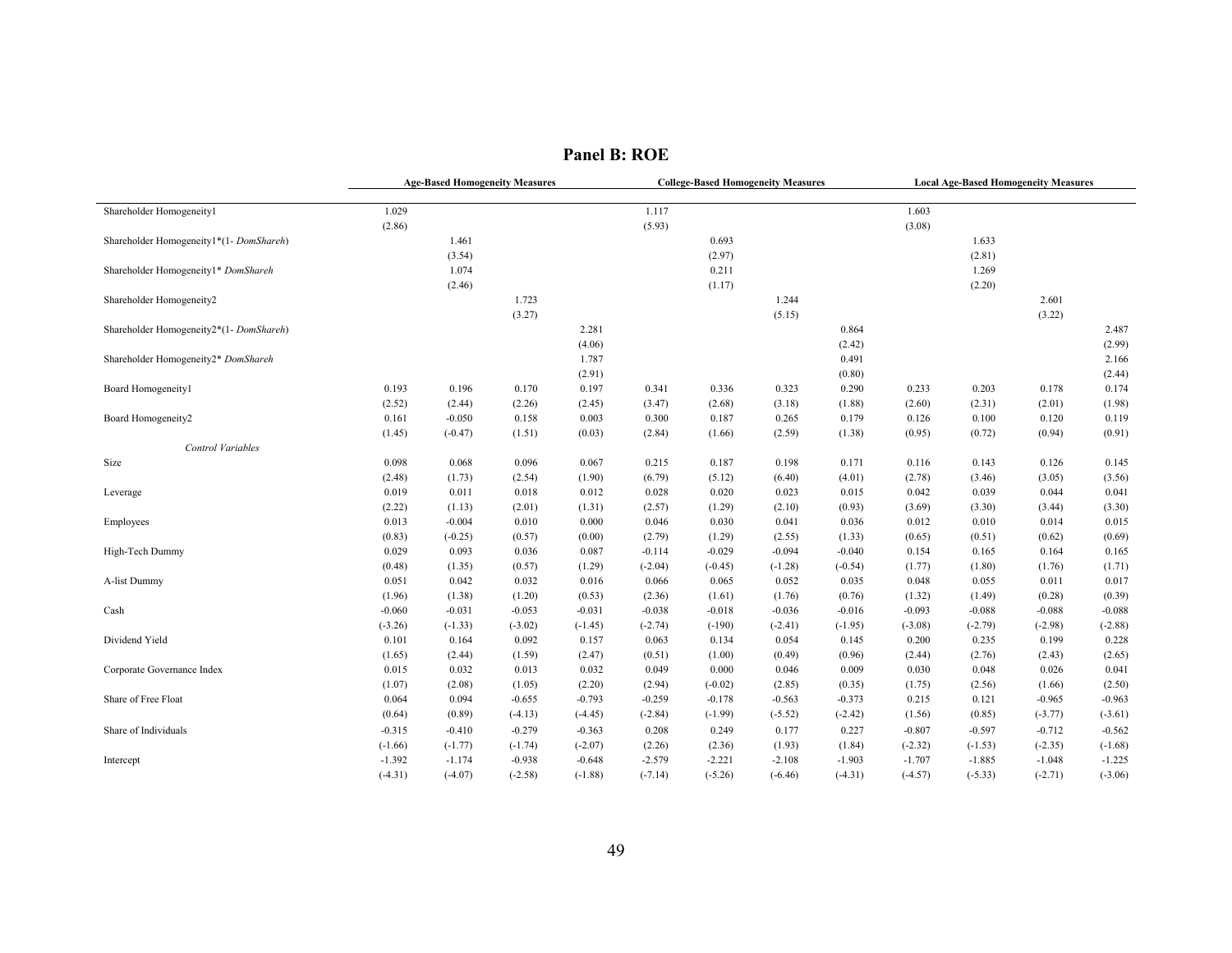## Panel B: ROE

| | Age-Based Homogeneity Measures | | | | College-Based Homogeneity Measures | | | | Local Age-Based Homogeneity Measures | | | |
|---|---|---|---|---|---|---|---|---|---|---|---|---|
| Shareholder Homogeneity1 | 1.029 | | | | 1.117 | | | | 1.603 | | | |
| | (2.86) | | | | (5.93) | | | | (3.08) | | | |
| Shareholder Homogeneity1*(1- *DomShareh*) | | 1.461 | | | | 0.693 | | | | 1.633 | | |
| | | (3.54) | | | | (2.97) | | | | (2.81) | | |
| Shareholder Homogeneity1* *DomShareh* | | 1.074 | | | | 0.211 | | | | 1.269 | | |
| | | (2.46) | | | | (1.17) | | | | (2.20) | | |
| Shareholder Homogeneity2 | | | 1.723 | | | | 1.244 | | | | 2.601 | |
| | | | (3.27) | | | | (5.15) | | | | (3.22) | |
| Shareholder Homogeneity2*(1- *DomShareh*) | | | | 2.281 | | | | 0.864 | | | | 2.487 |
| | | | | (4.06) | | | | (2.42) | | | | (2.99) |
| Shareholder Homogeneity2* *DomShareh* | | | | 1.787 | | | | 0.491 | | | | 2.166 |
| | | | | (2.91) | | | | (0.80) | | | | (2.44) |
| Board Homogeneity1 | 0.193 | 0.196 | 0.170 | 0.197 | 0.341 | 0.336 | 0.323 | 0.290 | 0.233 | 0.203 | 0.178 | 0.174 |
| | (2.52) | (2.44) | (2.26) | (2.45) | (3.47) | (2.68) | (3.18) | (1.88) | (2.60) | (2.31) | (2.01) | (1.98) |
| Board Homogeneity2 | 0.161 | -0.050 | 0.158 | 0.003 | 0.300 | 0.187 | 0.265 | 0.179 | 0.126 | 0.100 | 0.120 | 0.119 |
| | (1.45) | (-0.47) | (1.51) | (0.03) | (2.84) | (1.66) | (2.59) | (1.38) | (0.95) | (0.72) | (0.94) | (0.91) |
| *Control Variables* | | | | | | | | | | | | |
| Size | 0.098 | 0.068 | 0.096 | 0.067 | 0.215 | 0.187 | 0.198 | 0.171 | 0.116 | 0.143 | 0.126 | 0.145 |
| | (2.48) | (1.73) | (2.54) | (1.90) | (6.79) | (5.12) | (6.40) | (4.01) | (2.78) | (3.46) | (3.05) | (3.56) |
| Leverage | 0.019 | 0.011 | 0.018 | 0.012 | 0.028 | 0.020 | 0.023 | 0.015 | 0.042 | 0.039 | 0.044 | 0.041 |
| | (2.22) | (1.13) | (2.01) | (1.31) | (2.57) | (1.29) | (2.10) | (0.93) | (3.69) | (3.30) | (3.44) | (3.30) |
| Employees | 0.013 | -0.004 | 0.010 | 0.000 | 0.046 | 0.030 | 0.041 | 0.036 | 0.012 | 0.010 | 0.014 | 0.015 |
| | (0.83) | (-0.25) | (0.57) | (0.00) | (2.79) | (1.29) | (2.55) | (1.33) | (0.65) | (0.51) | (0.62) | (0.69) |
| High-Tech Dummy | 0.029 | 0.093 | 0.036 | 0.087 | -0.114 | -0.029 | -0.094 | -0.040 | 0.154 | 0.165 | 0.164 | 0.165 |
| | (0.48) | (1.35) | (0.57) | (1.29) | (-2.04) | (-0.45) | (-1.28) | (-0.54) | (1.77) | (1.80) | (1.76) | (1.71) |
| A-list Dummy | 0.051 | 0.042 | 0.032 | 0.016 | 0.066 | 0.065 | 0.052 | 0.035 | 0.048 | 0.055 | 0.011 | 0.017 |
| | (1.96) | (1.38) | (1.20) | (0.53) | (2.36) | (1.61) | (1.76) | (0.76) | (1.32) | (1.49) | (0.28) | (0.39) |
| Cash | -0.060 | -0.031 | -0.053 | -0.031 | -0.038 | -0.018 | -0.036 | -0.016 | -0.093 | -0.088 | -0.088 | -0.088 |
| | (-3.26) | (-1.33) | (-3.02) | (-1.45) | (-2.74) | (-190) | (-2.41) | (-1.95) | (-3.08) | (-2.79) | (-2.98) | (-2.88) |
| Dividend Yield | 0.101 | 0.164 | 0.092 | 0.157 | 0.063 | 0.134 | 0.054 | 0.145 | 0.200 | 0.235 | 0.199 | 0.228 |
| | (1.65) | (2.44) | (1.59) | (2.47) | (0.51) | (1.00) | (0.49) | (0.96) | (2.44) | (2.76) | (2.43) | (2.65) |
| Corporate Governance Index | 0.015 | 0.032 | 0.013 | 0.032 | 0.049 | 0.000 | 0.046 | 0.009 | 0.030 | 0.048 | 0.026 | 0.041 |
| | (1.07) | (2.08) | (1.05) | (2.20) | (2.94) | (-0.02) | (2.85) | (0.35) | (1.75) | (2.56) | (1.66) | (2.50) |
| Share of Free Float | 0.064 | 0.094 | -0.655 | -0.793 | -0.259 | -0.178 | -0.563 | -0.373 | 0.215 | 0.121 | -0.965 | -0.963 |
| | (0.64) | (0.89) | (-4.13) | (-4.45) | (-2.84) | (-1.99) | (-5.52) | (-2.42) | (1.56) | (0.85) | (-3.77) | (-3.61) |
| Share of Individuals | -0.315 | -0.410 | -0.279 | -0.363 | 0.208 | 0.249 | 0.177 | 0.227 | -0.807 | -0.597 | -0.712 | -0.562 |
| | (-1.66) | (-1.77) | (-1.74) | (-2.07) | (2.26) | (2.36) | (1.93) | (1.84) | (-2.32) | (-1.53) | (-2.35) | (-1.68) |
| Intercept | -1.392 | -1.174 | -0.938 | -0.648 | -2.579 | -2.221 | -2.108 | -1.903 | -1.707 | -1.885 | -1.048 | -1.225 |
| | (-4.31) | (-4.07) | (-2.58) | (-1.88) | (-7.14) | (-5.26) | (-6.46) | (-4.31) | (-4.57) | (-5.33) | (-2.71) | (-3.06) |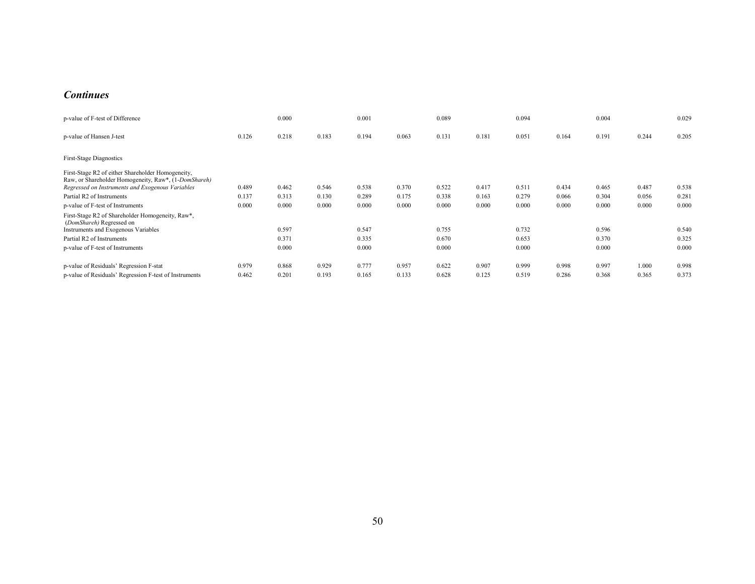## *Continues*

| | (1) | (2) | (3) | (4) | (5) | (6) | (7) | (8) | (9) | (10) | (11) | (12) |
|---|---|---|---|---|---|---|---|---|---|---|---|---|
| p-value of F-test of Difference | | 0.000 | | 0.001 | | 0.089 | | 0.094 | | 0.004 | | 0.029 |
| p-value of Hansen J-test | 0.126 | 0.218 | 0.183 | 0.194 | 0.063 | 0.131 | 0.181 | 0.051 | 0.164 | 0.191 | 0.244 | 0.205 |
| First-Stage Diagnostics | | | | | | | | | | | | |
| First-Stage R2 of either Shareholder Homogeneity, Raw, or Shareholder Homogeneity, Raw*, (1-*DomShareh*) *Regressed on Instruments and Exogenous Variables* | 0.489 | 0.462 | 0.546 | 0.538 | 0.370 | 0.522 | 0.417 | 0.511 | 0.434 | 0.465 | 0.487 | 0.538 |
| Partial R2 of Instruments | 0.137 | 0.313 | 0.130 | 0.289 | 0.175 | 0.338 | 0.163 | 0.279 | 0.066 | 0.304 | 0.056 | 0.281 |
| p-value of F-test of Instruments | 0.000 | 0.000 | 0.000 | 0.000 | 0.000 | 0.000 | 0.000 | 0.000 | 0.000 | 0.000 | 0.000 | 0.000 |
| First-Stage R2 of Shareholder Homogeneity, Raw*, (*DomShareh)* Regressed on Instruments and Exogenous Variables | | 0.597 | | 0.547 | | 0.755 | | 0.732 | | 0.596 | | 0.540 |
| Partial R2 of Instruments | | 0.371 | | 0.335 | | 0.670 | | 0.653 | | 0.370 | | 0.325 |
| p-value of F-test of Instruments | | 0.000 | | 0.000 | | 0.000 | | 0.000 | | 0.000 | | 0.000 |
| p-value of Residuals' Regression F-stat | 0.979 | 0.868 | 0.929 | 0.777 | 0.957 | 0.622 | 0.907 | 0.999 | 0.998 | 0.997 | 1.000 | 0.998 |
| p-value of Residuals' Regression F-test of Instruments | 0.462 | 0.201 | 0.193 | 0.165 | 0.133 | 0.628 | 0.125 | 0.519 | 0.286 | 0.368 | 0.365 | 0.373 |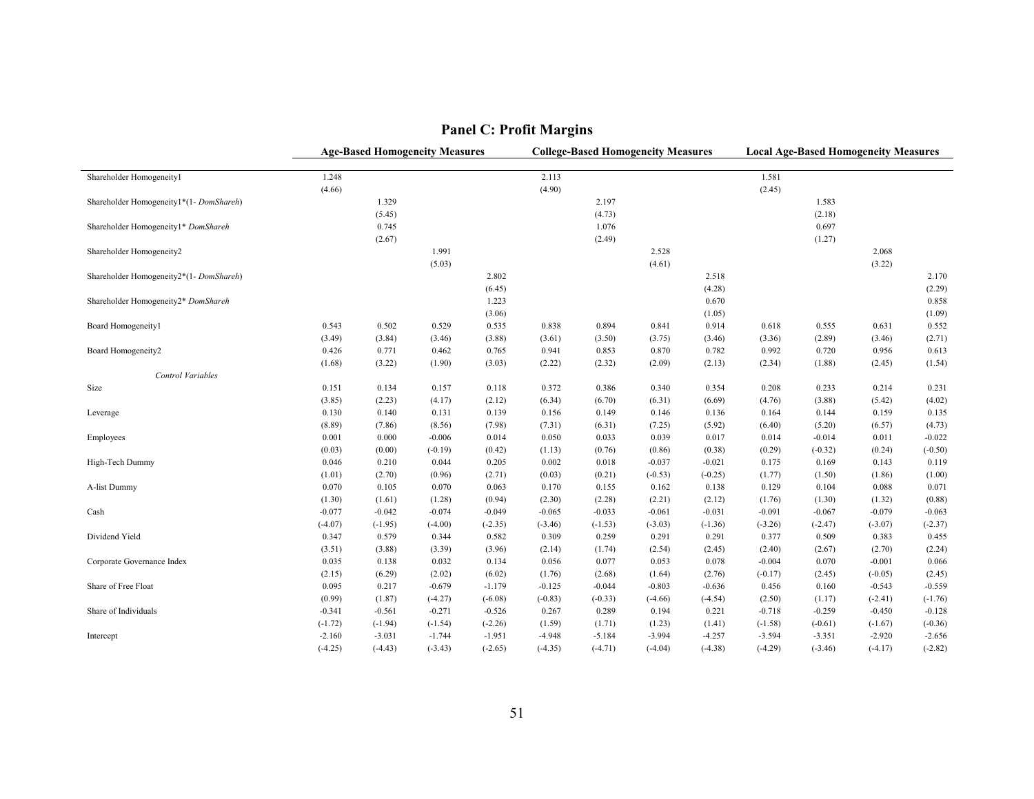## Panel C: Profit Margins

| | Age-Based Homogeneity Measures | | | | College-Based Homogeneity Measures | | | | Local Age-Based Homogeneity Measures | | | |
|---|---|---|---|---|---|---|---|---|---|---|---|---|
| Shareholder Homogeneity1 | 1.248 | | | | 2.113 | | | | 1.581 | | | |
| | (4.66) | | | | (4.90) | | | | (2.45) | | | |
| Shareholder Homogeneity1*(1- *DomShareh*) | | 1.329 | | | | 2.197 | | | | 1.583 | | |
| | | (5.45) | | | | (4.73) | | | | (2.18) | | |
| Shareholder Homogeneity1* *DomShareh* | | 0.745 | | | | 1.076 | | | | 0.697 | | |
| | | (2.67) | | | | (2.49) | | | | (1.27) | | |
| Shareholder Homogeneity2 | | | 1.991 | | | | 2.528 | | | | 2.068 | |
| | | | (5.03) | | | | (4.61) | | | | (3.22) | |
| Shareholder Homogeneity2*(1- *DomShareh*) | | | | 2.802 | | | | 2.518 | | | | 2.170 |
| | | | | (6.45) | | | | (4.28) | | | | (2.29) |
| Shareholder Homogeneity2* *DomShareh* | | | | 1.223 | | | | 0.670 | | | | 0.858 |
| | | | | (3.06) | | | | (1.05) | | | | (1.09) |
| Board Homogeneity1 | 0.543 | 0.502 | 0.529 | 0.535 | 0.838 | 0.894 | 0.841 | 0.914 | 0.618 | 0.555 | 0.631 | 0.552 |
| | (3.49) | (3.84) | (3.46) | (3.88) | (3.61) | (3.50) | (3.75) | (3.46) | (3.36) | (2.89) | (3.46) | (2.71) |
| Board Homogeneity2 | 0.426 | 0.771 | 0.462 | 0.765 | 0.941 | 0.853 | 0.870 | 0.782 | 0.992 | 0.720 | 0.956 | 0.613 |
| | (1.68) | (3.22) | (1.90) | (3.03) | (2.22) | (2.32) | (2.09) | (2.13) | (2.34) | (1.88) | (2.45) | (1.54) |
| *Control Variables* | | | | | | | | | | | | |
| Size | 0.151 | 0.134 | 0.157 | 0.118 | 0.372 | 0.386 | 0.340 | 0.354 | 0.208 | 0.233 | 0.214 | 0.231 |
| | (3.85) | (2.23) | (4.17) | (2.12) | (6.34) | (6.70) | (6.31) | (6.69) | (4.76) | (3.88) | (5.42) | (4.02) |
| Leverage | 0.130 | 0.140 | 0.131 | 0.139 | 0.156 | 0.149 | 0.146 | 0.136 | 0.164 | 0.144 | 0.159 | 0.135 |
| | (8.89) | (7.86) | (8.56) | (7.98) | (7.31) | (6.31) | (7.25) | (5.92) | (6.40) | (5.20) | (6.57) | (4.73) |
| Employees | 0.001 | 0.000 | -0.006 | 0.014 | 0.050 | 0.033 | 0.039 | 0.017 | 0.014 | -0.014 | 0.011 | -0.022 |
| | (0.03) | (0.00) | (-0.19) | (0.42) | (1.13) | (0.76) | (0.86) | (0.38) | (0.29) | (-0.32) | (0.24) | (-0.50) |
| High-Tech Dummy | 0.046 | 0.210 | 0.044 | 0.205 | 0.002 | 0.018 | -0.037 | -0.021 | 0.175 | 0.169 | 0.143 | 0.119 |
| | (1.01) | (2.70) | (0.96) | (2.71) | (0.03) | (0.21) | (-0.53) | (-0.25) | (1.77) | (1.50) | (1.86) | (1.00) |
| A-list Dummy | 0.070 | 0.105 | 0.070 | 0.063 | 0.170 | 0.155 | 0.162 | 0.138 | 0.129 | 0.104 | 0.088 | 0.071 |
| | (1.30) | (1.61) | (1.28) | (0.94) | (2.30) | (2.28) | (2.21) | (2.12) | (1.76) | (1.30) | (1.32) | (0.88) |
| Cash | -0.077 | -0.042 | -0.074 | -0.049 | -0.065 | -0.033 | -0.061 | -0.031 | -0.091 | -0.067 | -0.079 | -0.063 |
| | (-4.07) | (-1.95) | (-4.00) | (-2.35) | (-3.46) | (-1.53) | (-3.03) | (-1.36) | (-3.26) | (-2.47) | (-3.07) | (-2.37) |
| Dividend Yield | 0.347 | 0.579 | 0.344 | 0.582 | 0.309 | 0.259 | 0.291 | 0.291 | 0.377 | 0.509 | 0.383 | 0.455 |
| | (3.51) | (3.88) | (3.39) | (3.96) | (2.14) | (1.74) | (2.54) | (2.45) | (2.40) | (2.67) | (2.70) | (2.24) |
| Corporate Governance Index | 0.035 | 0.138 | 0.032 | 0.134 | 0.056 | 0.077 | 0.053 | 0.078 | -0.004 | 0.070 | -0.001 | 0.066 |
| | (2.15) | (6.29) | (2.02) | (6.02) | (1.76) | (2.68) | (1.64) | (2.76) | (-0.17) | (2.45) | (-0.05) | (2.45) |
| Share of Free Float | 0.095 | 0.217 | -0.679 | -1.179 | -0.125 | -0.044 | -0.803 | -0.636 | 0.456 | 0.160 | -0.543 | -0.559 |
| | (0.99) | (1.87) | (-4.27) | (-6.08) | (-0.83) | (-0.33) | (-4.66) | (-4.54) | (2.50) | (1.17) | (-2.41) | (-1.76) |
| Share of Individuals | -0.341 | -0.561 | -0.271 | -0.526 | 0.267 | 0.289 | 0.194 | 0.221 | -0.718 | -0.259 | -0.450 | -0.128 |
| | (-1.72) | (-1.94) | (-1.54) | (-2.26) | (1.59) | (1.71) | (1.23) | (1.41) | (-1.58) | (-0.61) | (-1.67) | (-0.36) |
| Intercept | -2.160 | -3.031 | -1.744 | -1.951 | -4.948 | -5.184 | -3.994 | -4.257 | -3.594 | -3.351 | -2.920 | -2.656 |
| | (-4.25) | (-4.43) | (-3.43) | (-2.65) | (-4.35) | (-4.71) | (-4.04) | (-4.38) | (-4.29) | (-3.46) | (-4.17) | (-2.82) |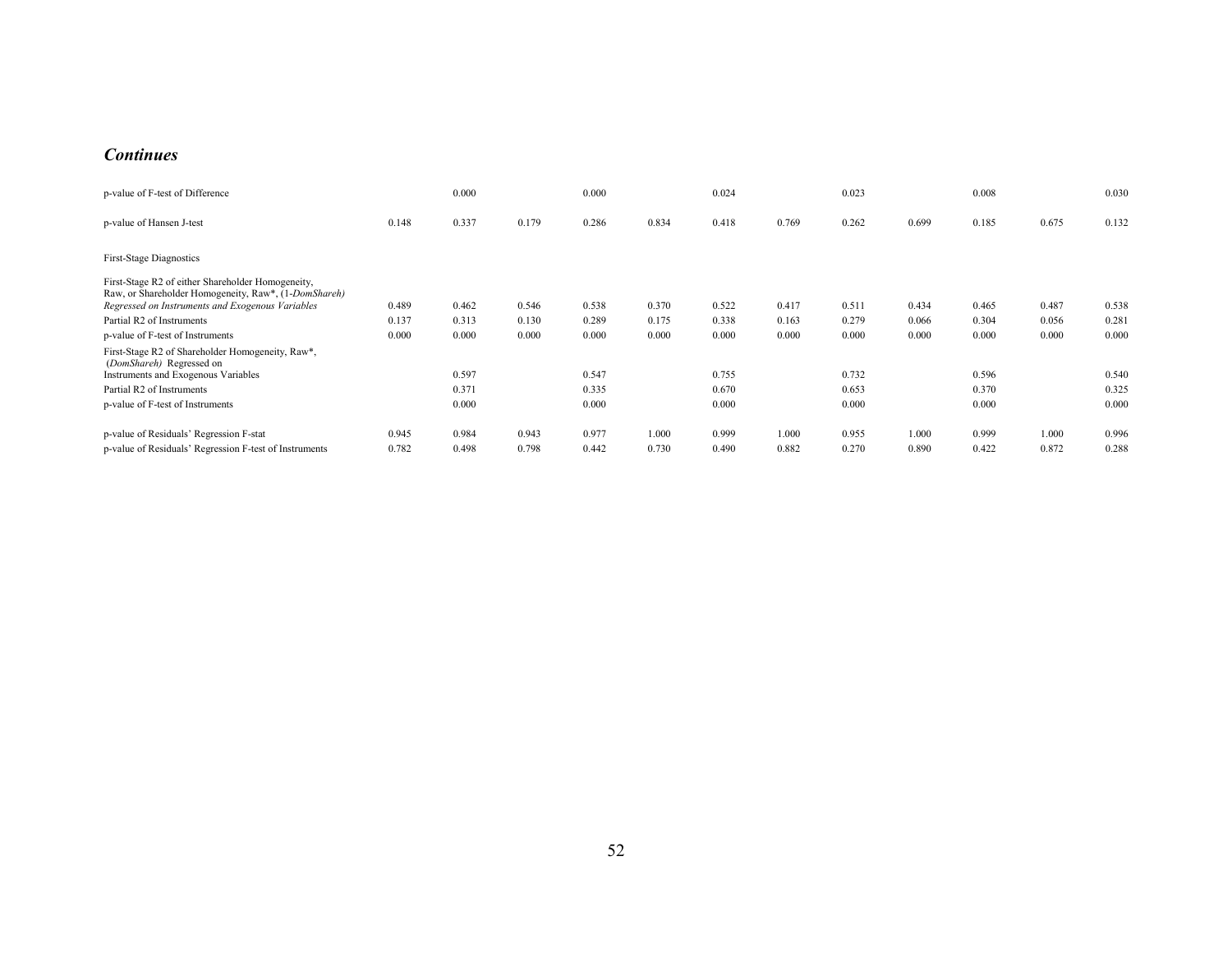## *Continues*

| | (1) | (2) | (3) | (4) | (5) | (6) | (7) | (8) | (9) | (10) | (11) | (12) |
|---|---|---|---|---|---|---|---|---|---|---|---|---|
| p-value of F-test of Difference | | 0.000 | | 0.000 | | 0.024 | | 0.023 | | 0.008 | | 0.030 |
| p-value of Hansen J-test | 0.148 | 0.337 | 0.179 | 0.286 | 0.834 | 0.418 | 0.769 | 0.262 | 0.699 | 0.185 | 0.675 | 0.132 |
| First-Stage Diagnostics | | | | | | | | | | | | |
| First-Stage R2 of either Shareholder Homogeneity, Raw, or Shareholder Homogeneity, Raw\*, (1-*DomShareh*) *Regressed on Instruments and Exogenous Variables* | 0.489 | 0.462 | 0.546 | 0.538 | 0.370 | 0.522 | 0.417 | 0.511 | 0.434 | 0.465 | 0.487 | 0.538 |
| Partial R2 of Instruments | 0.137 | 0.313 | 0.130 | 0.289 | 0.175 | 0.338 | 0.163 | 0.279 | 0.066 | 0.304 | 0.056 | 0.281 |
| p-value of F-test of Instruments | 0.000 | 0.000 | 0.000 | 0.000 | 0.000 | 0.000 | 0.000 | 0.000 | 0.000 | 0.000 | 0.000 | 0.000 |
| First-Stage R2 of Shareholder Homogeneity, Raw\*, (*DomShareh*) Regressed on Instruments and Exogenous Variables | | 0.597 | | 0.547 | | 0.755 | | 0.732 | | 0.596 | | 0.540 |
| Partial R2 of Instruments | | 0.371 | | 0.335 | | 0.670 | | 0.653 | | 0.370 | | 0.325 |
| p-value of F-test of Instruments | | 0.000 | | 0.000 | | 0.000 | | 0.000 | | 0.000 | | 0.000 |
| p-value of Residuals' Regression F-stat | 0.945 | 0.984 | 0.943 | 0.977 | 1.000 | 0.999 | 1.000 | 0.955 | 1.000 | 0.999 | 1.000 | 0.996 |
| p-value of Residuals' Regression F-test of Instruments | 0.782 | 0.498 | 0.798 | 0.442 | 0.730 | 0.490 | 0.882 | 0.270 | 0.890 | 0.422 | 0.872 | 0.288 |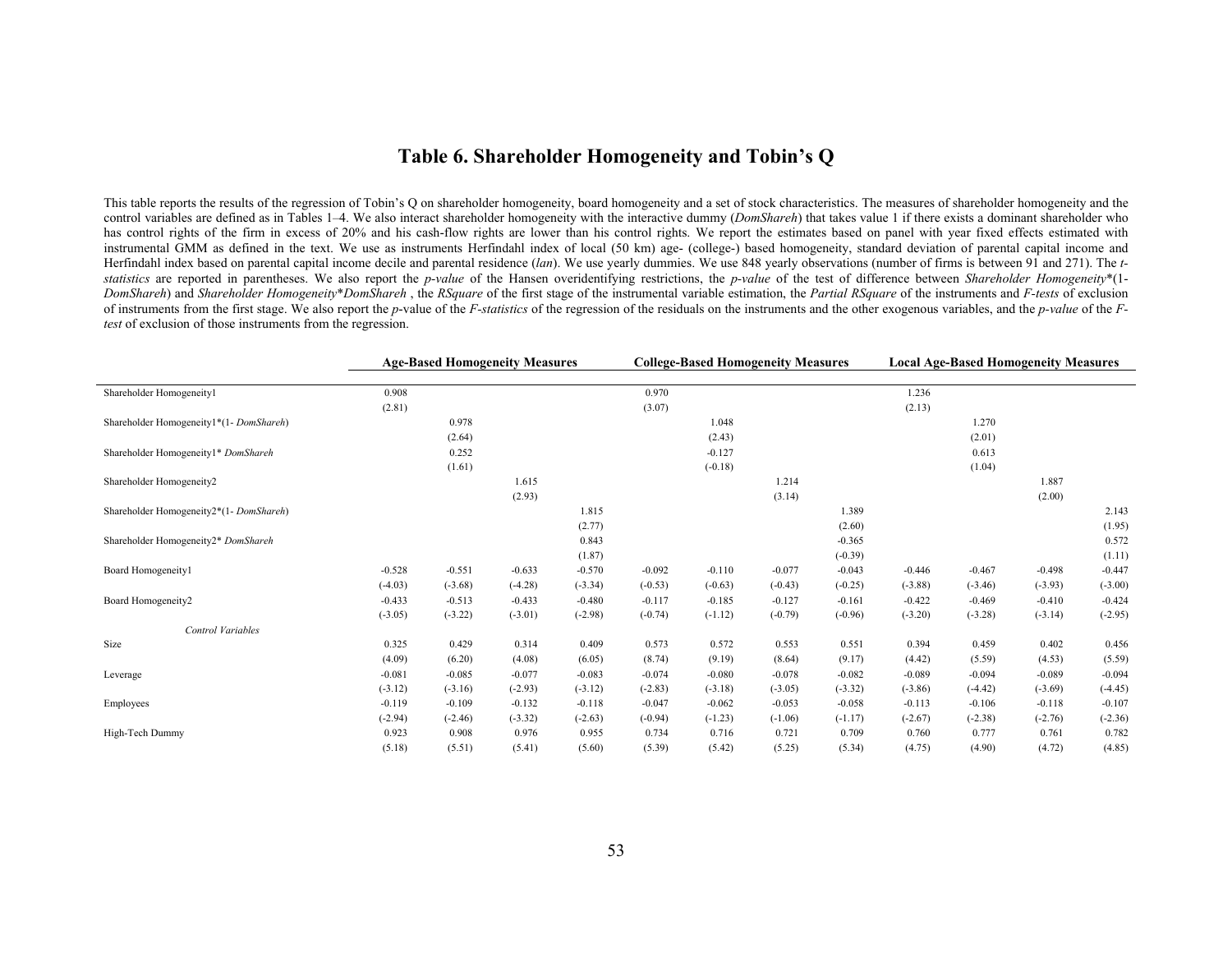# Table 6. Shareholder Homogeneity and Tobin's Q

This table reports the results of the regression of Tobin's Q on shareholder homogeneity, board homogeneity and a set of stock characteristics. The measures of shareholder homogeneity and the control variables are defined as in Tables 1–4. We also interact shareholder homogeneity with the interactive dummy (*DomShareh*) that takes value 1 if there exists a dominant shareholder who has control rights of the firm in excess of 20% and his cash-flow rights are lower than his control rights. We report the estimates based on panel with year fixed effects estimated with instrumental GMM as defined in the text. We use as instruments Herfindahl index of local (50 km) age- (college-) based homogeneity, standard deviation of parental capital income and Herfindahl index based on parental capital income decile and parental residence (*lan*). We use yearly dummies. We use 848 yearly observations (number of firms is between 91 and 271). The *t-statistics* are reported in parentheses. We also report the *p-value* of the Hansen overidentifying restrictions, the *p-value* of the test of difference between *Shareholder Homogeneity*\*(1-*DomShareh*) and *Shareholder Homogeneity*\**DomShareh* , the *RSquare* of the first stage of the instrumental variable estimation, the *Partial RSquare* of the instruments and *F-tests* of exclusion of instruments from the first stage. We also report the *p*-value of the *F-statistics* of the regression of the residuals on the instruments and the other exogenous variables, and the *p-value* of the *F-test* of exclusion of those instruments from the regression.

| | Age-Based Homogeneity Measures | | | | College-Based Homogeneity Measures | | | | Local Age-Based Homogeneity Measures | | | |
|---|---|---|---|---|---|---|---|---|---|---|---|---|
| Shareholder Homogeneity1 | 0.908 | | | | 0.970 | | | | 1.236 | | | |
| | (2.81) | | | | (3.07) | | | | (2.13) | | | |
| Shareholder Homogeneity1\*(1- *DomShareh*) | | 0.978 | | | | 1.048 | | | | 1.270 | | |
| | | (2.64) | | | | (2.43) | | | | (2.01) | | |
| Shareholder Homogeneity1\* *DomShareh* | | 0.252 | | | | -0.127 | | | | 0.613 | | |
| | | (1.61) | | | | (-0.18) | | | | (1.04) | | |
| Shareholder Homogeneity2 | | | 1.615 | | | | 1.214 | | | | 1.887 | |
| | | | (2.93) | | | | (3.14) | | | | (2.00) | |
| Shareholder Homogeneity2\*(1- *DomShareh*) | | | | 1.815 | | | | 1.389 | | | | 2.143 |
| | | | | (2.77) | | | | (2.60) | | | | (1.95) |
| Shareholder Homogeneity2\* *DomShareh* | | | | 0.843 | | | | -0.365 | | | | 0.572 |
| | | | | (1.87) | | | | (-0.39) | | | | (1.11) |
| Board Homogeneity1 | -0.528 | -0.551 | -0.633 | -0.570 | -0.092 | -0.110 | -0.077 | -0.043 | -0.446 | -0.467 | -0.498 | -0.447 |
| | (-4.03) | (-3.68) | (-4.28) | (-3.34) | (-0.53) | (-0.63) | (-0.43) | (-0.25) | (-3.88) | (-3.46) | (-3.93) | (-3.00) |
| Board Homogeneity2 | -0.433 | -0.513 | -0.433 | -0.480 | -0.117 | -0.185 | -0.127 | -0.161 | -0.422 | -0.469 | -0.410 | -0.424 |
| | (-3.05) | (-3.22) | (-3.01) | (-2.98) | (-0.74) | (-1.12) | (-0.79) | (-0.96) | (-3.20) | (-3.28) | (-3.14) | (-2.95) |
| *Control Variables* | | | | | | | | | | | | |
| Size | 0.325 | 0.429 | 0.314 | 0.409 | 0.573 | 0.572 | 0.553 | 0.551 | 0.394 | 0.459 | 0.402 | 0.456 |
| | (4.09) | (6.20) | (4.08) | (6.05) | (8.74) | (9.19) | (8.64) | (9.17) | (4.42) | (5.59) | (4.53) | (5.59) |
| Leverage | -0.081 | -0.085 | -0.077 | -0.083 | -0.074 | -0.080 | -0.078 | -0.082 | -0.089 | -0.094 | -0.089 | -0.094 |
| | (-3.12) | (-3.16) | (-2.93) | (-3.12) | (-2.83) | (-3.18) | (-3.05) | (-3.32) | (-3.86) | (-4.42) | (-3.69) | (-4.45) |
| Employees | -0.119 | -0.109 | -0.132 | -0.118 | -0.047 | -0.062 | -0.053 | -0.058 | -0.113 | -0.106 | -0.118 | -0.107 |
| | (-2.94) | (-2.46) | (-3.32) | (-2.63) | (-0.94) | (-1.23) | (-1.06) | (-1.17) | (-2.67) | (-2.38) | (-2.76) | (-2.36) |
| High-Tech Dummy | 0.923 | 0.908 | 0.976 | 0.955 | 0.734 | 0.716 | 0.721 | 0.709 | 0.760 | 0.777 | 0.761 | 0.782 |
| | (5.18) | (5.51) | (5.41) | (5.60) | (5.39) | (5.42) | (5.25) | (5.34) | (4.75) | (4.90) | (4.72) | (4.85) |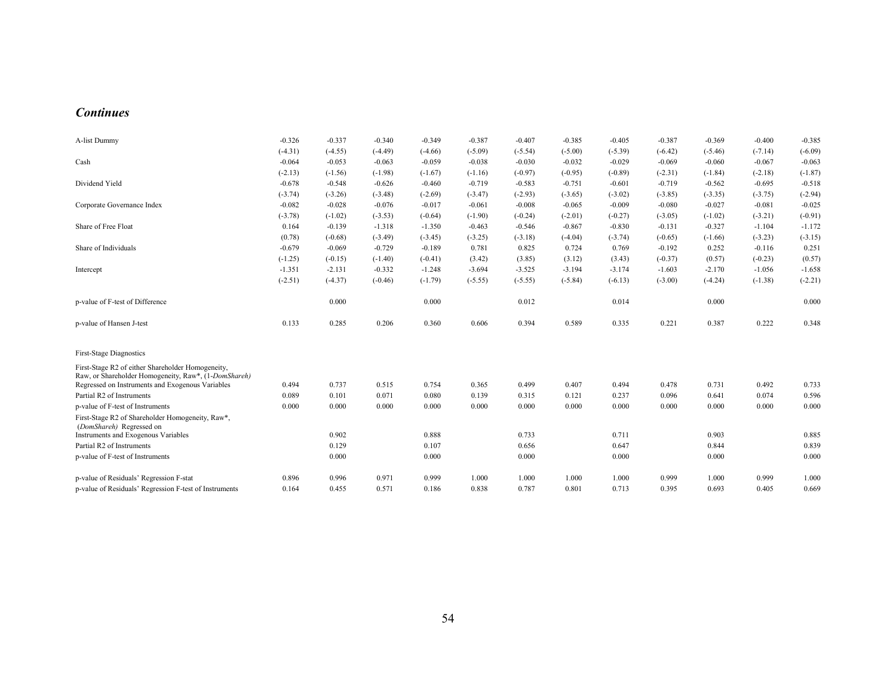***Continues***

| | (1) | (2) | (3) | (4) | (5) | (6) | (7) | (8) | (9) | (10) | (11) | (12) |
|---|---|---|---|---|---|---|---|---|---|---|---|---|
| A-list Dummy | -0.326 | -0.337 | -0.340 | -0.349 | -0.387 | -0.407 | -0.385 | -0.405 | -0.387 | -0.369 | -0.400 | -0.385 |
| | (-4.31) | (-4.55) | (-4.49) | (-4.66) | (-5.09) | (-5.54) | (-5.00) | (-5.39) | (-6.42) | (-5.46) | (-7.14) | (-6.09) |
| Cash | -0.064 | -0.053 | -0.063 | -0.059 | -0.038 | -0.030 | -0.032 | -0.029 | -0.069 | -0.060 | -0.067 | -0.063 |
| | (-2.13) | (-1.56) | (-1.98) | (-1.67) | (-1.16) | (-0.97) | (-0.95) | (-0.89) | (-2.31) | (-1.84) | (-2.18) | (-1.87) |
| Dividend Yield | -0.678 | -0.548 | -0.626 | -0.460 | -0.719 | -0.583 | -0.751 | -0.601 | -0.719 | -0.562 | -0.695 | -0.518 |
| | (-3.74) | (-3.26) | (-3.48) | (-2.69) | (-3.47) | (-2.93) | (-3.65) | (-3.02) | (-3.85) | (-3.35) | (-3.75) | (-2.94) |
| Corporate Governance Index | -0.082 | -0.028 | -0.076 | -0.017 | -0.061 | -0.008 | -0.065 | -0.009 | -0.080 | -0.027 | -0.081 | -0.025 |
| | (-3.78) | (-1.02) | (-3.53) | (-0.64) | (-1.90) | (-0.24) | (-2.01) | (-0.27) | (-3.05) | (-1.02) | (-3.21) | (-0.91) |
| Share of Free Float | 0.164 | -0.139 | -1.318 | -1.350 | -0.463 | -0.546 | -0.867 | -0.830 | -0.131 | -0.327 | -1.104 | -1.172 |
| | (0.78) | (-0.68) | (-3.49) | (-3.45) | (-3.25) | (-3.18) | (-4.04) | (-3.74) | (-0.65) | (-1.66) | (-3.23) | (-3.15) |
| Share of Individuals | -0.679 | -0.069 | -0.729 | -0.189 | 0.781 | 0.825 | 0.724 | 0.769 | -0.192 | 0.252 | -0.116 | 0.251 |
| | (-1.25) | (-0.15) | (-1.40) | (-0.41) | (3.42) | (3.85) | (3.12) | (3.43) | (-0.37) | (0.57) | (-0.23) | (0.57) |
| Intercept | -1.351 | -2.131 | -0.332 | -1.248 | -3.694 | -3.525 | -3.194 | -3.174 | -1.603 | -2.170 | -1.056 | -1.658 |
| | (-2.51) | (-4.37) | (-0.46) | (-1.79) | (-5.55) | (-5.55) | (-5.84) | (-6.13) | (-3.00) | (-4.24) | (-1.38) | (-2.21) |
| p-value of F-test of Difference | | 0.000 | | 0.000 | | 0.012 | | 0.014 | | 0.000 | | 0.000 |
| p-value of Hansen J-test | 0.133 | 0.285 | 0.206 | 0.360 | 0.606 | 0.394 | 0.589 | 0.335 | 0.221 | 0.387 | 0.222 | 0.348 |
| First-Stage Diagnostics | | | | | | | | | | | | |
| First-Stage R2 of either Shareholder Homogeneity, Raw, or Shareholder Homogeneity, Raw*, (1-*DomShareh*) Regressed on Instruments and Exogenous Variables | 0.494 | 0.737 | 0.515 | 0.754 | 0.365 | 0.499 | 0.407 | 0.494 | 0.478 | 0.731 | 0.492 | 0.733 |
| Partial R2 of Instruments | 0.089 | 0.101 | 0.071 | 0.080 | 0.139 | 0.315 | 0.121 | 0.237 | 0.096 | 0.641 | 0.074 | 0.596 |
| p-value of F-test of Instruments | 0.000 | 0.000 | 0.000 | 0.000 | 0.000 | 0.000 | 0.000 | 0.000 | 0.000 | 0.000 | 0.000 | 0.000 |
| First-Stage R2 of Shareholder Homogeneity, Raw*, (*DomShareh*) Regressed on Instruments and Exogenous Variables | | 0.902 | | 0.888 | | 0.733 | | 0.711 | | 0.903 | | 0.885 |
| Partial R2 of Instruments | | 0.129 | | 0.107 | | 0.656 | | 0.647 | | 0.844 | | 0.839 |
| p-value of F-test of Instruments | | 0.000 | | 0.000 | | 0.000 | | 0.000 | | 0.000 | | 0.000 |
| p-value of Residuals' Regression F-stat | 0.896 | 0.996 | 0.971 | 0.999 | 1.000 | 1.000 | 1.000 | 1.000 | 0.999 | 1.000 | 0.999 | 1.000 |
| p-value of Residuals' Regression F-test of Instruments | 0.164 | 0.455 | 0.571 | 0.186 | 0.838 | 0.787 | 0.801 | 0.713 | 0.395 | 0.693 | 0.405 | 0.669 |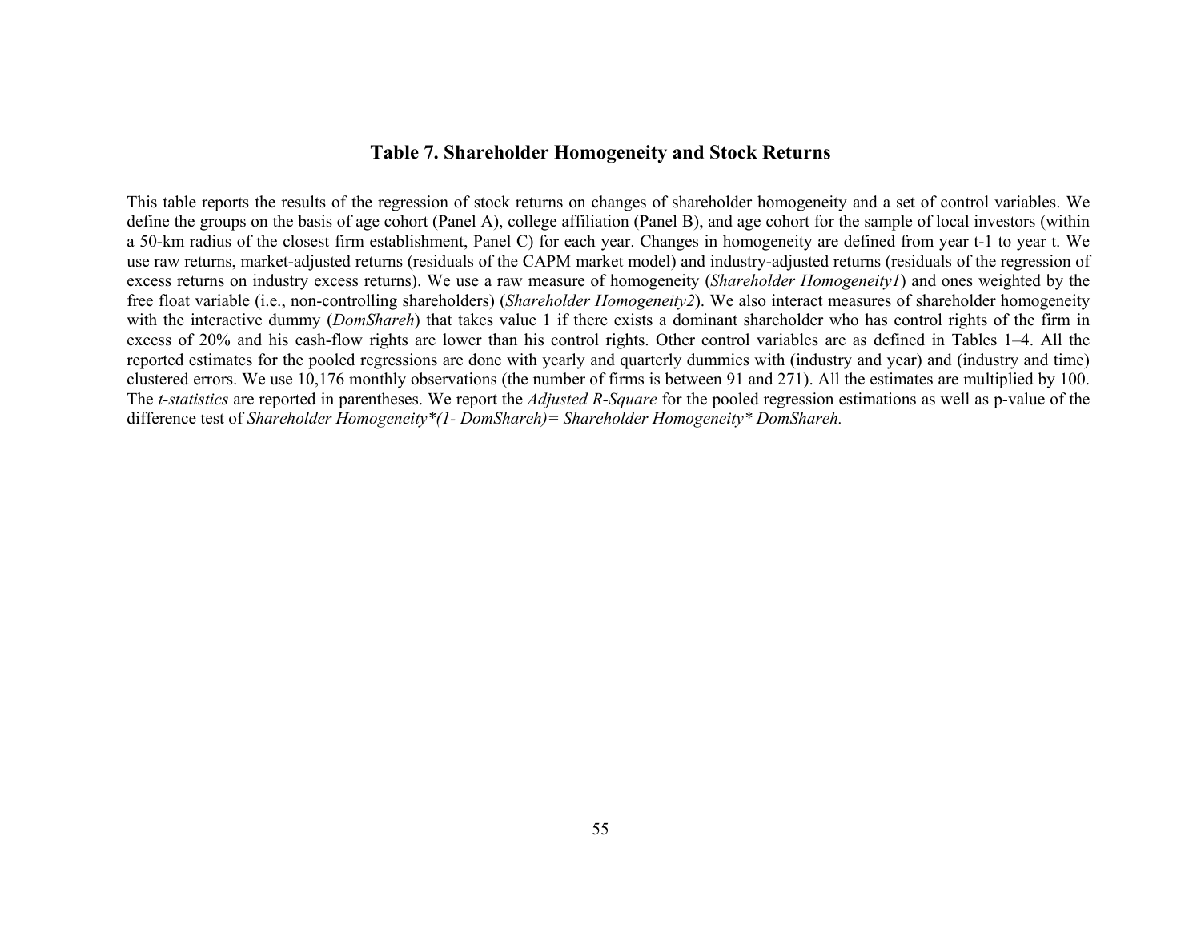## Table 7. Shareholder Homogeneity and Stock Returns

This table reports the results of the regression of stock returns on changes of shareholder homogeneity and a set of control variables. We define the groups on the basis of age cohort (Panel A), college affiliation (Panel B), and age cohort for the sample of local investors (within a 50-km radius of the closest firm establishment, Panel C) for each year. Changes in homogeneity are defined from year t-1 to year t. We use raw returns, market-adjusted returns (residuals of the CAPM market model) and industry-adjusted returns (residuals of the regression of excess returns on industry excess returns). We use a raw measure of homogeneity (*Shareholder Homogeneity1*) and ones weighted by the free float variable (i.e., non-controlling shareholders) (*Shareholder Homogeneity2*). We also interact measures of shareholder homogeneity with the interactive dummy (*DomShareh*) that takes value 1 if there exists a dominant shareholder who has control rights of the firm in excess of 20% and his cash-flow rights are lower than his control rights. Other control variables are as defined in Tables 1–4. All the reported estimates for the pooled regressions are done with yearly and quarterly dummies with (industry and year) and (industry and time) clustered errors. We use 10,176 monthly observations (the number of firms is between 91 and 271). All the estimates are multiplied by 100. The *t-statistics* are reported in parentheses. We report the *Adjusted R-Square* for the pooled regression estimations as well as p-value of the difference test of *Shareholder Homogeneity*(1- DomShareh)= Shareholder Homogeneity* DomShareh.*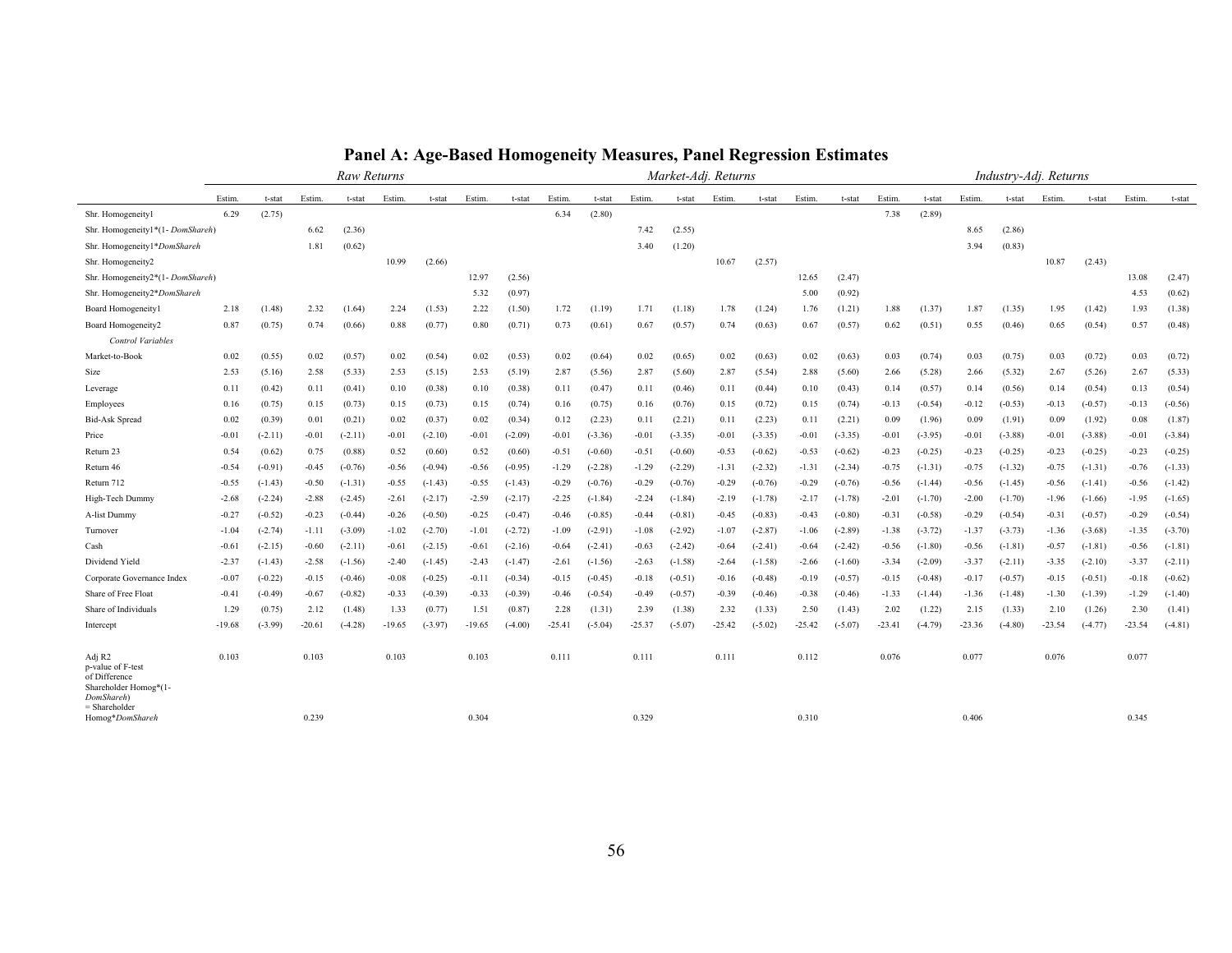## Panel A: Age-Based Homogeneity Measures, Panel Regression Estimates

| | *Raw Returns* | | | | | | | | *Market-Adj. Returns* | | | | | | | | *Industry-Adj. Returns* | | | | | | | |
|---|---|---|---|---|---|---|---|---|---|---|---|---|---|---|---|---|---|---|---|---|---|---|---|---|
| | Estim. | t-stat | Estim. | t-stat | Estim. | t-stat | Estim. | t-stat | Estim. | t-stat | Estim. | t-stat | Estim. | t-stat | Estim. | t-stat | Estim. | t-stat | Estim. | t-stat | Estim. | t-stat | Estim. | t-stat |
| Shr. Homogeneity1 | 6.29 | (2.75) | | | | | | | 6.34 | (2.80) | | | | | | | 7.38 | (2.89) | | | | | | |
| Shr. Homogeneity1*(1- *DomShareh*) | | | 6.62 | (2.36) | | | | | | | 7.42 | (2.55) | | | | | | | 8.65 | (2.86) | | | | |
| Shr. Homogeneity1**DomShareh* | | | 1.81 | (0.62) | | | | | | | 3.40 | (1.20) | | | | | | | 3.94 | (0.83) | | | | |
| Shr. Homogeneity2 | | | | | 10.99 | (2.66) | | | | | | | 10.67 | (2.57) | | | | | | | 10.87 | (2.43) | | |
| Shr. Homogeneity2*(1- *DomShareh*) | | | | | | | 12.97 | (2.56) | | | | | | | 12.65 | (2.47) | | | | | | | 13.08 | (2.47) |
| Shr. Homogeneity2**DomShareh* | | | | | | | 5.32 | (0.97) | | | | | | | 5.00 | (0.92) | | | | | | | 4.53 | (0.62) |
| Board Homogeneity1 | 2.18 | (1.48) | 2.32 | (1.64) | 2.24 | (1.53) | 2.22 | (1.50) | 1.72 | (1.19) | 1.71 | (1.18) | 1.78 | (1.24) | 1.76 | (1.21) | 1.88 | (1.37) | 1.87 | (1.35) | 1.95 | (1.42) | 1.93 | (1.38) |
| Board Homogeneity2 | 0.87 | (0.75) | 0.74 | (0.66) | 0.88 | (0.77) | 0.80 | (0.71) | 0.73 | (0.61) | 0.67 | (0.57) | 0.74 | (0.63) | 0.67 | (0.57) | 0.62 | (0.51) | 0.55 | (0.46) | 0.65 | (0.54) | 0.57 | (0.48) |
| *Control Variables* | | | | | | | | | | | | | | | | | | | | | | | | |
| Market-to-Book | 0.02 | (0.55) | 0.02 | (0.57) | 0.02 | (0.54) | 0.02 | (0.53) | 0.02 | (0.64) | 0.02 | (0.65) | 0.02 | (0.63) | 0.02 | (0.63) | 0.03 | (0.74) | 0.03 | (0.75) | 0.03 | (0.72) | 0.03 | (0.72) |
| Size | 2.53 | (5.16) | 2.58 | (5.33) | 2.53 | (5.15) | 2.53 | (5.19) | 2.87 | (5.56) | 2.87 | (5.60) | 2.87 | (5.54) | 2.88 | (5.60) | 2.66 | (5.28) | 2.66 | (5.32) | 2.67 | (5.26) | 2.67 | (5.33) |
| Leverage | 0.11 | (0.42) | 0.11 | (0.41) | 0.10 | (0.38) | 0.10 | (0.38) | 0.11 | (0.47) | 0.11 | (0.46) | 0.11 | (0.44) | 0.10 | (0.43) | 0.14 | (0.57) | 0.14 | (0.56) | 0.14 | (0.54) | 0.13 | (0.54) |
| Employees | 0.16 | (0.75) | 0.15 | (0.73) | 0.15 | (0.73) | 0.15 | (0.74) | 0.16 | (0.75) | 0.16 | (0.76) | 0.15 | (0.72) | 0.15 | (0.74) | -0.13 | (-0.54) | -0.12 | (-0.53) | -0.13 | (-0.57) | -0.13 | (-0.56) |
| Bid-Ask Spread | 0.02 | (0.39) | 0.01 | (0.21) | 0.02 | (0.37) | 0.02 | (0.34) | 0.12 | (2.23) | 0.11 | (2.21) | 0.11 | (2.23) | 0.11 | (2.21) | 0.09 | (1.96) | 0.09 | (1.91) | 0.09 | (1.92) | 0.08 | (1.87) |
| Price | -0.01 | (-2.11) | -0.01 | (-2.11) | -0.01 | (-2.10) | -0.01 | (-2.09) | -0.01 | (-3.36) | -0.01 | (-3.35) | -0.01 | (-3.35) | -0.01 | (-3.35) | -0.01 | (-3.95) | -0.01 | (-3.88) | -0.01 | (-3.88) | -0.01 | (-3.84) |
| Return 23 | 0.54 | (0.62) | 0.75 | (0.88) | 0.52 | (0.60) | 0.52 | (0.60) | -0.51 | (-0.60) | -0.51 | (-0.60) | -0.53 | (-0.62) | -0.53 | (-0.62) | -0.23 | (-0.25) | -0.23 | (-0.25) | -0.23 | (-0.25) | -0.23 | (-0.25) |
| Return 46 | -0.54 | (-0.91) | -0.45 | (-0.76) | -0.56 | (-0.94) | -0.56 | (-0.95) | -1.29 | (-2.28) | -1.29 | (-2.29) | -1.31 | (-2.32) | -1.31 | (-2.34) | -0.75 | (-1.31) | -0.75 | (-1.32) | -0.75 | (-1.31) | -0.76 | (-1.33) |
| Return 712 | -0.55 | (-1.43) | -0.50 | (-1.31) | -0.55 | (-1.43) | -0.55 | (-1.43) | -0.29 | (-0.76) | -0.29 | (-0.76) | -0.29 | (-0.76) | -0.29 | (-0.76) | -0.56 | (-1.44) | -0.56 | (-1.45) | -0.56 | (-1.41) | -0.56 | (-1.42) |
| High-Tech Dummy | -2.68 | (-2.24) | -2.88 | (-2.45) | -2.61 | (-2.17) | -2.59 | (-2.17) | -2.25 | (-1.84) | -2.24 | (-1.84) | -2.19 | (-1.78) | -2.17 | (-1.78) | -2.01 | (-1.70) | -2.00 | (-1.70) | -1.96 | (-1.66) | -1.95 | (-1.65) |
| A-list Dummy | -0.27 | (-0.52) | -0.23 | (-0.44) | -0.26 | (-0.50) | -0.25 | (-0.47) | -0.46 | (-0.85) | -0.44 | (-0.81) | -0.45 | (-0.83) | -0.43 | (-0.80) | -0.31 | (-0.58) | -0.29 | (-0.54) | -0.31 | (-0.57) | -0.29 | (-0.54) |
| Turnover | -1.04 | (-2.74) | -1.11 | (-3.09) | -1.02 | (-2.70) | -1.01 | (-2.72) | -1.09 | (-2.91) | -1.08 | (-2.92) | -1.07 | (-2.87) | -1.06 | (-2.89) | -1.38 | (-3.72) | -1.37 | (-3.73) | -1.36 | (-3.68) | -1.35 | (-3.70) |
| Cash | -0.61 | (-2.15) | -0.60 | (-2.11) | -0.61 | (-2.15) | -0.61 | (-2.16) | -0.64 | (-2.41) | -0.63 | (-2.42) | -0.64 | (-2.41) | -0.64 | (-2.42) | -0.56 | (-1.80) | -0.56 | (-1.81) | -0.57 | (-1.81) | -0.56 | (-1.81) |
| Dividend Yield | -2.37 | (-1.43) | -2.58 | (-1.56) | -2.40 | (-1.45) | -2.43 | (-1.47) | -2.61 | (-1.56) | -2.63 | (-1.58) | -2.64 | (-1.58) | -2.66 | (-1.60) | -3.34 | (-2.09) | -3.37 | (-2.11) | -3.35 | (-2.10) | -3.37 | (-2.11) |
| Corporate Governance Index | -0.07 | (-0.22) | -0.15 | (-0.46) | -0.08 | (-0.25) | -0.11 | (-0.34) | -0.15 | (-0.45) | -0.18 | (-0.51) | -0.16 | (-0.48) | -0.19 | (-0.57) | -0.15 | (-0.48) | -0.17 | (-0.57) | -0.15 | (-0.51) | -0.18 | (-0.62) |
| Share of Free Float | -0.41 | (-0.49) | -0.67 | (-0.82) | -0.33 | (-0.39) | -0.33 | (-0.39) | -0.46 | (-0.54) | -0.49 | (-0.57) | -0.39 | (-0.46) | -0.38 | (-0.46) | -1.33 | (-1.44) | -1.36 | (-1.48) | -1.30 | (-1.39) | -1.29 | (-1.40) |
| Share of Individuals | 1.29 | (0.75) | 2.12 | (1.48) | 1.33 | (0.77) | 1.51 | (0.87) | 2.28 | (1.31) | 2.39 | (1.38) | 2.32 | (1.33) | 2.50 | (1.43) | 2.02 | (1.22) | 2.15 | (1.33) | 2.10 | (1.26) | 2.30 | (1.41) |
| Intercept | -19.68 | (-3.99) | -20.61 | (-4.28) | -19.65 | (-3.97) | -19.65 | (-4.00) | -25.41 | (-5.04) | -25.37 | (-5.07) | -25.42 | (-5.02) | -25.42 | (-5.07) | -23.41 | (-4.79) | -23.36 | (-4.80) | -23.54 | (-4.77) | -23.54 | (-4.81) |
| Adj R2 | 0.103 | | 0.103 | | 0.103 | | 0.103 | | 0.111 | | 0.111 | | 0.111 | | 0.112 | | 0.076 | | 0.077 | | 0.076 | | 0.077 | |
| p-value of F-test of Difference Shareholder Homog*(1- *DomShareh*) = Shareholder Homog**DomShareh* | | | 0.239 | | | | 0.304 | | | | 0.329 | | | | 0.310 | | | | 0.406 | | | | 0.345 | |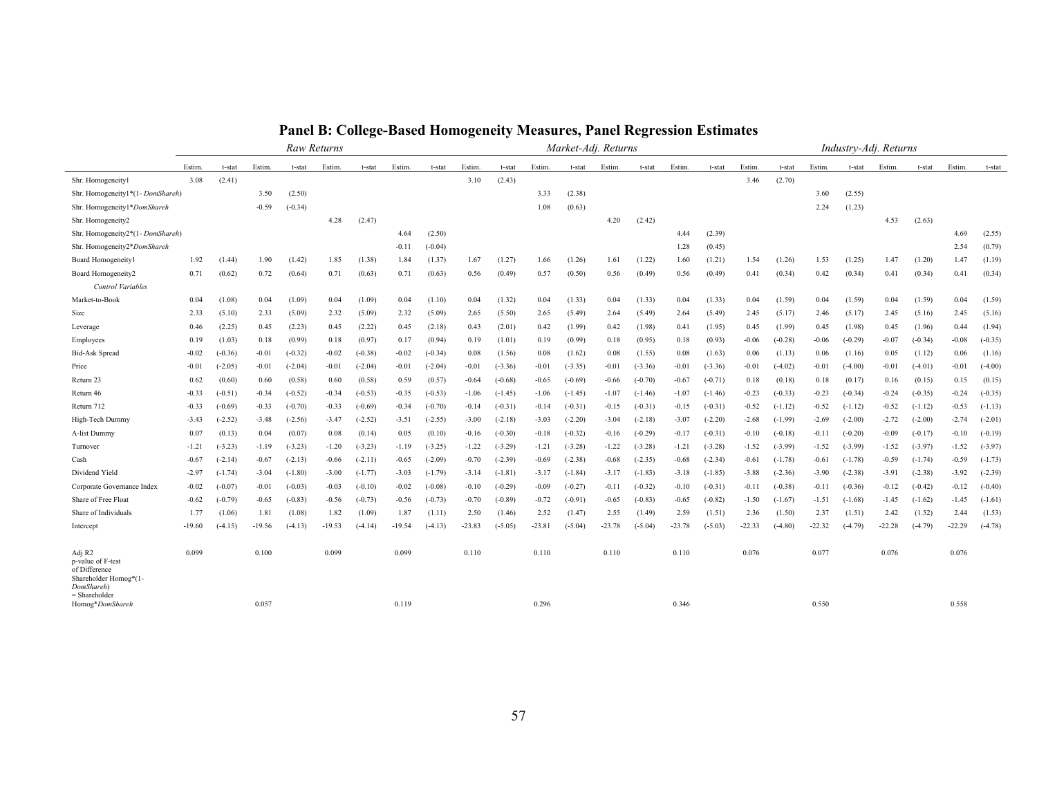## Panel B: College-Based Homogeneity Measures, Panel Regression Estimates

| | *Raw Returns* | | | | | | | | *Market-Adj. Returns* | | | | | | | | *Industry-Adj. Returns* | | | | | | | |
|---|---|---|---|---|---|---|---|---|---|---|---|---|---|---|---|---|---|---|---|---|---|---|---|---|
| | Estim. | t-stat | Estim. | t-stat | Estim. | t-stat | Estim. | t-stat | Estim. | t-stat | Estim. | t-stat | Estim. | t-stat | Estim. | t-stat | Estim. | t-stat | Estim. | t-stat | Estim. | t-stat | Estim. | t-stat |
| Shr. Homogeneity1 | 3.08 | (2.41) | | | | | | | 3.10 | (2.43) | | | | | | | 3.46 | (2.70) | | | | | | |
| Shr. Homogeneity1*(1- *DomShareh*) | | | 3.50 | (2.50) | | | | | | | 3.33 | (2.38) | | | | | | | 3.60 | (2.55) | | | | |
| Shr. Homogeneity1**DomShareh* | | | -0.59 | (-0.34) | | | | | | | 1.08 | (0.63) | | | | | | | 2.24 | (1.23) | | | | |
| Shr. Homogeneity2 | | | | | 4.28 | (2.47) | | | | | | | 4.20 | (2.42) | | | | | | | 4.53 | (2.63) | | |
| Shr. Homogeneity2*(1- *DomShareh*) | | | | | | | 4.64 | (2.50) | | | | | | | 4.44 | (2.39) | | | | | | | 4.69 | (2.55) |
| Shr. Homogeneity2**DomShareh* | | | | | | | -0.11 | (-0.04) | | | | | | | 1.28 | (0.45) | | | | | | | 2.54 | (0.79) |
| Board Homogeneity1 | 1.92 | (1.44) | 1.90 | (1.42) | 1.85 | (1.38) | 1.84 | (1.37) | 1.67 | (1.27) | 1.66 | (1.26) | 1.61 | (1.22) | 1.60 | (1.21) | 1.54 | (1.26) | 1.53 | (1.25) | 1.47 | (1.20) | 1.47 | (1.19) |
| Board Homogeneity2 | 0.71 | (0.62) | 0.72 | (0.64) | 0.71 | (0.63) | 0.71 | (0.63) | 0.56 | (0.49) | 0.57 | (0.50) | 0.56 | (0.49) | 0.56 | (0.49) | 0.41 | (0.34) | 0.42 | (0.34) | 0.41 | (0.34) | 0.41 | (0.34) |
| *Control Variables* | | | | | | | | | | | | | | | | | | | | | | | | |
| Market-to-Book | 0.04 | (1.08) | 0.04 | (1.09) | 0.04 | (1.09) | 0.04 | (1.10) | 0.04 | (1.32) | 0.04 | (1.33) | 0.04 | (1.33) | 0.04 | (1.33) | 0.04 | (1.59) | 0.04 | (1.59) | 0.04 | (1.59) | 0.04 | (1.59) |
| Size | 2.33 | (5.10) | 2.33 | (5.09) | 2.32 | (5.09) | 2.32 | (5.09) | 2.65 | (5.50) | 2.65 | (5.49) | 2.64 | (5.49) | 2.64 | (5.49) | 2.45 | (5.17) | 2.46 | (5.17) | 2.45 | (5.16) | 2.45 | (5.16) |
| Leverage | 0.46 | (2.25) | 0.45 | (2.23) | 0.45 | (2.22) | 0.45 | (2.18) | 0.43 | (2.01) | 0.42 | (1.99) | 0.42 | (1.98) | 0.41 | (1.95) | 0.45 | (1.99) | 0.45 | (1.98) | 0.45 | (1.96) | 0.44 | (1.94) |
| Employees | 0.19 | (1.03) | 0.18 | (0.99) | 0.18 | (0.97) | 0.17 | (0.94) | 0.19 | (1.01) | 0.19 | (0.99) | 0.18 | (0.95) | 0.18 | (0.93) | -0.06 | (-0.28) | -0.06 | (-0.29) | -0.07 | (-0.34) | -0.08 | (-0.35) |
| Bid-Ask Spread | -0.02 | (-0.36) | -0.01 | (-0.32) | -0.02 | (-0.38) | -0.02 | (-0.34) | 0.08 | (1.56) | 0.08 | (1.62) | 0.08 | (1.55) | 0.08 | (1.63) | 0.06 | (1.13) | 0.06 | (1.16) | 0.05 | (1.12) | 0.06 | (1.16) |
| Price | -0.01 | (-2.05) | -0.01 | (-2.04) | -0.01 | (-2.04) | -0.01 | (-2.04) | -0.01 | (-3.36) | -0.01 | (-3.35) | -0.01 | (-3.36) | -0.01 | (-3.36) | -0.01 | (-4.02) | -0.01 | (-4.00) | -0.01 | (-4.01) | -0.01 | (-4.00) |
| Return 23 | 0.62 | (0.60) | 0.60 | (0.58) | 0.60 | (0.58) | 0.59 | (0.57) | -0.64 | (-0.68) | -0.65 | (-0.69) | -0.66 | (-0.70) | -0.67 | (-0.71) | 0.18 | (0.18) | 0.18 | (0.17) | 0.16 | (0.15) | 0.15 | (0.15) |
| Return 46 | -0.33 | (-0.51) | -0.34 | (-0.52) | -0.34 | (-0.53) | -0.35 | (-0.53) | -1.06 | (-1.45) | -1.06 | (-1.45) | -1.07 | (-1.46) | -1.07 | (-1.46) | -0.23 | (-0.33) | -0.23 | (-0.34) | -0.24 | (-0.35) | -0.24 | (-0.35) |
| Return 712 | -0.33 | (-0.69) | -0.33 | (-0.70) | -0.33 | (-0.69) | -0.34 | (-0.70) | -0.14 | (-0.31) | -0.14 | (-0.31) | -0.15 | (-0.31) | -0.15 | (-0.31) | -0.52 | (-1.12) | -0.52 | (-1.12) | -0.52 | (-1.12) | -0.53 | (-1.13) |
| High-Tech Dummy | -3.43 | (-2.52) | -3.48 | (-2.56) | -3.47 | (-2.52) | -3.51 | (-2.55) | -3.00 | (-2.18) | -3.03 | (-2.20) | -3.04 | (-2.18) | -3.07 | (-2.20) | -2.68 | (-1.99) | -2.69 | (-2.00) | -2.72 | (-2.00) | -2.74 | (-2.01) |
| A-list Dummy | 0.07 | (0.13) | 0.04 | (0.07) | 0.08 | (0.14) | 0.05 | (0.10) | -0.16 | (-0.30) | -0.18 | (-0.32) | -0.16 | (-0.29) | -0.17 | (-0.31) | -0.10 | (-0.18) | -0.11 | (-0.20) | -0.09 | (-0.17) | -0.10 | (-0.19) |
| Turnover | -1.21 | (-3.23) | -1.19 | (-3.23) | -1.20 | (-3.23) | -1.19 | (-3.25) | -1.22 | (-3.29) | -1.21 | (-3.28) | -1.22 | (-3.28) | -1.21 | (-3.28) | -1.52 | (-3.99) | -1.52 | (-3.99) | -1.52 | (-3.97) | -1.52 | (-3.97) |
| Cash | -0.67 | (-2.14) | -0.67 | (-2.13) | -0.66 | (-2.11) | -0.65 | (-2.09) | -0.70 | (-2.39) | -0.69 | (-2.38) | -0.68 | (-2.35) | -0.68 | (-2.34) | -0.61 | (-1.78) | -0.61 | (-1.78) | -0.59 | (-1.74) | -0.59 | (-1.73) |
| Dividend Yield | -2.97 | (-1.74) | -3.04 | (-1.80) | -3.00 | (-1.77) | -3.03 | (-1.79) | -3.14 | (-1.81) | -3.17 | (-1.84) | -3.17 | (-1.83) | -3.18 | (-1.85) | -3.88 | (-2.36) | -3.90 | (-2.38) | -3.91 | (-2.38) | -3.92 | (-2.39) |
| Corporate Governance Index | -0.02 | (-0.07) | -0.01 | (-0.03) | -0.03 | (-0.10) | -0.02 | (-0.08) | -0.10 | (-0.29) | -0.09 | (-0.27) | -0.11 | (-0.32) | -0.10 | (-0.31) | -0.11 | (-0.38) | -0.11 | (-0.36) | -0.12 | (-0.42) | -0.12 | (-0.40) |
| Share of Free Float | -0.62 | (-0.79) | -0.65 | (-0.83) | -0.56 | (-0.73) | -0.56 | (-0.73) | -0.70 | (-0.89) | -0.72 | (-0.91) | -0.65 | (-0.83) | -0.65 | (-0.82) | -1.50 | (-1.67) | -1.51 | (-1.68) | -1.45 | (-1.62) | -1.45 | (-1.61) |
| Share of Individuals | 1.77 | (1.06) | 1.81 | (1.08) | 1.82 | (1.09) | 1.87 | (1.11) | 2.50 | (1.46) | 2.52 | (1.47) | 2.55 | (1.49) | 2.59 | (1.51) | 2.36 | (1.50) | 2.37 | (1.51) | 2.42 | (1.52) | 2.44 | (1.53) |
| Intercept | -19.60 | (-4.15) | -19.56 | (-4.13) | -19.53 | (-4.14) | -19.54 | (-4.13) | -23.83 | (-5.05) | -23.81 | (-5.04) | -23.78 | (-5.04) | -23.78 | (-5.03) | -22.33 | (-4.80) | -22.32 | (-4.79) | -22.28 | (-4.79) | -22.29 | (-4.78) |
| Adj R2 | 0.099 | | 0.100 | | 0.099 | | 0.099 | | 0.110 | | 0.110 | | 0.110 | | 0.110 | | 0.076 | | 0.077 | | 0.076 | | 0.076 | |
| p-value of F-test of Difference Shareholder Homog*(1-*DomShareh*) = Shareholder Homog**DomShareh* | | | 0.057 | | | | 0.119 | | | | 0.296 | | | | 0.346 | | | | 0.550 | | | | 0.558 | |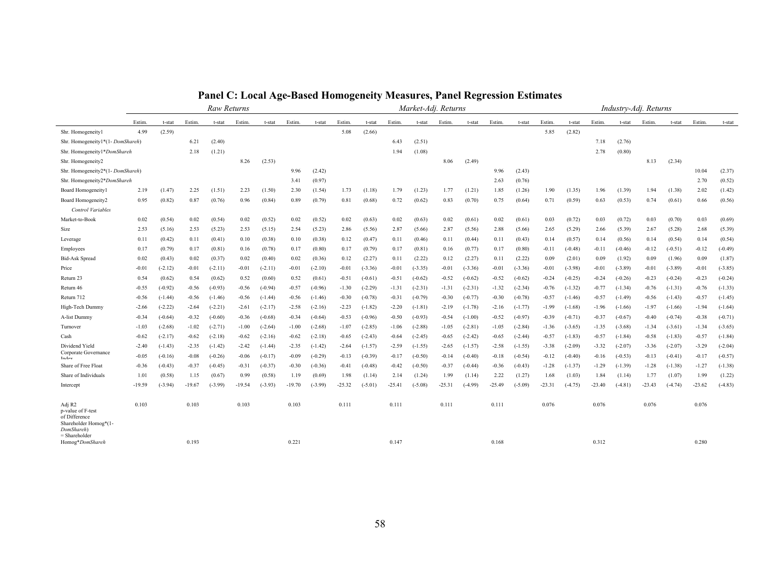## Panel C: Local Age-Based Homogeneity Measures, Panel Regression Estimates

| | *Raw Returns* | | | | | | | | *Market-Adj. Returns* | | | | | | | | *Industry-Adj. Returns* | | | | | | | |
|---|---|---|---|---|---|---|---|---|---|---|---|---|---|---|---|---|---|---|---|---|---|---|---|---|
| | Estim. | t-stat | Estim. | t-stat | Estim. | t-stat | Estim. | t-stat | Estim. | t-stat | Estim. | t-stat | Estim. | t-stat | Estim. | t-stat | Estim. | t-stat | Estim. | t-stat | Estim. | t-stat | Estim. | t-stat |
| Shr. Homogeneity1 | 4.99 | (2.59) | | | | | | | 5.08 | (2.66) | | | | | | | 5.85 | (2.82) | | | | | | |
| Shr. Homogeneity1*(1- *DomShareh*) | | | 6.21 | (2.40) | | | | | | | 6.43 | (2.51) | | | | | | | 7.18 | (2.76) | | | | |
| Shr. Homogeneity1**DomShareh* | | | 2.18 | (1.21) | | | | | | | 1.94 | (1.08) | | | | | | | 2.78 | (0.80) | | | | |
| Shr. Homogeneity2 | | | | | 8.26 | (2.53) | | | | | | | 8.06 | (2.49) | | | | | | | 8.13 | (2.34) | | |
| Shr. Homogeneity2*(1- *DomShareh*) | | | | | | | 9.96 | (2.42) | | | | | | | 9.96 | (2.43) | | | | | | | 10.04 | (2.37) |
| Shr. Homogeneity2**DomShareh* | | | | | | | 3.41 | (0.97) | | | | | | | 2.63 | (0.76) | | | | | | | 2.70 | (0.52) |
| Board Homogeneity1 | 2.19 | (1.47) | 2.25 | (1.51) | 2.23 | (1.50) | 2.30 | (1.54) | 1.73 | (1.18) | 1.79 | (1.23) | 1.77 | (1.21) | 1.85 | (1.26) | 1.90 | (1.35) | 1.96 | (1.39) | 1.94 | (1.38) | 2.02 | (1.42) |
| Board Homogeneity2 | 0.95 | (0.82) | 0.87 | (0.76) | 0.96 | (0.84) | 0.89 | (0.79) | 0.81 | (0.68) | 0.72 | (0.62) | 0.83 | (0.70) | 0.75 | (0.64) | 0.71 | (0.59) | 0.63 | (0.53) | 0.74 | (0.61) | 0.66 | (0.56) |
| *Control Variables* | | | | | | | | | | | | | | | | | | | | | | | | |
| Market-to-Book | 0.02 | (0.54) | 0.02 | (0.54) | 0.02 | (0.52) | 0.02 | (0.52) | 0.02 | (0.63) | 0.02 | (0.63) | 0.02 | (0.61) | 0.02 | (0.61) | 0.03 | (0.72) | 0.03 | (0.72) | 0.03 | (0.70) | 0.03 | (0.69) |
| Size | 2.53 | (5.16) | 2.53 | (5.23) | 2.53 | (5.15) | 2.54 | (5.23) | 2.86 | (5.56) | 2.87 | (5.66) | 2.87 | (5.56) | 2.88 | (5.66) | 2.65 | (5.29) | 2.66 | (5.39) | 2.67 | (5.28) | 2.68 | (5.39) |
| Leverage | 0.11 | (0.42) | 0.11 | (0.41) | 0.10 | (0.38) | 0.10 | (0.38) | 0.12 | (0.47) | 0.11 | (0.46) | 0.11 | (0.44) | 0.11 | (0.43) | 0.14 | (0.57) | 0.14 | (0.56) | 0.14 | (0.54) | 0.14 | (0.54) |
| Employees | 0.17 | (0.79) | 0.17 | (0.81) | 0.16 | (0.78) | 0.17 | (0.80) | 0.17 | (0.79) | 0.17 | (0.81) | 0.16 | (0.77) | 0.17 | (0.80) | -0.11 | (-0.48) | -0.11 | (-0.46) | -0.12 | (-0.51) | -0.12 | (-0.49) |
| Bid-Ask Spread | 0.02 | (0.43) | 0.02 | (0.37) | 0.02 | (0.40) | 0.02 | (0.36) | 0.12 | (2.27) | 0.11 | (2.22) | 0.12 | (2.27) | 0.11 | (2.22) | 0.09 | (2.01) | 0.09 | (1.92) | 0.09 | (1.96) | 0.09 | (1.87) |
| Price | -0.01 | (-2.12) | -0.01 | (-2.11) | -0.01 | (-2.11) | -0.01 | (-2.10) | -0.01 | (-3.36) | -0.01 | (-3.35) | -0.01 | (-3.36) | -0.01 | (-3.36) | -0.01 | (-3.98) | -0.01 | (-3.89) | -0.01 | (-3.89) | -0.01 | (-3.85) |
| Return 23 | 0.54 | (0.62) | 0.54 | (0.62) | 0.52 | (0.60) | 0.52 | (0.61) | -0.51 | (-0.61) | -0.51 | (-0.62) | -0.52 | (-0.62) | -0.52 | (-0.62) | -0.24 | (-0.25) | -0.24 | (-0.26) | -0.23 | (-0.24) | -0.23 | (-0.24) |
| Return 46 | -0.55 | (-0.92) | -0.56 | (-0.93) | -0.56 | (-0.94) | -0.57 | (-0.96) | -1.30 | (-2.29) | -1.31 | (-2.31) | -1.31 | (-2.31) | -1.32 | (-2.34) | -0.76 | (-1.32) | -0.77 | (-1.34) | -0.76 | (-1.31) | -0.76 | (-1.33) |
| Return 712 | -0.56 | (-1.44) | -0.56 | (-1.46) | -0.56 | (-1.44) | -0.56 | (-1.46) | -0.30 | (-0.78) | -0.31 | (-0.79) | -0.30 | (-0.77) | -0.30 | (-0.78) | -0.57 | (-1.46) | -0.57 | (-1.49) | -0.56 | (-1.43) | -0.57 | (-1.45) |
| High-Tech Dummy | -2.66 | (-2.22) | -2.64 | (-2.21) | -2.61 | (-2.17) | -2.58 | (-2.16) | -2.23 | (-1.82) | -2.20 | (-1.81) | -2.19 | (-1.78) | -2.16 | (-1.77) | -1.99 | (-1.68) | -1.96 | (-1.66) | -1.97 | (-1.66) | -1.94 | (-1.64) |
| A-list Dummy | -0.34 | (-0.64) | -0.32 | (-0.60) | -0.36 | (-0.68) | -0.34 | (-0.64) | -0.53 | (-0.96) | -0.50 | (-0.93) | -0.54 | (-1.00) | -0.52 | (-0.97) | -0.39 | (-0.71) | -0.37 | (-0.67) | -0.40 | (-0.74) | -0.38 | (-0.71) |
| Turnover | -1.03 | (-2.68) | -1.02 | (-2.71) | -1.00 | (-2.64) | -1.00 | (-2.68) | -1.07 | (-2.85) | -1.06 | (-2.88) | -1.05 | (-2.81) | -1.05 | (-2.84) | -1.36 | (-3.65) | -1.35 | (-3.68) | -1.34 | (-3.61) | -1.34 | (-3.65) |
| Cash | -0.62 | (-2.17) | -0.62 | (-2.18) | -0.62 | (-2.16) | -0.62 | (-2.18) | -0.65 | (-2.43) | -0.64 | (-2.45) | -0.65 | (-2.42) | -0.65 | (-2.44) | -0.57 | (-1.83) | -0.57 | (-1.84) | -0.58 | (-1.83) | -0.57 | (-1.84) |
| Dividend Yield | -2.40 | (-1.43) | -2.35 | (-1.42) | -2.42 | (-1.44) | -2.35 | (-1.42) | -2.64 | (-1.57) | -2.59 | (-1.55) | -2.65 | (-1.57) | -2.58 | (-1.55) | -3.38 | (-2.09) | -3.32 | (-2.07) | -3.36 | (-2.07) | -3.29 | (-2.04) |
| Corporate Governance Index | -0.05 | (-0.16) | -0.08 | (-0.26) | -0.06 | (-0.17) | -0.09 | (-0.29) | -0.13 | (-0.39) | -0.17 | (-0.50) | -0.14 | (-0.40) | -0.18 | (-0.54) | -0.12 | (-0.40) | -0.16 | (-0.53) | -0.13 | (-0.41) | -0.17 | (-0.57) |
| Share of Free Float | -0.36 | (-0.43) | -0.37 | (-0.45) | -0.31 | (-0.37) | -0.30 | (-0.36) | -0.41 | (-0.48) | -0.42 | (-0.50) | -0.37 | (-0.44) | -0.36 | (-0.43) | -1.28 | (-1.37) | -1.29 | (-1.39) | -1.28 | (-1.38) | -1.27 | (-1.38) |
| Share of Individuals | 1.01 | (0.58) | 1.15 | (0.67) | 0.99 | (0.58) | 1.19 | (0.69) | 1.98 | (1.14) | 2.14 | (1.24) | 1.99 | (1.14) | 2.22 | (1.27) | 1.68 | (1.03) | 1.84 | (1.14) | 1.77 | (1.07) | 1.99 | (1.22) |
| Intercept | -19.59 | (-3.94) | -19.67 | (-3.99) | -19.54 | (-3.93) | -19.70 | (-3.99) | -25.32 | (-5.01) | -25.41 | (-5.08) | -25.31 | (-4.99) | -25.49 | (-5.09) | -23.31 | (-4.75) | -23.40 | (-4.81) | -23.43 | (-4.74) | -23.62 | (-4.83) |
| Adj R2 | 0.103 | | 0.103 | | 0.103 | | 0.103 | | 0.111 | | 0.111 | | 0.111 | | 0.111 | | 0.076 | | 0.076 | | 0.076 | | 0.076 | |
| p-value of F-test of Difference Shareholder Homog*(1-*DomShareh*) = Shareholder Homog**DomShareh* | | | 0.193 | | | | 0.221 | | | | 0.147 | | | | 0.168 | | | | 0.312 | | | | 0.280 | |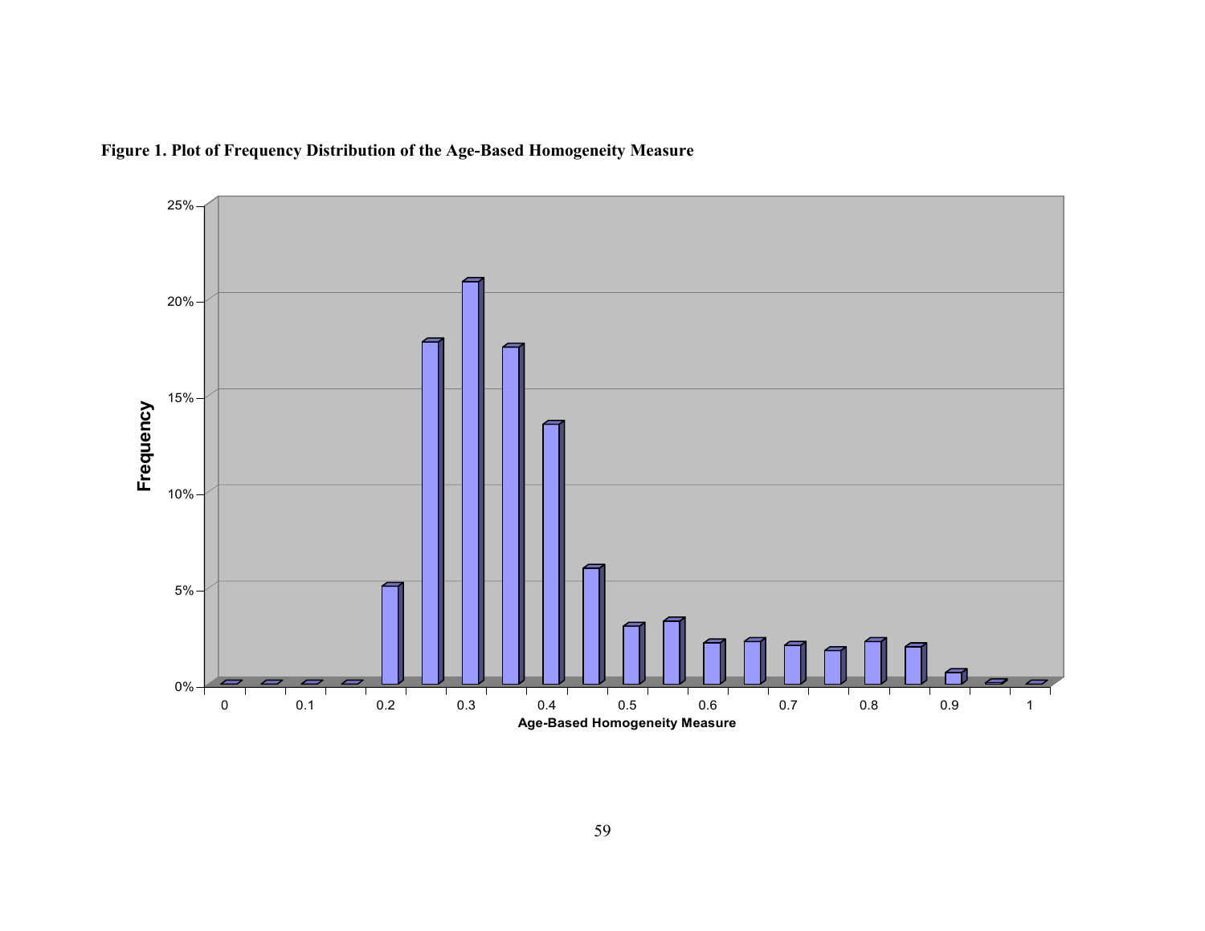**Figure 1. Plot of Frequency Distribution of the Age-Based Homogeneity Measure**

25%
20%
15%
10%
5%
0%

Frequency

0
0.1
0.2
0.3
0.4
0.5
0.6
0.7
0.8
0.9
1

Age-Based Homogeneity Measure